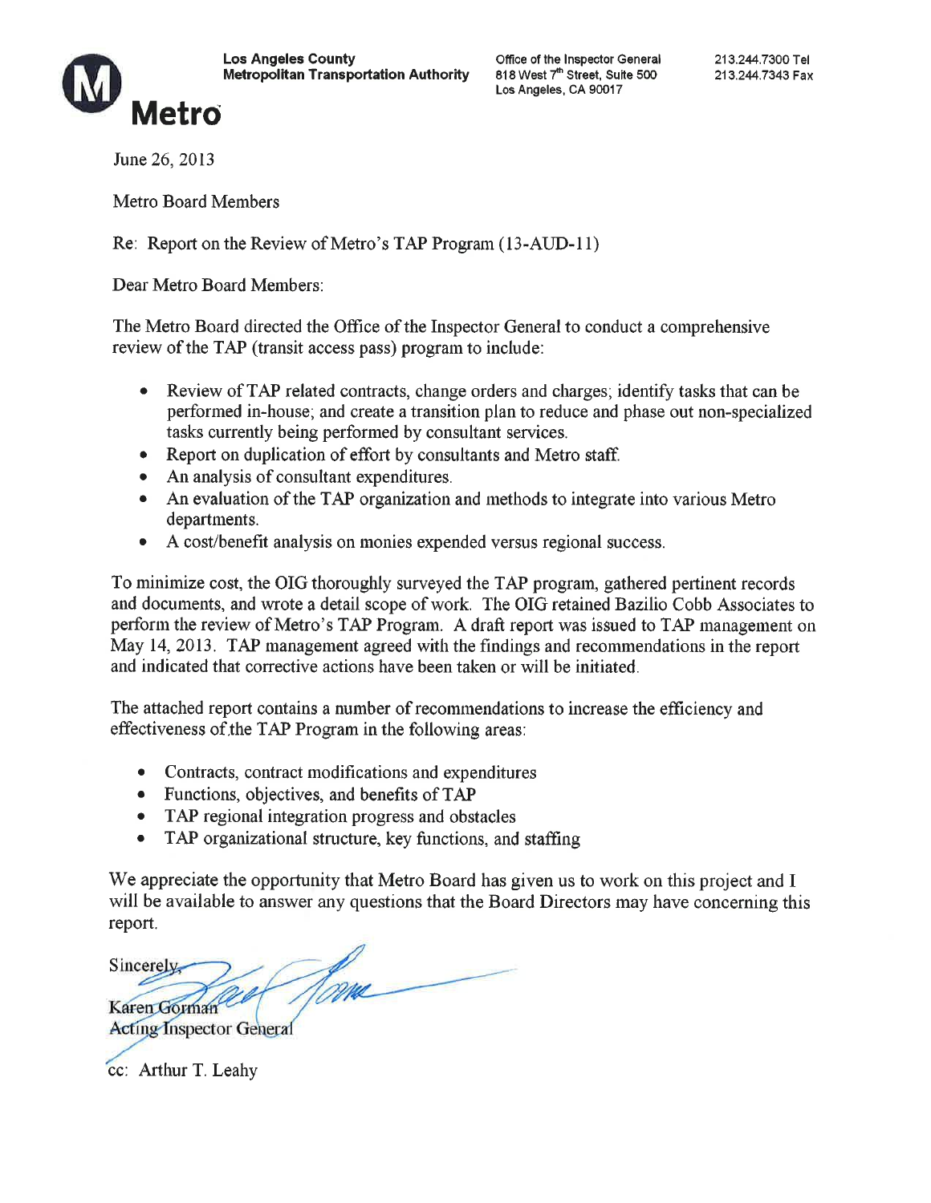**Los Angeles County**
**Metropolitan Transportation Authority**

Office of the Inspector General
818 West 7th Street, Suite 500
Los Angeles, CA 90017

213.244.7300 Tel
213.244.7343 Fax

**Metro**

June 26, 2013

Metro Board Members

Re: Report on the Review of Metro's TAP Program (13-AUD-11)

Dear Metro Board Members:

The Metro Board directed the Office of the Inspector General to conduct a comprehensive review of the TAP (transit access pass) program to include:

- Review of TAP related contracts, change orders and charges; identify tasks that can be performed in-house; and create a transition plan to reduce and phase out non-specialized tasks currently being performed by consultant services.
- Report on duplication of effort by consultants and Metro staff.
- An analysis of consultant expenditures.
- An evaluation of the TAP organization and methods to integrate into various Metro departments.
- A cost/benefit analysis on monies expended versus regional success.

To minimize cost, the OIG thoroughly surveyed the TAP program, gathered pertinent records and documents, and wrote a detail scope of work. The OIG retained Bazilio Cobb Associates to perform the review of Metro's TAP Program. A draft report was issued to TAP management on May 14, 2013. TAP management agreed with the findings and recommendations in the report and indicated that corrective actions have been taken or will be initiated.

The attached report contains a number of recommendations to increase the efficiency and effectiveness of the TAP Program in the following areas:

- Contracts, contract modifications and expenditures
- Functions, objectives, and benefits of TAP
- TAP regional integration progress and obstacles
- TAP organizational structure, key functions, and staffing

We appreciate the opportunity that Metro Board has given us to work on this project and I will be available to answer any questions that the Board Directors may have concerning this report.

Sincerely,

Karen Gorman
Acting Inspector General

cc: Arthur T. Leahy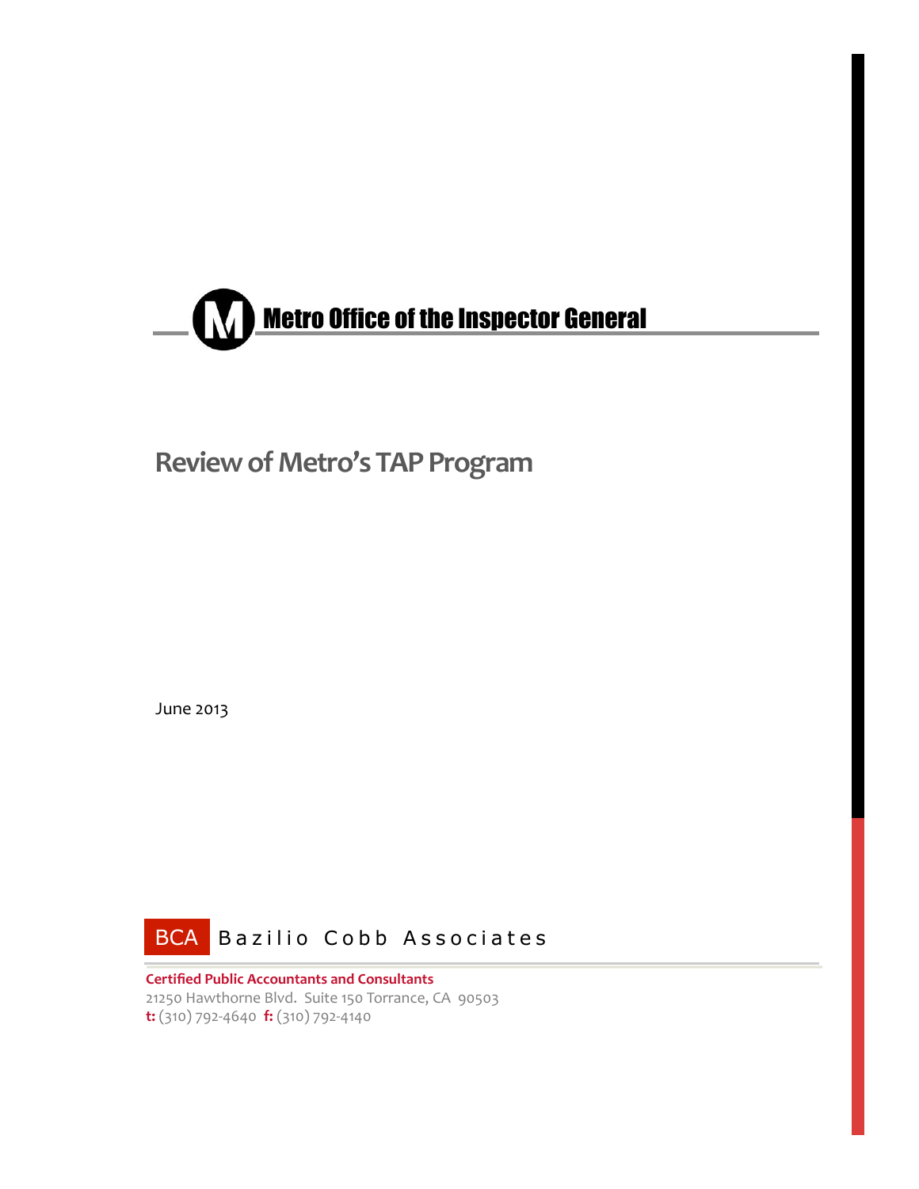# Metro Office of the Inspector General

## Review of Metro's TAP Program

June 2013

**BCA** Bazilio Cobb Associates

**Certified Public Accountants and Consultants**
21250 Hawthorne Blvd. Suite 150 Torrance, CA 90503
**t:** (310) 792-4640 **f:** (310) 792-4140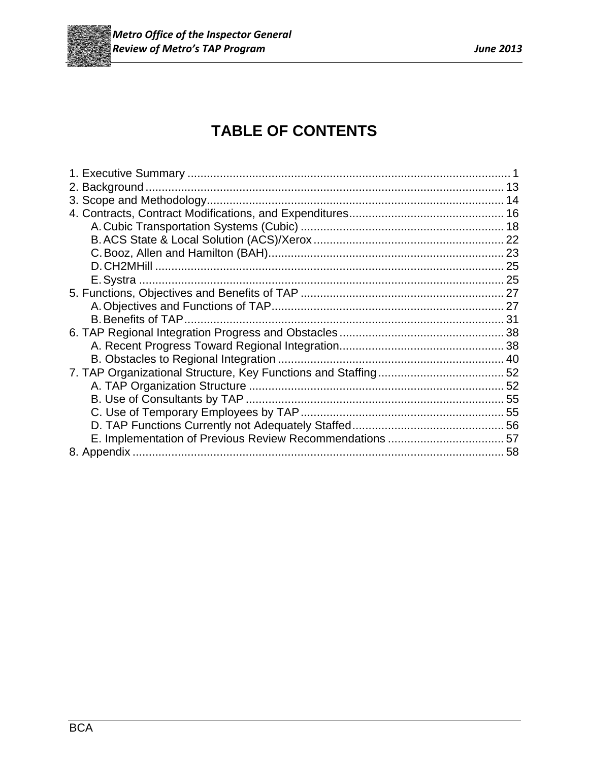# TABLE OF CONTENTS

1. Executive Summary .................................................................................................... 1
2. Background ............................................................................................................... 13
3. Scope and Methodology ............................................................................................ 14
4. Contracts, Contract Modifications, and Expenditures ................................................ 16
   - A. Cubic Transportation Systems (Cubic) ............................................................... 18
   - B. ACS State & Local Solution (ACS)/Xerox ........................................................... 22
   - C. Booz, Allen and Hamilton (BAH) ......................................................................... 23
   - D. CH2MHill ............................................................................................................. 25
   - E. Systra .................................................................................................................. 25
5. Functions, Objectives and Benefits of TAP ............................................................... 27
   - A. Objectives and Functions of TAP ........................................................................ 27
   - B. Benefits of TAP ................................................................................................... 31
6. TAP Regional Integration Progress and Obstacles ................................................... 38
   - A. Recent Progress Toward Regional Integration ................................................... 38
   - B. Obstacles to Regional Integration ...................................................................... 40
7. TAP Organizational Structure, Key Functions and Staffing ....................................... 52
   - A. TAP Organization Structure ............................................................................... 52
   - B. Use of Consultants by TAP ................................................................................ 55
   - C. Use of Temporary Employees by TAP ............................................................... 55
   - D. TAP Functions Currently not Adequately Staffed ............................................... 56
   - E. Implementation of Previous Review Recommendations .................................... 57
8. Appendix ................................................................................................................... 58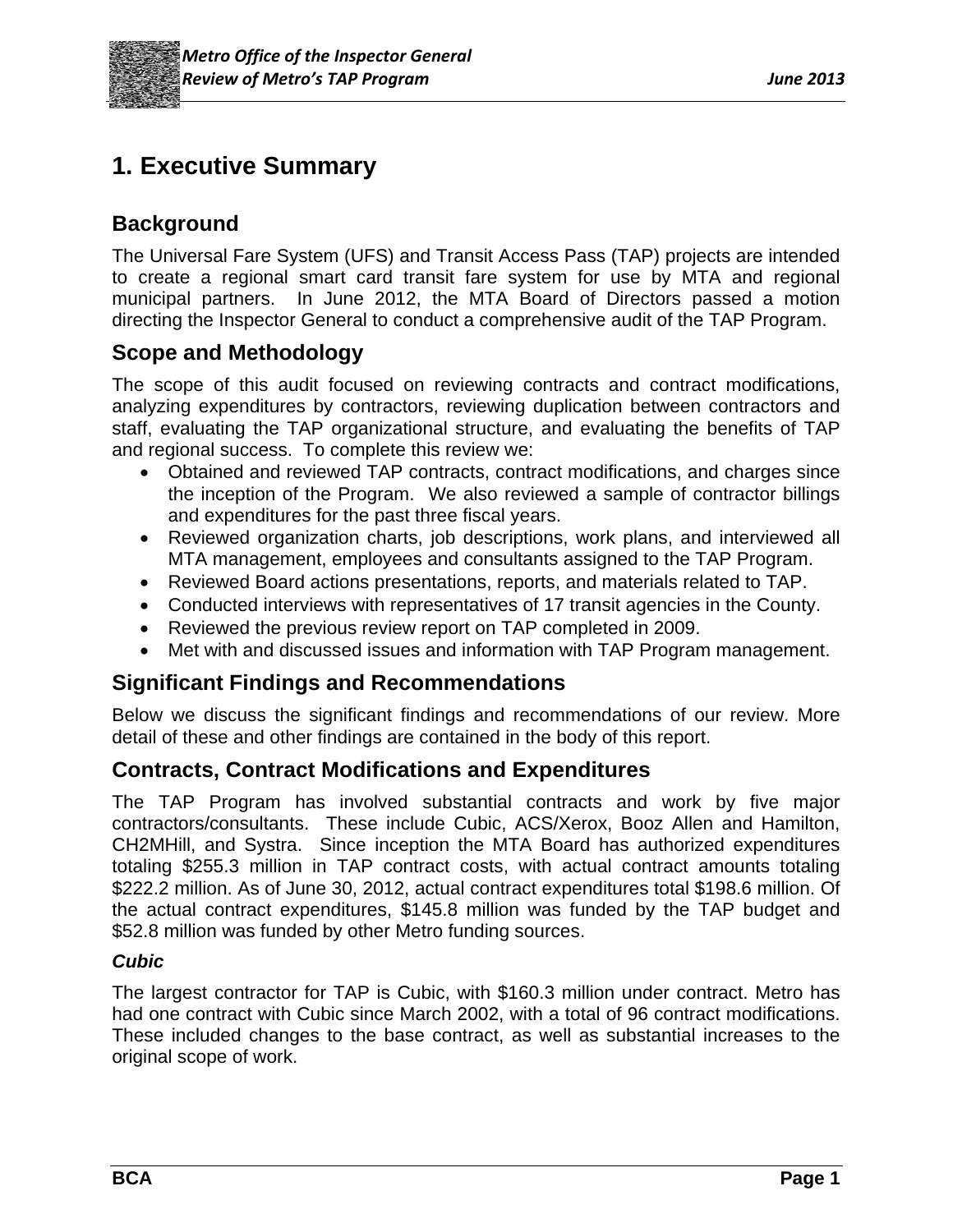# 1. Executive Summary

## Background

The Universal Fare System (UFS) and Transit Access Pass (TAP) projects are intended to create a regional smart card transit fare system for use by MTA and regional municipal partners. In June 2012, the MTA Board of Directors passed a motion directing the Inspector General to conduct a comprehensive audit of the TAP Program.

## Scope and Methodology

The scope of this audit focused on reviewing contracts and contract modifications, analyzing expenditures by contractors, reviewing duplication between contractors and staff, evaluating the TAP organizational structure, and evaluating the benefits of TAP and regional success. To complete this review we:

- Obtained and reviewed TAP contracts, contract modifications, and charges since the inception of the Program. We also reviewed a sample of contractor billings and expenditures for the past three fiscal years.
- Reviewed organization charts, job descriptions, work plans, and interviewed all MTA management, employees and consultants assigned to the TAP Program.
- Reviewed Board actions presentations, reports, and materials related to TAP.
- Conducted interviews with representatives of 17 transit agencies in the County.
- Reviewed the previous review report on TAP completed in 2009.
- Met with and discussed issues and information with TAP Program management.

## Significant Findings and Recommendations

Below we discuss the significant findings and recommendations of our review. More detail of these and other findings are contained in the body of this report.

## Contracts, Contract Modifications and Expenditures

The TAP Program has involved substantial contracts and work by five major contractors/consultants. These include Cubic, ACS/Xerox, Booz Allen and Hamilton, CH2MHill, and Systra. Since inception the MTA Board has authorized expenditures totaling $255.3 million in TAP contract costs, with actual contract amounts totaling $222.2 million. As of June 30, 2012, actual contract expenditures total $198.6 million. Of the actual contract expenditures, $145.8 million was funded by the TAP budget and $52.8 million was funded by other Metro funding sources.

### *Cubic*

The largest contractor for TAP is Cubic, with $160.3 million under contract. Metro has had one contract with Cubic since March 2002, with a total of 96 contract modifications. These included changes to the base contract, as well as substantial increases to the original scope of work.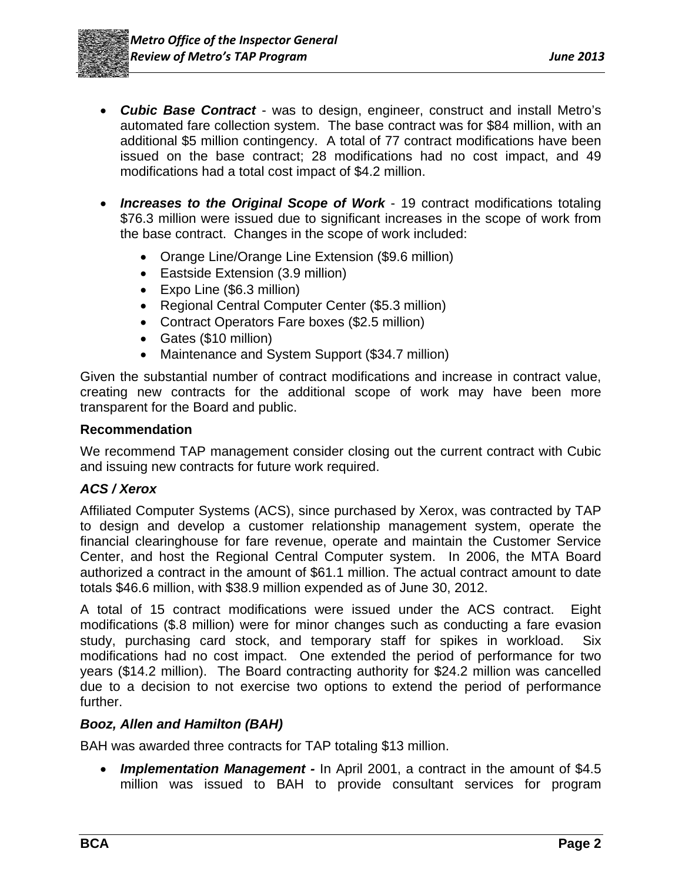- ***Cubic Base Contract*** - was to design, engineer, construct and install Metro's automated fare collection system. The base contract was for $84 million, with an additional $5 million contingency. A total of 77 contract modifications have been issued on the base contract; 28 modifications had no cost impact, and 49 modifications had a total cost impact of $4.2 million.

- ***Increases to the Original Scope of Work*** - 19 contract modifications totaling $76.3 million were issued due to significant increases in the scope of work from the base contract. Changes in the scope of work included:
  - Orange Line/Orange Line Extension ($9.6 million)
  - Eastside Extension (3.9 million)
  - Expo Line ($6.3 million)
  - Regional Central Computer Center ($5.3 million)
  - Contract Operators Fare boxes ($2.5 million)
  - Gates ($10 million)
  - Maintenance and System Support ($34.7 million)

Given the substantial number of contract modifications and increase in contract value, creating new contracts for the additional scope of work may have been more transparent for the Board and public.

**Recommendation**

We recommend TAP management consider closing out the current contract with Cubic and issuing new contracts for future work required.

***ACS / Xerox***

Affiliated Computer Systems (ACS), since purchased by Xerox, was contracted by TAP to design and develop a customer relationship management system, operate the financial clearinghouse for fare revenue, operate and maintain the Customer Service Center, and host the Regional Central Computer system. In 2006, the MTA Board authorized a contract in the amount of $61.1 million. The actual contract amount to date totals $46.6 million, with $38.9 million expended as of June 30, 2012.

A total of 15 contract modifications were issued under the ACS contract. Eight modifications ($.8 million) were for minor changes such as conducting a fare evasion study, purchasing card stock, and temporary staff for spikes in workload. Six modifications had no cost impact. One extended the period of performance for two years ($14.2 million). The Board contracting authority for $24.2 million was cancelled due to a decision to not exercise two options to extend the period of performance further.

***Booz, Allen and Hamilton (BAH)***

BAH was awarded three contracts for TAP totaling $13 million.

- ***Implementation Management -*** In April 2001, a contract in the amount of $4.5 million was issued to BAH to provide consultant services for program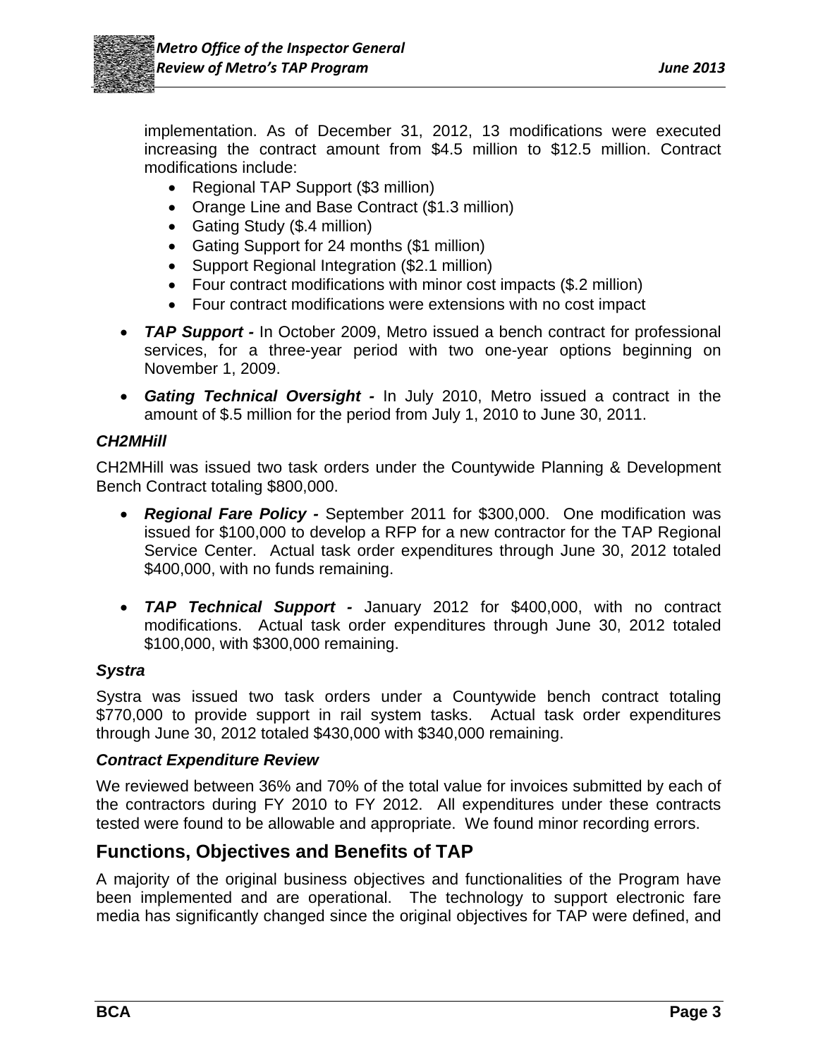implementation. As of December 31, 2012, 13 modifications were executed increasing the contract amount from $4.5 million to $12.5 million. Contract modifications include:

- Regional TAP Support ($3 million)
- Orange Line and Base Contract ($1.3 million)
- Gating Study ($.4 million)
- Gating Support for 24 months ($1 million)
- Support Regional Integration ($2.1 million)
- Four contract modifications with minor cost impacts ($.2 million)
- Four contract modifications were extensions with no cost impact

- ***TAP Support -*** In October 2009, Metro issued a bench contract for professional services, for a three-year period with two one-year options beginning on November 1, 2009.
- ***Gating Technical Oversight -*** In July 2010, Metro issued a contract in the amount of $.5 million for the period from July 1, 2010 to June 30, 2011.

### *CH2MHill*

CH2MHill was issued two task orders under the Countywide Planning & Development Bench Contract totaling $800,000.

- ***Regional Fare Policy -*** September 2011 for $300,000. One modification was issued for $100,000 to develop a RFP for a new contractor for the TAP Regional Service Center. Actual task order expenditures through June 30, 2012 totaled $400,000, with no funds remaining.

- ***TAP Technical Support -*** January 2012 for $400,000, with no contract modifications. Actual task order expenditures through June 30, 2012 totaled $100,000, with $300,000 remaining.

### *Systra*

Systra was issued two task orders under a Countywide bench contract totaling $770,000 to provide support in rail system tasks. Actual task order expenditures through June 30, 2012 totaled $430,000 with $340,000 remaining.

### *Contract Expenditure Review*

We reviewed between 36% and 70% of the total value for invoices submitted by each of the contractors during FY 2010 to FY 2012. All expenditures under these contracts tested were found to be allowable and appropriate. We found minor recording errors.

## Functions, Objectives and Benefits of TAP

A majority of the original business objectives and functionalities of the Program have been implemented and are operational. The technology to support electronic fare media has significantly changed since the original objectives for TAP were defined, and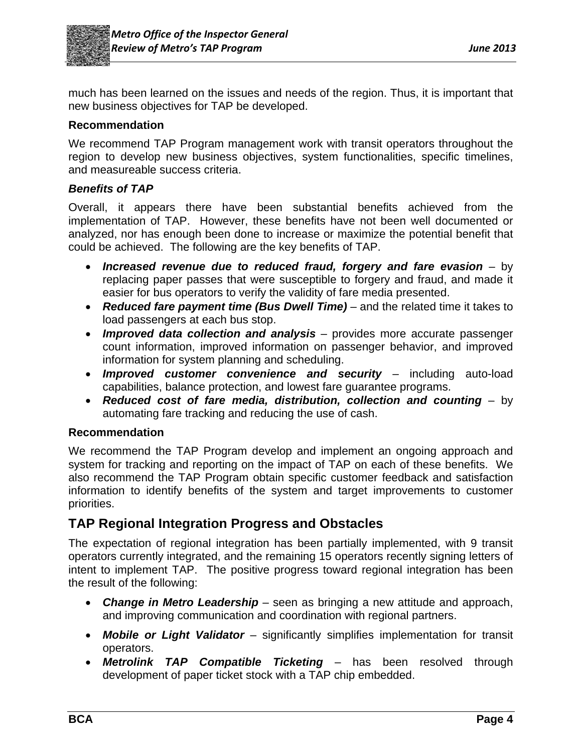much has been learned on the issues and needs of the region. Thus, it is important that new business objectives for TAP be developed.

**Recommendation**

We recommend TAP Program management work with transit operators throughout the region to develop new business objectives, system functionalities, specific timelines, and measureable success criteria.

***Benefits of TAP***

Overall, it appears there have been substantial benefits achieved from the implementation of TAP. However, these benefits have not been well documented or analyzed, nor has enough been done to increase or maximize the potential benefit that could be achieved. The following are the key benefits of TAP.

- ***Increased revenue due to reduced fraud, forgery and fare evasion*** – by replacing paper passes that were susceptible to forgery and fraud, and made it easier for bus operators to verify the validity of fare media presented.
- ***Reduced fare payment time (Bus Dwell Time)*** – and the related time it takes to load passengers at each bus stop.
- ***Improved data collection and analysis*** – provides more accurate passenger count information, improved information on passenger behavior, and improved information for system planning and scheduling.
- ***Improved customer convenience and security*** – including auto-load capabilities, balance protection, and lowest fare guarantee programs.
- ***Reduced cost of fare media, distribution, collection and counting*** – by automating fare tracking and reducing the use of cash.

**Recommendation**

We recommend the TAP Program develop and implement an ongoing approach and system for tracking and reporting on the impact of TAP on each of these benefits. We also recommend the TAP Program obtain specific customer feedback and satisfaction information to identify benefits of the system and target improvements to customer priorities.

## TAP Regional Integration Progress and Obstacles

The expectation of regional integration has been partially implemented, with 9 transit operators currently integrated, and the remaining 15 operators recently signing letters of intent to implement TAP. The positive progress toward regional integration has been the result of the following:

- ***Change in Metro Leadership*** – seen as bringing a new attitude and approach, and improving communication and coordination with regional partners.
- ***Mobile or Light Validator*** – significantly simplifies implementation for transit operators.
- ***Metrolink TAP Compatible Ticketing*** – has been resolved through development of paper ticket stock with a TAP chip embedded.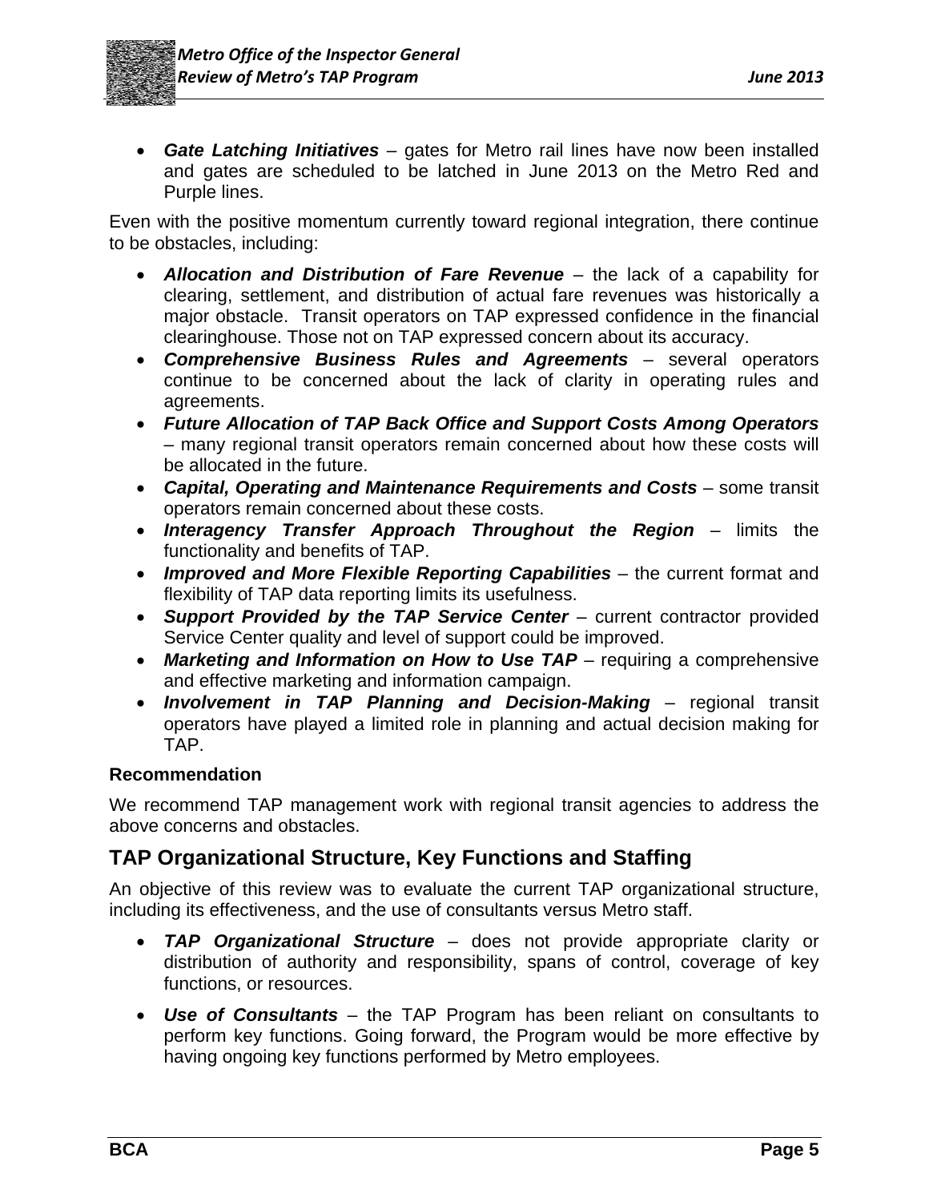- ***Gate Latching Initiatives*** – gates for Metro rail lines have now been installed and gates are scheduled to be latched in June 2013 on the Metro Red and Purple lines.

Even with the positive momentum currently toward regional integration, there continue to be obstacles, including:

- ***Allocation and Distribution of Fare Revenue*** – the lack of a capability for clearing, settlement, and distribution of actual fare revenues was historically a major obstacle. Transit operators on TAP expressed confidence in the financial clearinghouse. Those not on TAP expressed concern about its accuracy.
- ***Comprehensive Business Rules and Agreements*** – several operators continue to be concerned about the lack of clarity in operating rules and agreements.
- ***Future Allocation of TAP Back Office and Support Costs Among Operators*** – many regional transit operators remain concerned about how these costs will be allocated in the future.
- ***Capital, Operating and Maintenance Requirements and Costs*** – some transit operators remain concerned about these costs.
- ***Interagency Transfer Approach Throughout the Region*** – limits the functionality and benefits of TAP.
- ***Improved and More Flexible Reporting Capabilities*** – the current format and flexibility of TAP data reporting limits its usefulness.
- ***Support Provided by the TAP Service Center*** – current contractor provided Service Center quality and level of support could be improved.
- ***Marketing and Information on How to Use TAP*** – requiring a comprehensive and effective marketing and information campaign.
- ***Involvement in TAP Planning and Decision-Making*** – regional transit operators have played a limited role in planning and actual decision making for TAP.

**Recommendation**

We recommend TAP management work with regional transit agencies to address the above concerns and obstacles.

## TAP Organizational Structure, Key Functions and Staffing

An objective of this review was to evaluate the current TAP organizational structure, including its effectiveness, and the use of consultants versus Metro staff.

- ***TAP Organizational Structure*** – does not provide appropriate clarity or distribution of authority and responsibility, spans of control, coverage of key functions, or resources.
- ***Use of Consultants*** – the TAP Program has been reliant on consultants to perform key functions. Going forward, the Program would be more effective by having ongoing key functions performed by Metro employees.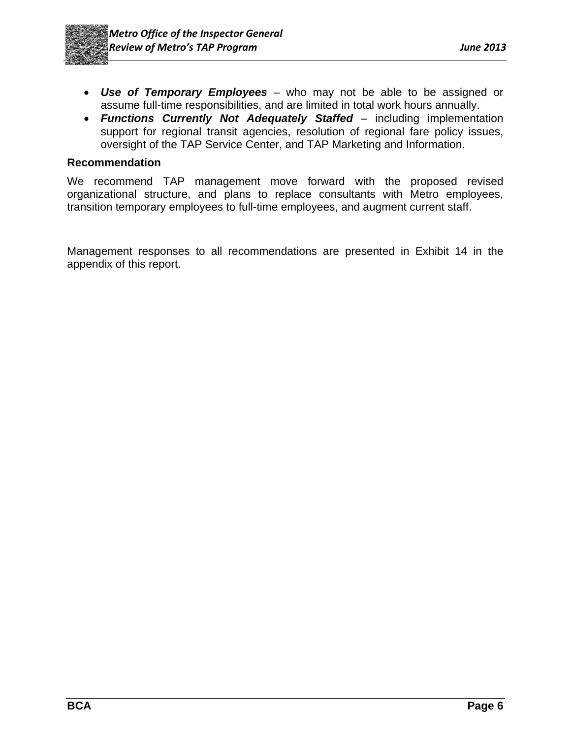- ***Use of Temporary Employees*** – who may not be able to be assigned or assume full-time responsibilities, and are limited in total work hours annually.
- ***Functions Currently Not Adequately Staffed*** – including implementation support for regional transit agencies, resolution of regional fare policy issues, oversight of the TAP Service Center, and TAP Marketing and Information.

**Recommendation**

We recommend TAP management move forward with the proposed revised organizational structure, and plans to replace consultants with Metro employees, transition temporary employees to full-time employees, and augment current staff.

Management responses to all recommendations are presented in Exhibit 14 in the appendix of this report.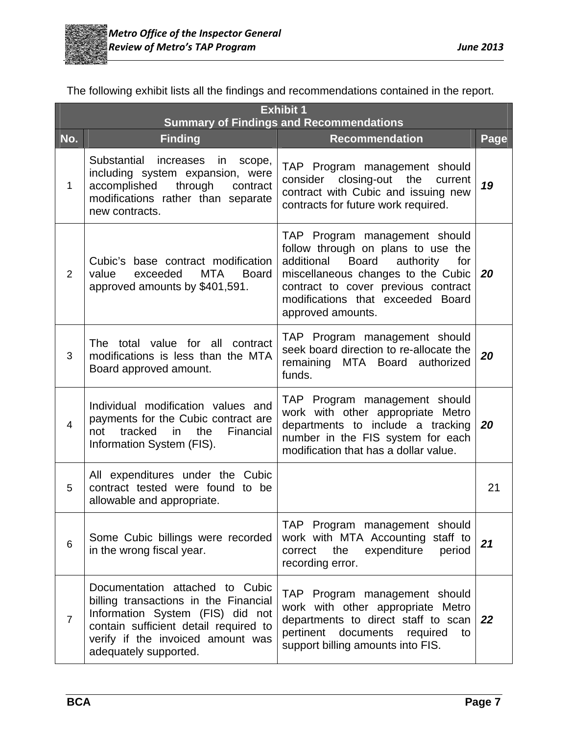The following exhibit lists all the findings and recommendations contained in the report.

**Exhibit 1**
**Summary of Findings and Recommendations**

| No. | Finding | Recommendation | Page |
|---|---|---|---|
| 1 | Substantial increases in scope, including system expansion, were accomplished through contract modifications rather than separate new contracts. | TAP Program management should consider closing-out the current contract with Cubic and issuing new contracts for future work required. | ***19*** |
| 2 | Cubic's base contract modification value exceeded MTA Board approved amounts by $401,591. | TAP Program management should follow through on plans to use the additional Board authority for miscellaneous changes to the Cubic contract to cover previous contract modifications that exceeded Board approved amounts. | ***20*** |
| 3 | The total value for all contract modifications is less than the MTA Board approved amount. | TAP Program management should seek board direction to re-allocate the remaining MTA Board authorized funds. | ***20*** |
| 4 | Individual modification values and payments for the Cubic contract are not tracked in the Financial Information System (FIS). | TAP Program management should work with other appropriate Metro departments to include a tracking number in the FIS system for each modification that has a dollar value. | ***20*** |
| 5 | All expenditures under the Cubic contract tested were found to be allowable and appropriate. | | 21 |
| 6 | Some Cubic billings were recorded in the wrong fiscal year. | TAP Program management should work with MTA Accounting staff to correct the expenditure period recording error. | ***21*** |
| 7 | Documentation attached to Cubic billing transactions in the Financial Information System (FIS) did not contain sufficient detail required to verify if the invoiced amount was adequately supported. | TAP Program management should work with other appropriate Metro departments to direct staff to scan pertinent documents required to support billing amounts into FIS. | ***22*** |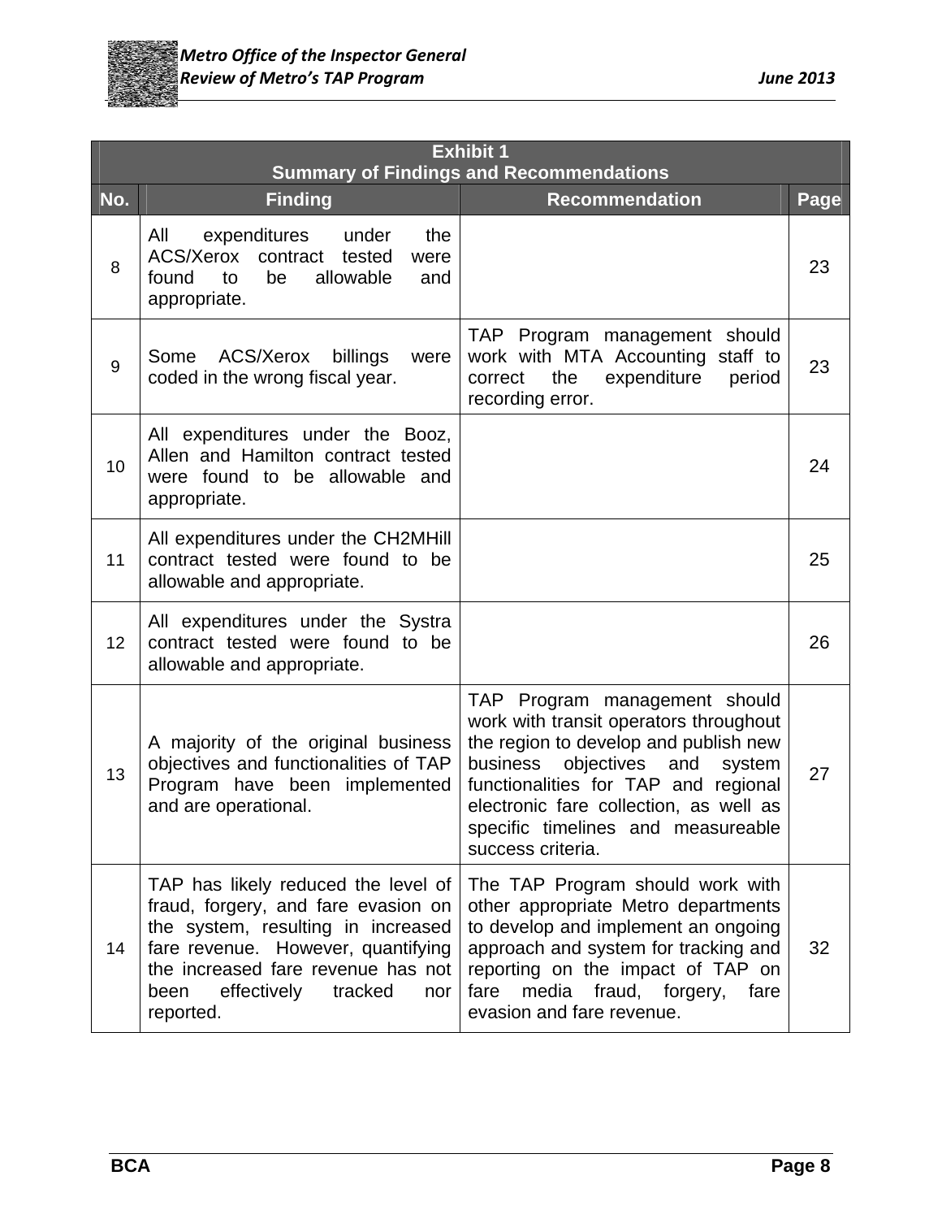| Exhibit 1<br>Summary of Findings and Recommendations | | | |
|---|---|---|---|
| **No.** | **Finding** | **Recommendation** | **Page** |
| 8 | All expenditures under the ACS/Xerox contract tested were found to be allowable and appropriate. | | 23 |
| 9 | Some ACS/Xerox billings were coded in the wrong fiscal year. | TAP Program management should work with MTA Accounting staff to correct the expenditure period recording error. | 23 |
| 10 | All expenditures under the Booz, Allen and Hamilton contract tested were found to be allowable and appropriate. | | 24 |
| 11 | All expenditures under the CH2MHill contract tested were found to be allowable and appropriate. | | 25 |
| 12 | All expenditures under the Systra contract tested were found to be allowable and appropriate. | | 26 |
| 13 | A majority of the original business objectives and functionalities of TAP Program have been implemented and are operational. | TAP Program management should work with transit operators throughout the region to develop and publish new business objectives and system functionalities for TAP and regional electronic fare collection, as well as specific timelines and measureable success criteria. | 27 |
| 14 | TAP has likely reduced the level of fraud, forgery, and fare evasion on the system, resulting in increased fare revenue. However, quantifying the increased fare revenue has not been effectively tracked nor reported. | The TAP Program should work with other appropriate Metro departments to develop and implement an ongoing approach and system for tracking and reporting on the impact of TAP on fare media fraud, forgery, fare evasion and fare revenue. | 32 |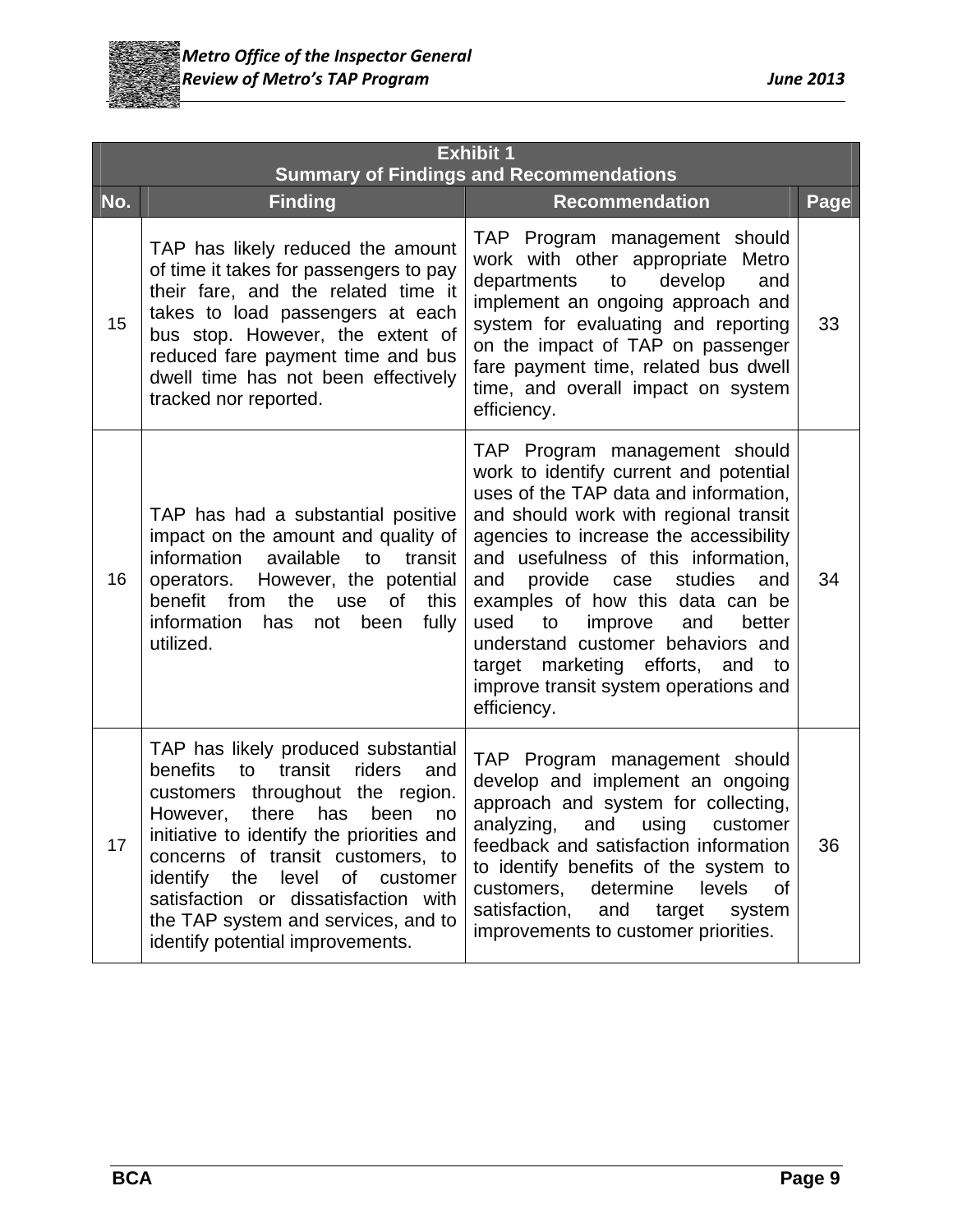| Exhibit 1<br>Summary of Findings and Recommendations | | | |
|---|---|---|---|
| **No.** | **Finding** | **Recommendation** | **Page** |
| 15 | TAP has likely reduced the amount of time it takes for passengers to pay their fare, and the related time it takes to load passengers at each bus stop. However, the extent of reduced fare payment time and bus dwell time has not been effectively tracked nor reported. | TAP Program management should work with other appropriate Metro departments to develop and implement an ongoing approach and system for evaluating and reporting on the impact of TAP on passenger fare payment time, related bus dwell time, and overall impact on system efficiency. | 33 |
| 16 | TAP has had a substantial positive impact on the amount and quality of information available to transit operators. However, the potential benefit from the use of this information has not been fully utilized. | TAP Program management should work to identify current and potential uses of the TAP data and information, and should work with regional transit agencies to increase the accessibility and usefulness of this information, and provide case studies and examples of how this data can be used to improve and better understand customer behaviors and target marketing efforts, and to improve transit system operations and efficiency. | 34 |
| 17 | TAP has likely produced substantial benefits to transit riders and customers throughout the region. However, there has been no initiative to identify the priorities and concerns of transit customers, to identify the level of customer satisfaction or dissatisfaction with the TAP system and services, and to identify potential improvements. | TAP Program management should develop and implement an ongoing approach and system for collecting, analyzing, and using customer feedback and satisfaction information to identify benefits of the system to customers, determine levels of satisfaction, and target system improvements to customer priorities. | 36 |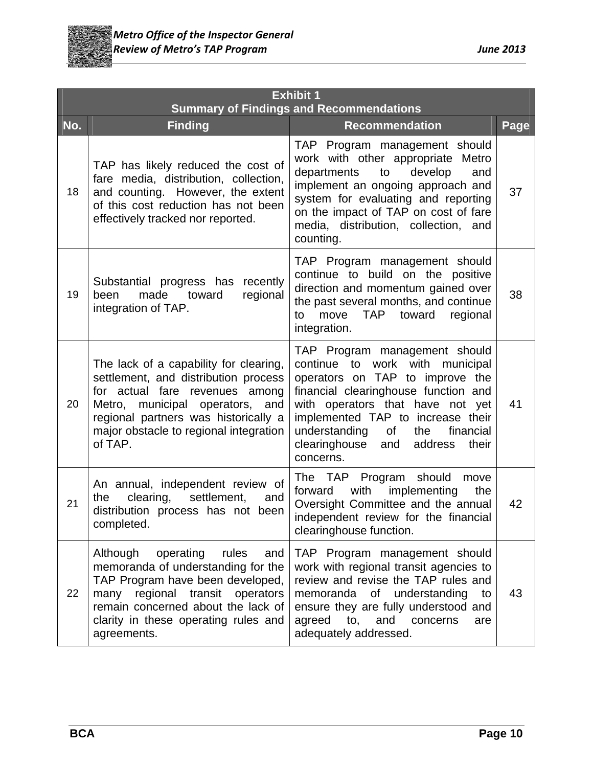**Exhibit 1**
**Summary of Findings and Recommendations**

| No. | Finding | Recommendation | Page |
|---|---|---|---|
| 18 | TAP has likely reduced the cost of fare media, distribution, collection, and counting. However, the extent of this cost reduction has not been effectively tracked nor reported. | TAP Program management should work with other appropriate Metro departments to develop and implement an ongoing approach and system for evaluating and reporting on the impact of TAP on cost of fare media, distribution, collection, and counting. | 37 |
| 19 | Substantial progress has recently been made toward regional integration of TAP. | TAP Program management should continue to build on the positive direction and momentum gained over the past several months, and continue to move TAP toward regional integration. | 38 |
| 20 | The lack of a capability for clearing, settlement, and distribution process for actual fare revenues among Metro, municipal operators, and regional partners was historically a major obstacle to regional integration of TAP. | TAP Program management should continue to work with municipal operators on TAP to improve the financial clearinghouse function and with operators that have not yet implemented TAP to increase their understanding of the financial clearinghouse and address their concerns. | 41 |
| 21 | An annual, independent review of the clearing, settlement, and distribution process has not been completed. | The TAP Program should move forward with implementing the Oversight Committee and the annual independent review for the financial clearinghouse function. | 42 |
| 22 | Although operating rules and memoranda of understanding for the TAP Program have been developed, many regional transit operators remain concerned about the lack of clarity in these operating rules and agreements. | TAP Program management should work with regional transit agencies to review and revise the TAP rules and memoranda of understanding to ensure they are fully understood and agreed to, and concerns are adequately addressed. | 43 |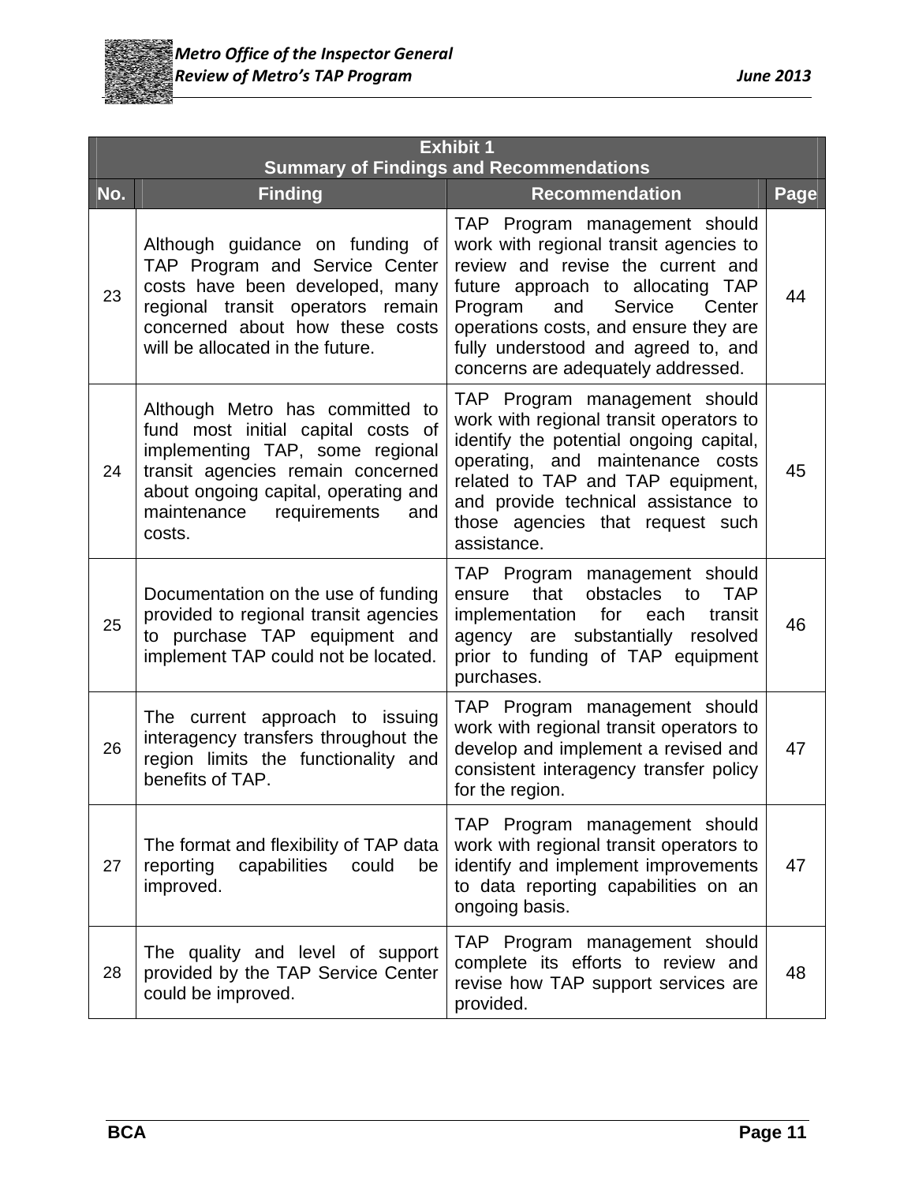**Exhibit 1**
**Summary of Findings and Recommendations**

| No. | Finding | Recommendation | Page |
|---|---|---|---|
| 23 | Although guidance on funding of TAP Program and Service Center costs have been developed, many regional transit operators remain concerned about how these costs will be allocated in the future. | TAP Program management should work with regional transit agencies to review and revise the current and future approach to allocating TAP Program and Service Center operations costs, and ensure they are fully understood and agreed to, and concerns are adequately addressed. | 44 |
| 24 | Although Metro has committed to fund most initial capital costs of implementing TAP, some regional transit agencies remain concerned about ongoing capital, operating and maintenance requirements and costs. | TAP Program management should work with regional transit operators to identify the potential ongoing capital, operating, and maintenance costs related to TAP and TAP equipment, and provide technical assistance to those agencies that request such assistance. | 45 |
| 25 | Documentation on the use of funding provided to regional transit agencies to purchase TAP equipment and implement TAP could not be located. | TAP Program management should ensure that obstacles to TAP implementation for each transit agency are substantially resolved prior to funding of TAP equipment purchases. | 46 |
| 26 | The current approach to issuing interagency transfers throughout the region limits the functionality and benefits of TAP. | TAP Program management should work with regional transit operators to develop and implement a revised and consistent interagency transfer policy for the region. | 47 |
| 27 | The format and flexibility of TAP data reporting capabilities could be improved. | TAP Program management should work with regional transit operators to identify and implement improvements to data reporting capabilities on an ongoing basis. | 47 |
| 28 | The quality and level of support provided by the TAP Service Center could be improved. | TAP Program management should complete its efforts to review and revise how TAP support services are provided. | 48 |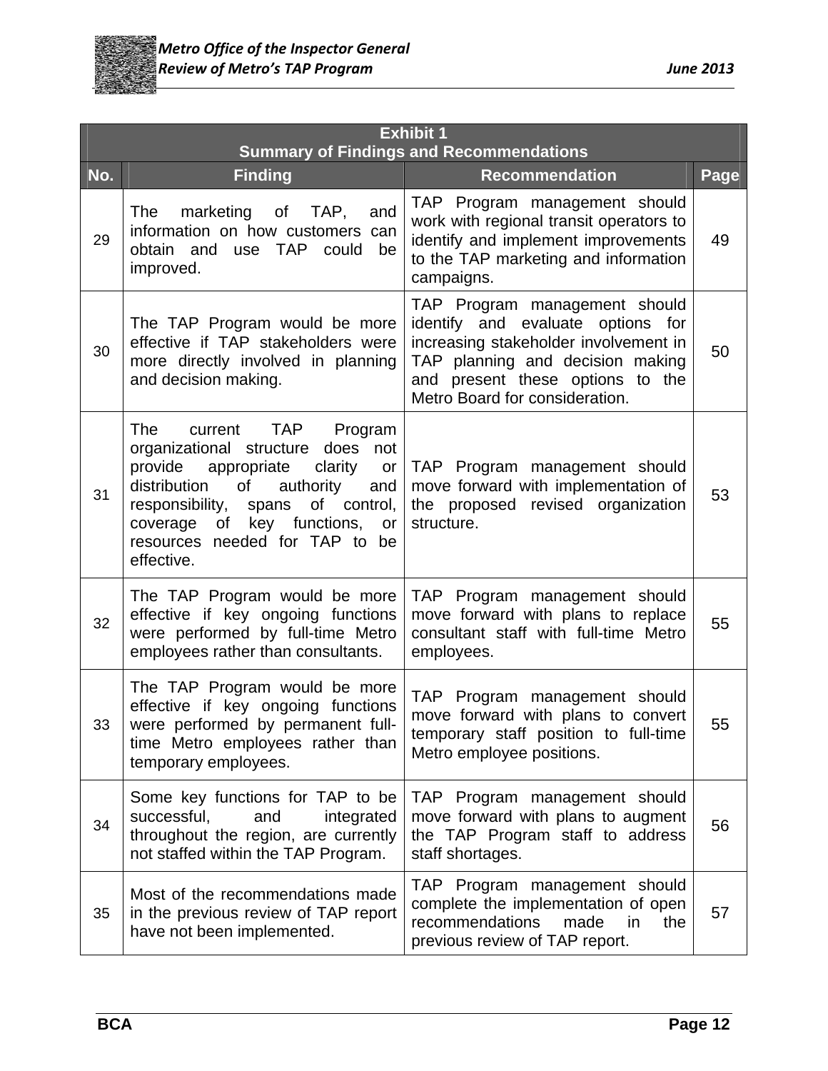| Exhibit 1 Summary of Findings and Recommendations | | | |
|---|---|---|---|
| **No.** | **Finding** | **Recommendation** | **Page** |
| 29 | The marketing of TAP, and information on how customers can obtain and use TAP could be improved. | TAP Program management should work with regional transit operators to identify and implement improvements to the TAP marketing and information campaigns. | 49 |
| 30 | The TAP Program would be more effective if TAP stakeholders were more directly involved in planning and decision making. | TAP Program management should identify and evaluate options for increasing stakeholder involvement in TAP planning and decision making and present these options to the Metro Board for consideration. | 50 |
| 31 | The current TAP Program organizational structure does not provide appropriate clarity or distribution of authority and responsibility, spans of control, coverage of key functions, or resources needed for TAP to be effective. | TAP Program management should move forward with implementation of the proposed revised organization structure. | 53 |
| 32 | The TAP Program would be more effective if key ongoing functions were performed by full-time Metro employees rather than consultants. | TAP Program management should move forward with plans to replace consultant staff with full-time Metro employees. | 55 |
| 33 | The TAP Program would be more effective if key ongoing functions were performed by permanent full-time Metro employees rather than temporary employees. | TAP Program management should move forward with plans to convert temporary staff position to full-time Metro employee positions. | 55 |
| 34 | Some key functions for TAP to be successful, and integrated throughout the region, are currently not staffed within the TAP Program. | TAP Program management should move forward with plans to augment the TAP Program staff to address staff shortages. | 56 |
| 35 | Most of the recommendations made in the previous review of TAP report have not been implemented. | TAP Program management should complete the implementation of open recommendations made in the previous review of TAP report. | 57 |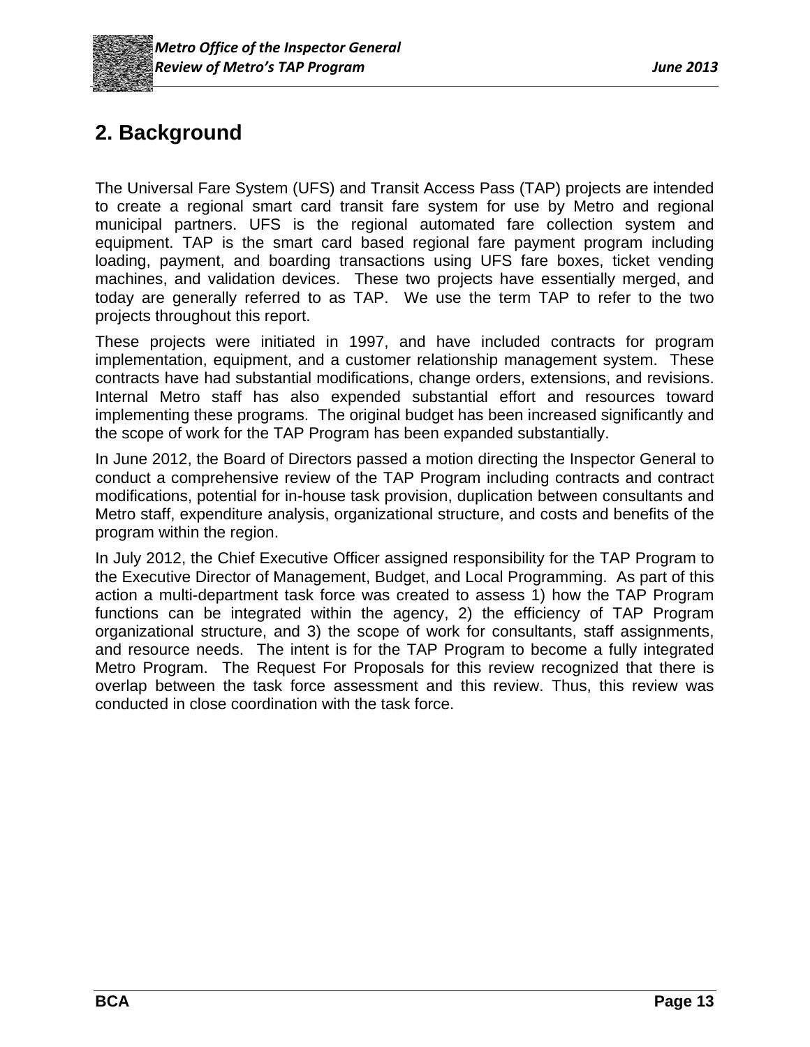## 2. Background

The Universal Fare System (UFS) and Transit Access Pass (TAP) projects are intended to create a regional smart card transit fare system for use by Metro and regional municipal partners. UFS is the regional automated fare collection system and equipment. TAP is the smart card based regional fare payment program including loading, payment, and boarding transactions using UFS fare boxes, ticket vending machines, and validation devices. These two projects have essentially merged, and today are generally referred to as TAP. We use the term TAP to refer to the two projects throughout this report.

These projects were initiated in 1997, and have included contracts for program implementation, equipment, and a customer relationship management system. These contracts have had substantial modifications, change orders, extensions, and revisions. Internal Metro staff has also expended substantial effort and resources toward implementing these programs. The original budget has been increased significantly and the scope of work for the TAP Program has been expanded substantially.

In June 2012, the Board of Directors passed a motion directing the Inspector General to conduct a comprehensive review of the TAP Program including contracts and contract modifications, potential for in-house task provision, duplication between consultants and Metro staff, expenditure analysis, organizational structure, and costs and benefits of the program within the region.

In July 2012, the Chief Executive Officer assigned responsibility for the TAP Program to the Executive Director of Management, Budget, and Local Programming. As part of this action a multi-department task force was created to assess 1) how the TAP Program functions can be integrated within the agency, 2) the efficiency of TAP Program organizational structure, and 3) the scope of work for consultants, staff assignments, and resource needs. The intent is for the TAP Program to become a fully integrated Metro Program. The Request For Proposals for this review recognized that there is overlap between the task force assessment and this review. Thus, this review was conducted in close coordination with the task force.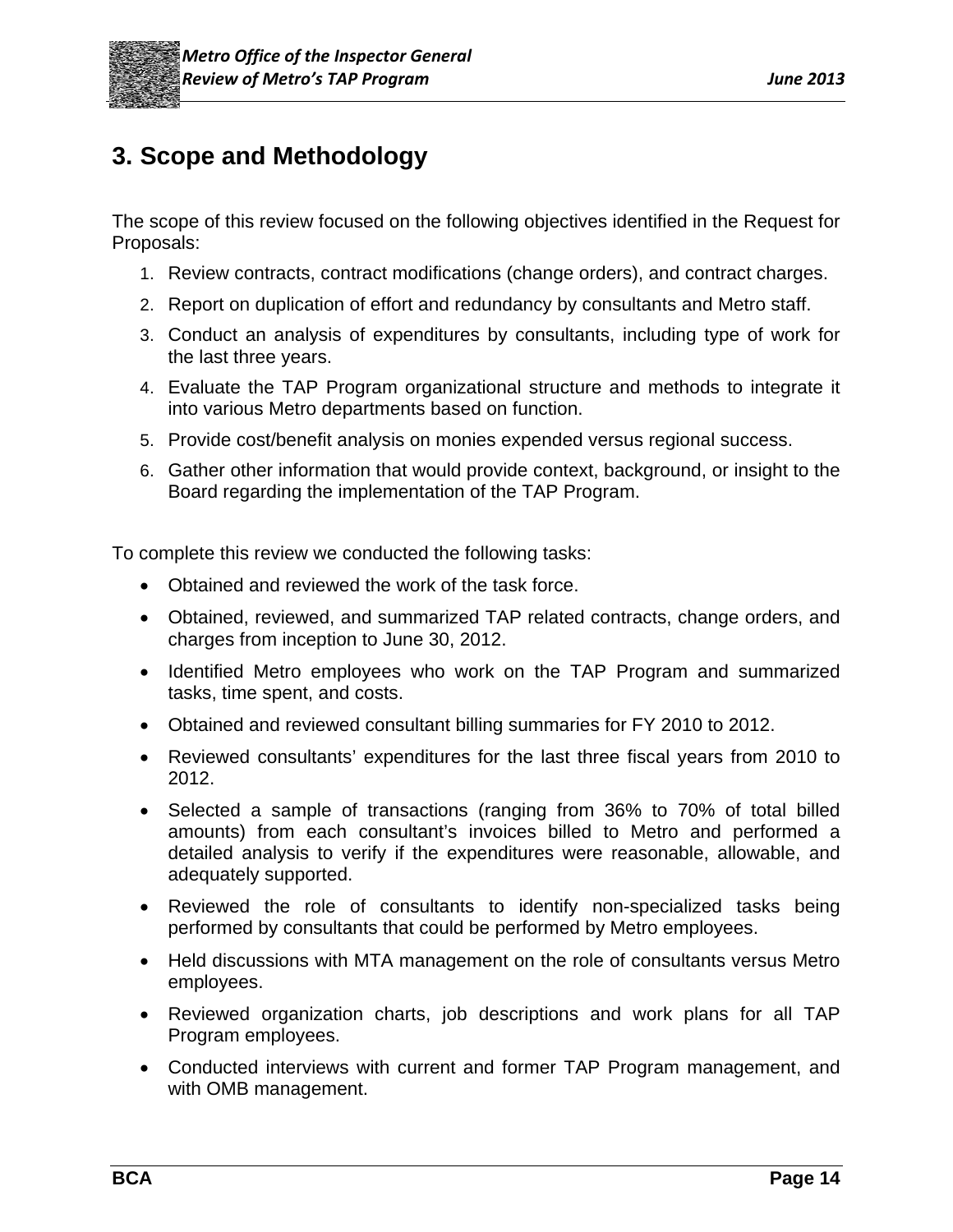# 3. Scope and Methodology

The scope of this review focused on the following objectives identified in the Request for Proposals:

1. Review contracts, contract modifications (change orders), and contract charges.
2. Report on duplication of effort and redundancy by consultants and Metro staff.
3. Conduct an analysis of expenditures by consultants, including type of work for the last three years.
4. Evaluate the TAP Program organizational structure and methods to integrate it into various Metro departments based on function.
5. Provide cost/benefit analysis on monies expended versus regional success.
6. Gather other information that would provide context, background, or insight to the Board regarding the implementation of the TAP Program.

To complete this review we conducted the following tasks:

- Obtained and reviewed the work of the task force.
- Obtained, reviewed, and summarized TAP related contracts, change orders, and charges from inception to June 30, 2012.
- Identified Metro employees who work on the TAP Program and summarized tasks, time spent, and costs.
- Obtained and reviewed consultant billing summaries for FY 2010 to 2012.
- Reviewed consultants' expenditures for the last three fiscal years from 2010 to 2012.
- Selected a sample of transactions (ranging from 36% to 70% of total billed amounts) from each consultant's invoices billed to Metro and performed a detailed analysis to verify if the expenditures were reasonable, allowable, and adequately supported.
- Reviewed the role of consultants to identify non-specialized tasks being performed by consultants that could be performed by Metro employees.
- Held discussions with MTA management on the role of consultants versus Metro employees.
- Reviewed organization charts, job descriptions and work plans for all TAP Program employees.
- Conducted interviews with current and former TAP Program management, and with OMB management.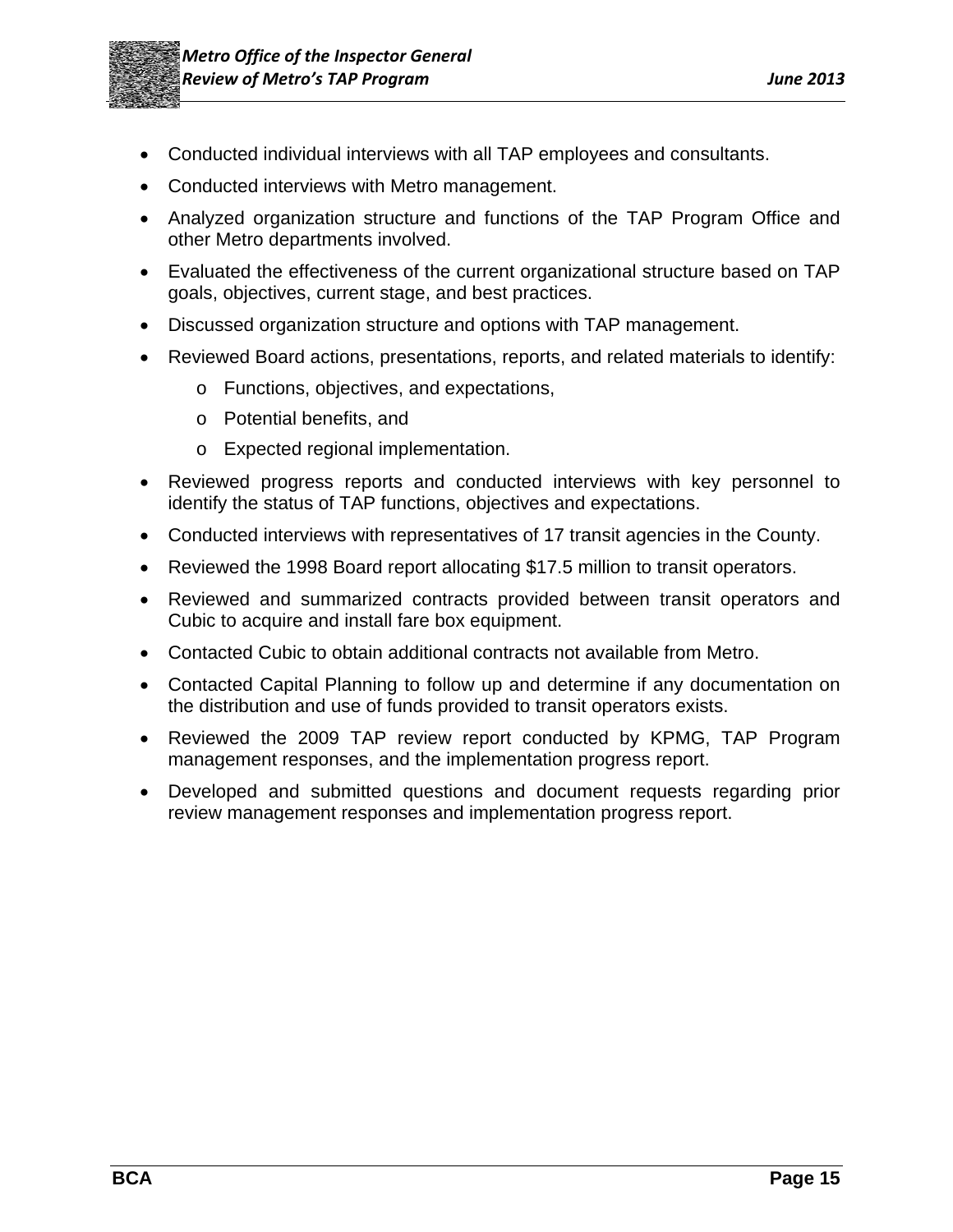- Conducted individual interviews with all TAP employees and consultants.
- Conducted interviews with Metro management.
- Analyzed organization structure and functions of the TAP Program Office and other Metro departments involved.
- Evaluated the effectiveness of the current organizational structure based on TAP goals, objectives, current stage, and best practices.
- Discussed organization structure and options with TAP management.
- Reviewed Board actions, presentations, reports, and related materials to identify:
    - Functions, objectives, and expectations,
    - Potential benefits, and
    - Expected regional implementation.
- Reviewed progress reports and conducted interviews with key personnel to identify the status of TAP functions, objectives and expectations.
- Conducted interviews with representatives of 17 transit agencies in the County.
- Reviewed the 1998 Board report allocating $17.5 million to transit operators.
- Reviewed and summarized contracts provided between transit operators and Cubic to acquire and install fare box equipment.
- Contacted Cubic to obtain additional contracts not available from Metro.
- Contacted Capital Planning to follow up and determine if any documentation on the distribution and use of funds provided to transit operators exists.
- Reviewed the 2009 TAP review report conducted by KPMG, TAP Program management responses, and the implementation progress report.
- Developed and submitted questions and document requests regarding prior review management responses and implementation progress report.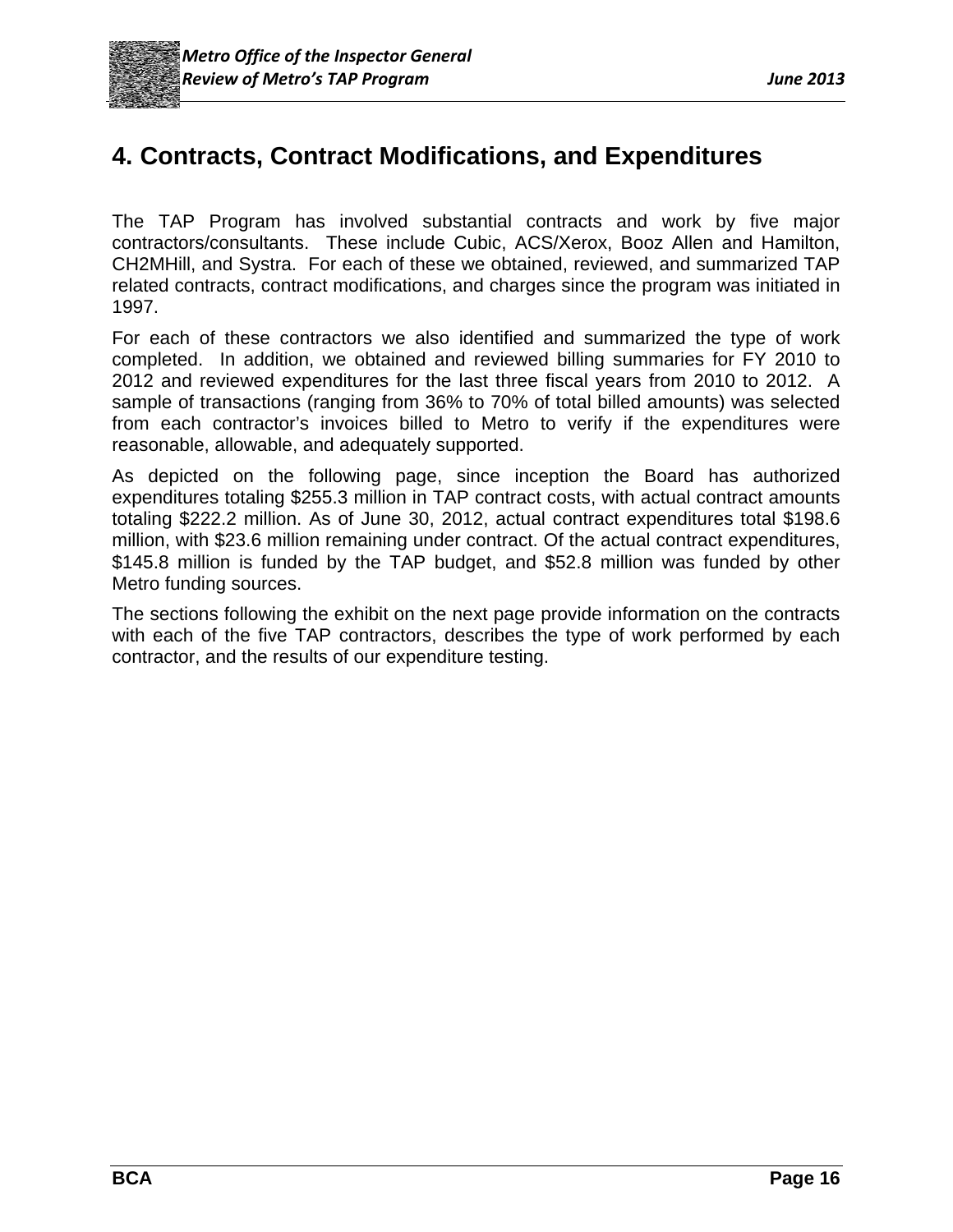# 4. Contracts, Contract Modifications, and Expenditures

The TAP Program has involved substantial contracts and work by five major contractors/consultants. These include Cubic, ACS/Xerox, Booz Allen and Hamilton, CH2MHill, and Systra. For each of these we obtained, reviewed, and summarized TAP related contracts, contract modifications, and charges since the program was initiated in 1997.

For each of these contractors we also identified and summarized the type of work completed. In addition, we obtained and reviewed billing summaries for FY 2010 to 2012 and reviewed expenditures for the last three fiscal years from 2010 to 2012. A sample of transactions (ranging from 36% to 70% of total billed amounts) was selected from each contractor's invoices billed to Metro to verify if the expenditures were reasonable, allowable, and adequately supported.

As depicted on the following page, since inception the Board has authorized expenditures totaling $255.3 million in TAP contract costs, with actual contract amounts totaling $222.2 million. As of June 30, 2012, actual contract expenditures total $198.6 million, with $23.6 million remaining under contract. Of the actual contract expenditures, $145.8 million is funded by the TAP budget, and $52.8 million was funded by other Metro funding sources.

The sections following the exhibit on the next page provide information on the contracts with each of the five TAP contractors, describes the type of work performed by each contractor, and the results of our expenditure testing.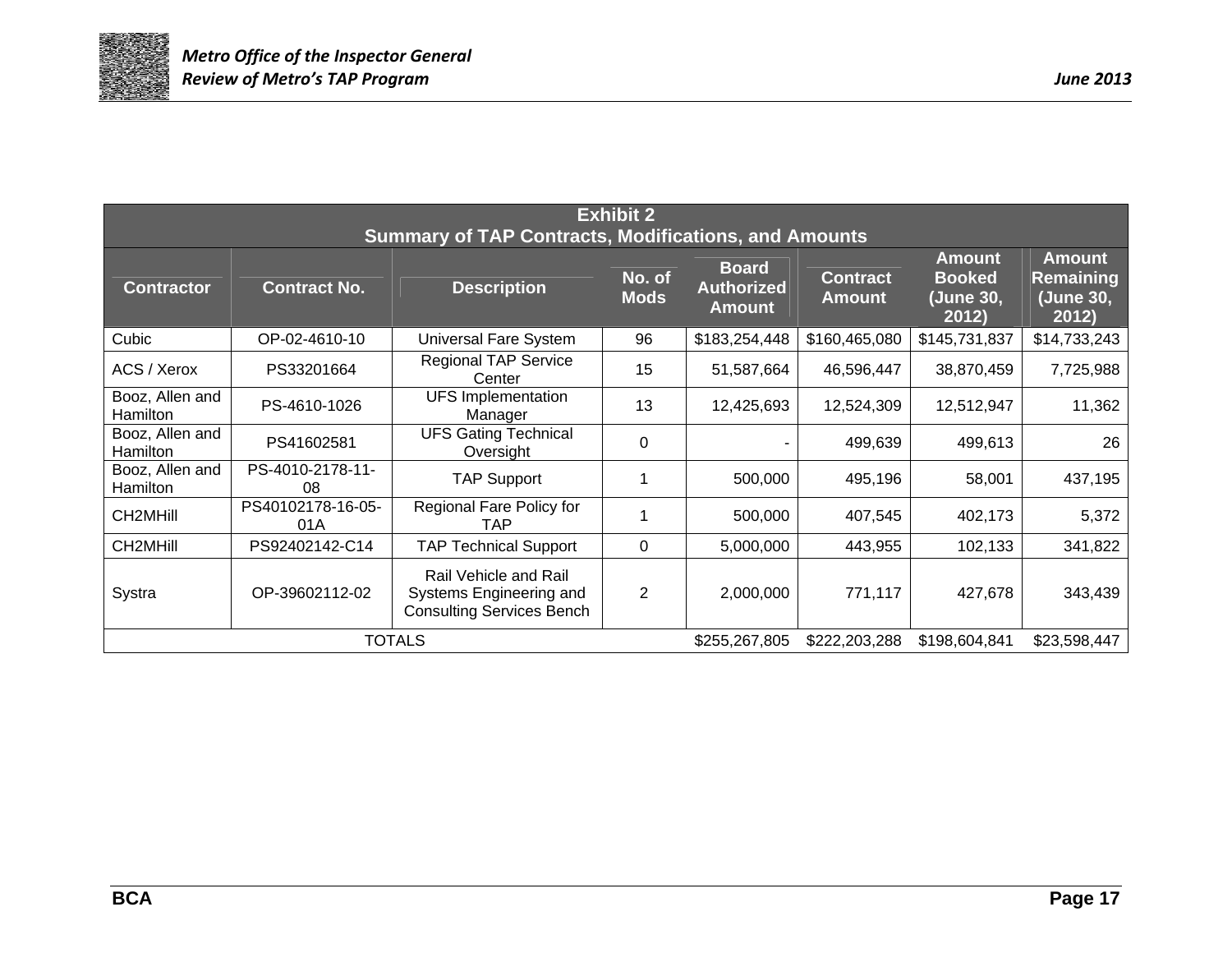| Exhibit 2<br>Summary of TAP Contracts, Modifications, and Amounts | | | | | | | |
|---|---|---|---|---|---|---|---|
| **Contractor** | **Contract No.** | **Description** | **No. of Mods** | **Board Authorized Amount** | **Contract Amount** | **Amount Booked (June 30, 2012)** | **Amount Remaining (June 30, 2012)** |
| Cubic | OP-02-4610-10 | Universal Fare System | 96 | $183,254,448 | $160,465,080 | $145,731,837 | $14,733,243 |
| ACS / Xerox | PS33201664 | Regional TAP Service Center | 15 | 51,587,664 | 46,596,447 | 38,870,459 | 7,725,988 |
| Booz, Allen and Hamilton | PS-4610-1026 | UFS Implementation Manager | 13 | 12,425,693 | 12,524,309 | 12,512,947 | 11,362 |
| Booz, Allen and Hamilton | PS41602581 | UFS Gating Technical Oversight | 0 | - | 499,639 | 499,613 | 26 |
| Booz, Allen and Hamilton | PS-4010-2178-11-08 | TAP Support | 1 | 500,000 | 495,196 | 58,001 | 437,195 |
| CH2MHill | PS40102178-16-05-01A | Regional Fare Policy for TAP | 1 | 500,000 | 407,545 | 402,173 | 5,372 |
| CH2MHill | PS92402142-C14 | TAP Technical Support | 0 | 5,000,000 | 443,955 | 102,133 | 341,822 |
| Systra | OP-39602112-02 | Rail Vehicle and Rail Systems Engineering and Consulting Services Bench | 2 | 2,000,000 | 771,117 | 427,678 | 343,439 |
| TOTALS | | | | $255,267,805 | $222,203,288 | $198,604,841 | $23,598,447 |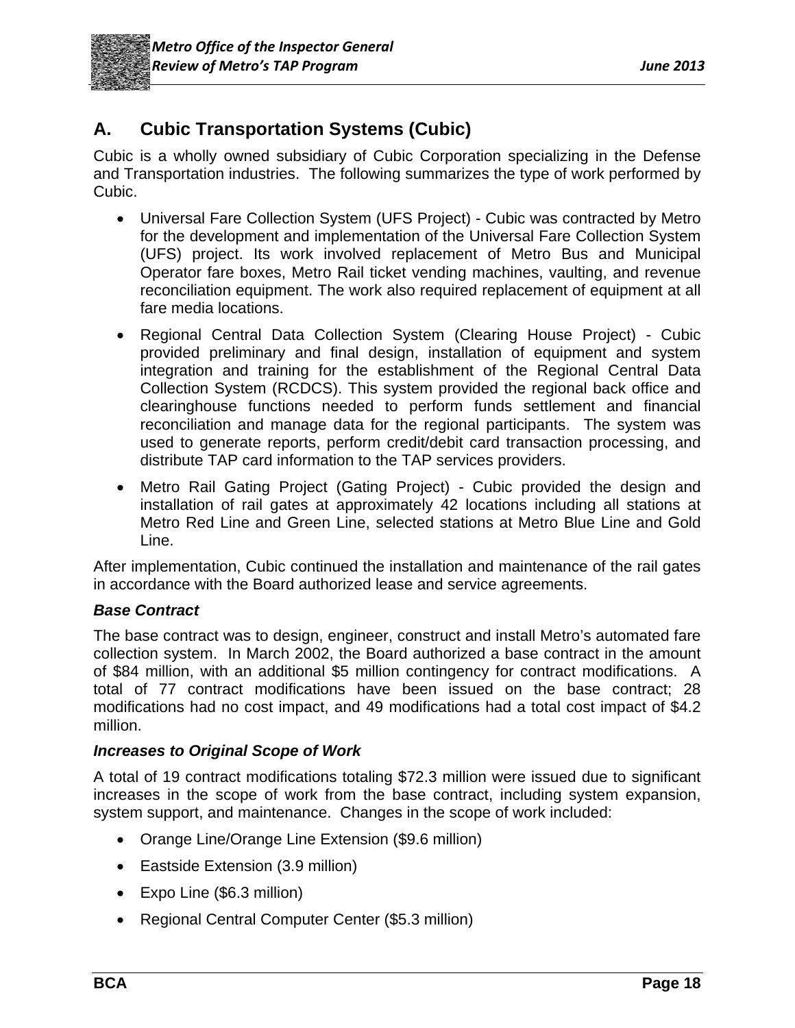## A. Cubic Transportation Systems (Cubic)

Cubic is a wholly owned subsidiary of Cubic Corporation specializing in the Defense and Transportation industries. The following summarizes the type of work performed by Cubic.

- Universal Fare Collection System (UFS Project) - Cubic was contracted by Metro for the development and implementation of the Universal Fare Collection System (UFS) project. Its work involved replacement of Metro Bus and Municipal Operator fare boxes, Metro Rail ticket vending machines, vaulting, and revenue reconciliation equipment. The work also required replacement of equipment at all fare media locations.
- Regional Central Data Collection System (Clearing House Project) - Cubic provided preliminary and final design, installation of equipment and system integration and training for the establishment of the Regional Central Data Collection System (RCDCS). This system provided the regional back office and clearinghouse functions needed to perform funds settlement and financial reconciliation and manage data for the regional participants. The system was used to generate reports, perform credit/debit card transaction processing, and distribute TAP card information to the TAP services providers.
- Metro Rail Gating Project (Gating Project) - Cubic provided the design and installation of rail gates at approximately 42 locations including all stations at Metro Red Line and Green Line, selected stations at Metro Blue Line and Gold Line.

After implementation, Cubic continued the installation and maintenance of the rail gates in accordance with the Board authorized lease and service agreements.

### *Base Contract*

The base contract was to design, engineer, construct and install Metro's automated fare collection system. In March 2002, the Board authorized a base contract in the amount of $84 million, with an additional $5 million contingency for contract modifications. A total of 77 contract modifications have been issued on the base contract; 28 modifications had no cost impact, and 49 modifications had a total cost impact of $4.2 million.

### *Increases to Original Scope of Work*

A total of 19 contract modifications totaling $72.3 million were issued due to significant increases in the scope of work from the base contract, including system expansion, system support, and maintenance. Changes in the scope of work included:

- Orange Line/Orange Line Extension ($9.6 million)
- Eastside Extension (3.9 million)
- Expo Line ($6.3 million)
- Regional Central Computer Center ($5.3 million)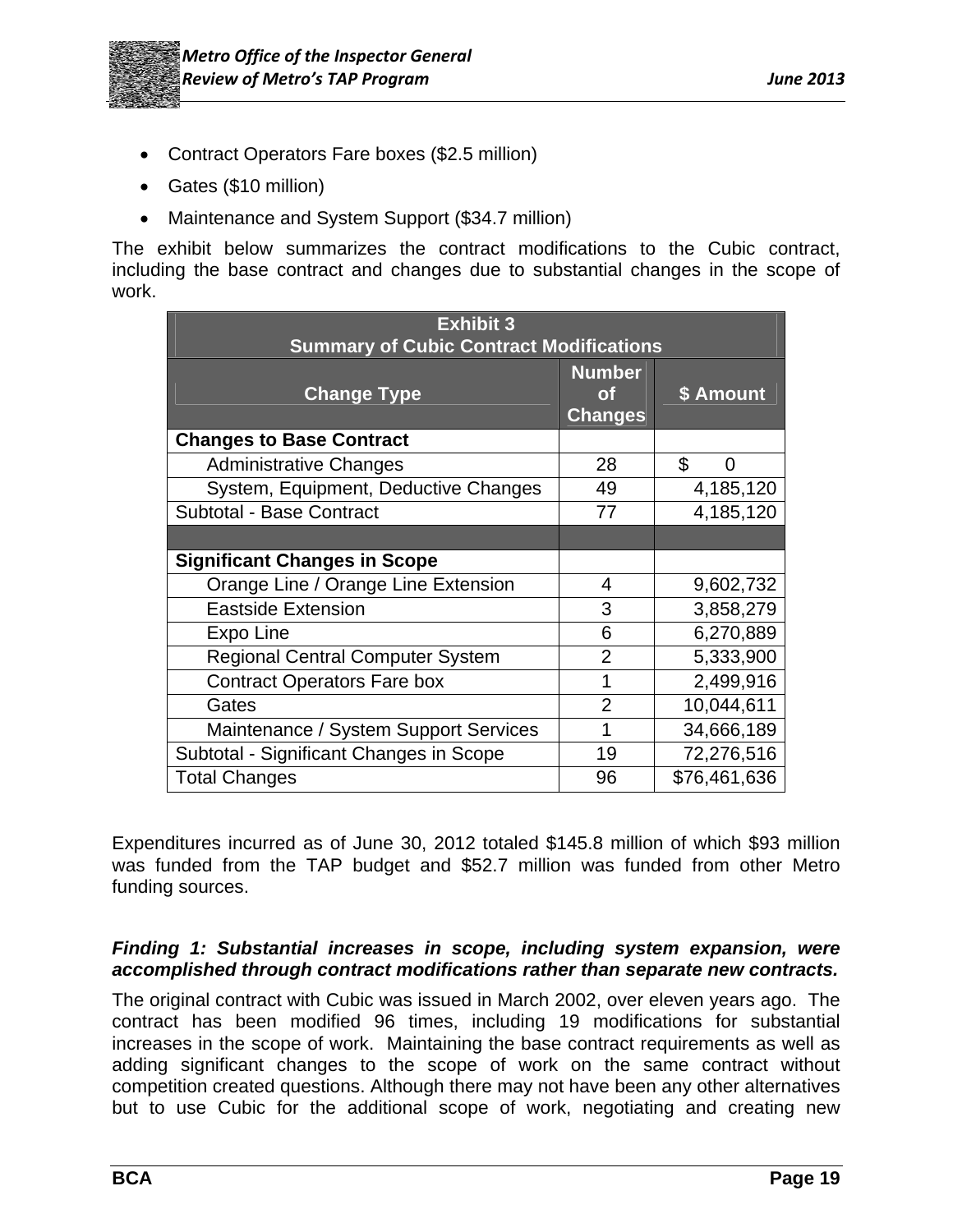- Contract Operators Fare boxes ($2.5 million)
- Gates ($10 million)
- Maintenance and System Support ($34.7 million)

The exhibit below summarizes the contract modifications to the Cubic contract, including the base contract and changes due to substantial changes in the scope of work.

| Exhibit 3<br>Summary of Cubic Contract Modifications | | |
|---|---|---|
| **Change Type** | **Number of Changes** | **$ Amount** |
| **Changes to Base Contract** | | |
| Administrative Changes | 28 | $ 0 |
| System, Equipment, Deductive Changes | 49 | 4,185,120 |
| Subtotal - Base Contract | 77 | 4,185,120 |
| | | |
| **Significant Changes in Scope** | | |
| Orange Line / Orange Line Extension | 4 | 9,602,732 |
| Eastside Extension | 3 | 3,858,279 |
| Expo Line | 6 | 6,270,889 |
| Regional Central Computer System | 2 | 5,333,900 |
| Contract Operators Fare box | 1 | 2,499,916 |
| Gates | 2 | 10,044,611 |
| Maintenance / System Support Services | 1 | 34,666,189 |
| Subtotal - Significant Changes in Scope | 19 | 72,276,516 |
| Total Changes | 96 | $76,461,636 |

Expenditures incurred as of June 30, 2012 totaled $145.8 million of which $93 million was funded from the TAP budget and $52.7 million was funded from other Metro funding sources.

***Finding 1: Substantial increases in scope, including system expansion, were accomplished through contract modifications rather than separate new contracts.***

The original contract with Cubic was issued in March 2002, over eleven years ago. The contract has been modified 96 times, including 19 modifications for substantial increases in the scope of work. Maintaining the base contract requirements as well as adding significant changes to the scope of work on the same contract without competition created questions. Although there may not have been any other alternatives but to use Cubic for the additional scope of work, negotiating and creating new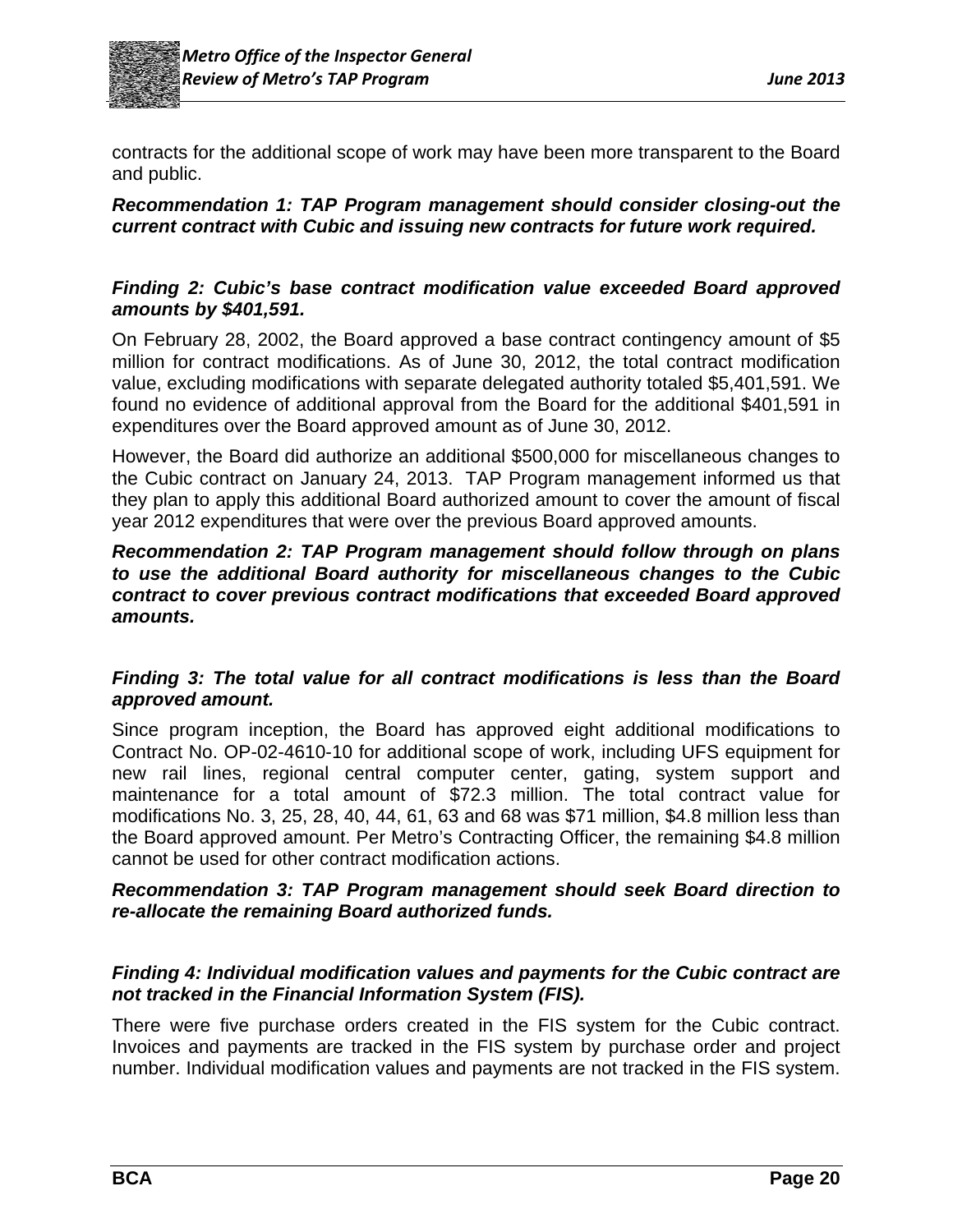contracts for the additional scope of work may have been more transparent to the Board and public.

***Recommendation 1: TAP Program management should consider closing-out the current contract with Cubic and issuing new contracts for future work required.***

***Finding 2: Cubic's base contract modification value exceeded Board approved amounts by $401,591.***

On February 28, 2002, the Board approved a base contract contingency amount of $5 million for contract modifications. As of June 30, 2012, the total contract modification value, excluding modifications with separate delegated authority totaled $5,401,591. We found no evidence of additional approval from the Board for the additional $401,591 in expenditures over the Board approved amount as of June 30, 2012.

However, the Board did authorize an additional $500,000 for miscellaneous changes to the Cubic contract on January 24, 2013. TAP Program management informed us that they plan to apply this additional Board authorized amount to cover the amount of fiscal year 2012 expenditures that were over the previous Board approved amounts.

***Recommendation 2: TAP Program management should follow through on plans to use the additional Board authority for miscellaneous changes to the Cubic contract to cover previous contract modifications that exceeded Board approved amounts.***

***Finding 3: The total value for all contract modifications is less than the Board approved amount.***

Since program inception, the Board has approved eight additional modifications to Contract No. OP-02-4610-10 for additional scope of work, including UFS equipment for new rail lines, regional central computer center, gating, system support and maintenance for a total amount of $72.3 million. The total contract value for modifications No. 3, 25, 28, 40, 44, 61, 63 and 68 was $71 million, $4.8 million less than the Board approved amount. Per Metro's Contracting Officer, the remaining $4.8 million cannot be used for other contract modification actions.

***Recommendation 3: TAP Program management should seek Board direction to re-allocate the remaining Board authorized funds.***

***Finding 4: Individual modification values and payments for the Cubic contract are not tracked in the Financial Information System (FIS).***

There were five purchase orders created in the FIS system for the Cubic contract. Invoices and payments are tracked in the FIS system by purchase order and project number. Individual modification values and payments are not tracked in the FIS system.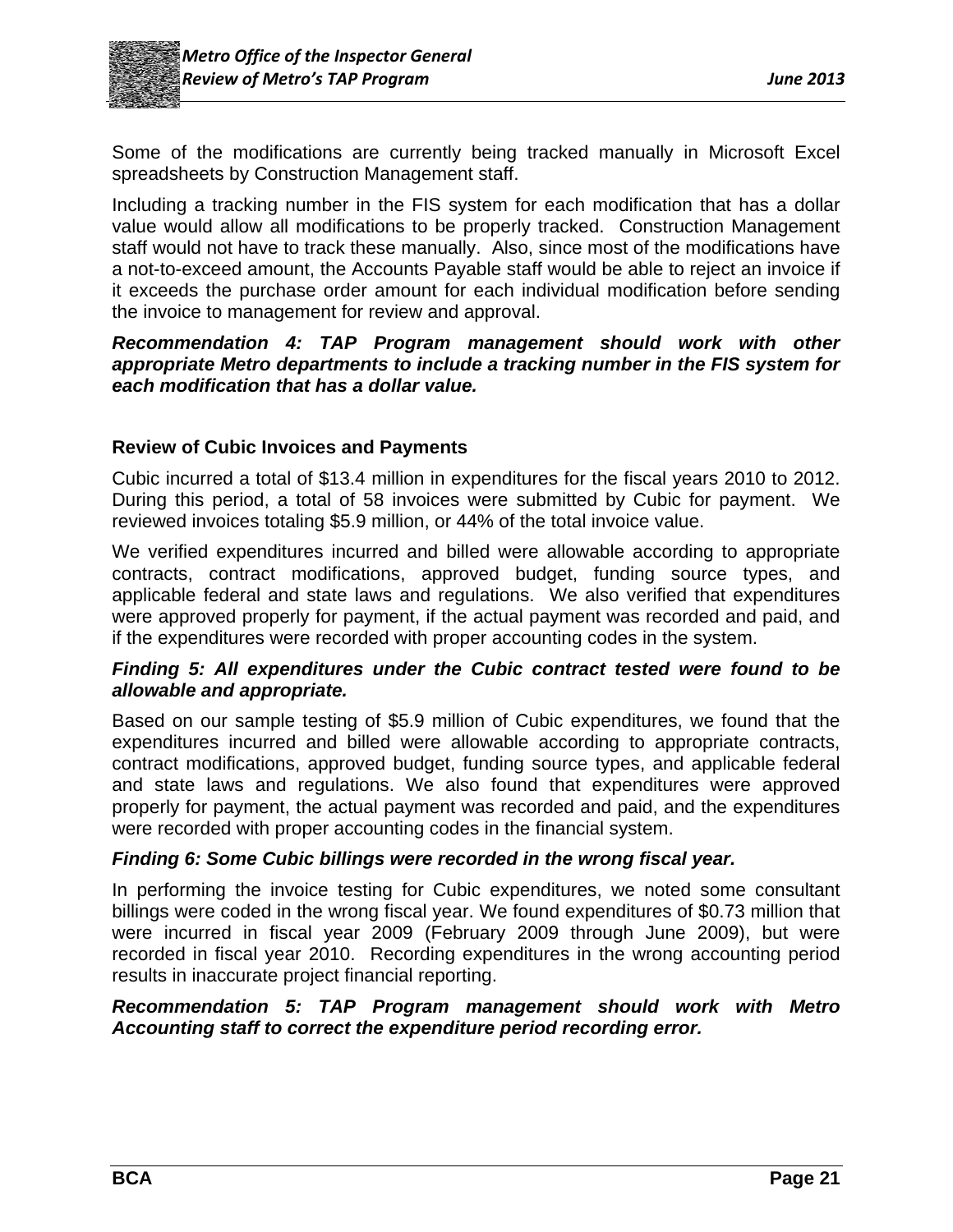Some of the modifications are currently being tracked manually in Microsoft Excel spreadsheets by Construction Management staff.

Including a tracking number in the FIS system for each modification that has a dollar value would allow all modifications to be properly tracked. Construction Management staff would not have to track these manually. Also, since most of the modifications have a not-to-exceed amount, the Accounts Payable staff would be able to reject an invoice if it exceeds the purchase order amount for each individual modification before sending the invoice to management for review and approval.

***Recommendation 4: TAP Program management should work with other appropriate Metro departments to include a tracking number in the FIS system for each modification that has a dollar value.***

**Review of Cubic Invoices and Payments**

Cubic incurred a total of $13.4 million in expenditures for the fiscal years 2010 to 2012. During this period, a total of 58 invoices were submitted by Cubic for payment. We reviewed invoices totaling $5.9 million, or 44% of the total invoice value.

We verified expenditures incurred and billed were allowable according to appropriate contracts, contract modifications, approved budget, funding source types, and applicable federal and state laws and regulations. We also verified that expenditures were approved properly for payment, if the actual payment was recorded and paid, and if the expenditures were recorded with proper accounting codes in the system.

***Finding 5: All expenditures under the Cubic contract tested were found to be allowable and appropriate.***

Based on our sample testing of $5.9 million of Cubic expenditures, we found that the expenditures incurred and billed were allowable according to appropriate contracts, contract modifications, approved budget, funding source types, and applicable federal and state laws and regulations. We also found that expenditures were approved properly for payment, the actual payment was recorded and paid, and the expenditures were recorded with proper accounting codes in the financial system.

***Finding 6: Some Cubic billings were recorded in the wrong fiscal year.***

In performing the invoice testing for Cubic expenditures, we noted some consultant billings were coded in the wrong fiscal year. We found expenditures of $0.73 million that were incurred in fiscal year 2009 (February 2009 through June 2009), but were recorded in fiscal year 2010. Recording expenditures in the wrong accounting period results in inaccurate project financial reporting.

***Recommendation 5: TAP Program management should work with Metro Accounting staff to correct the expenditure period recording error.***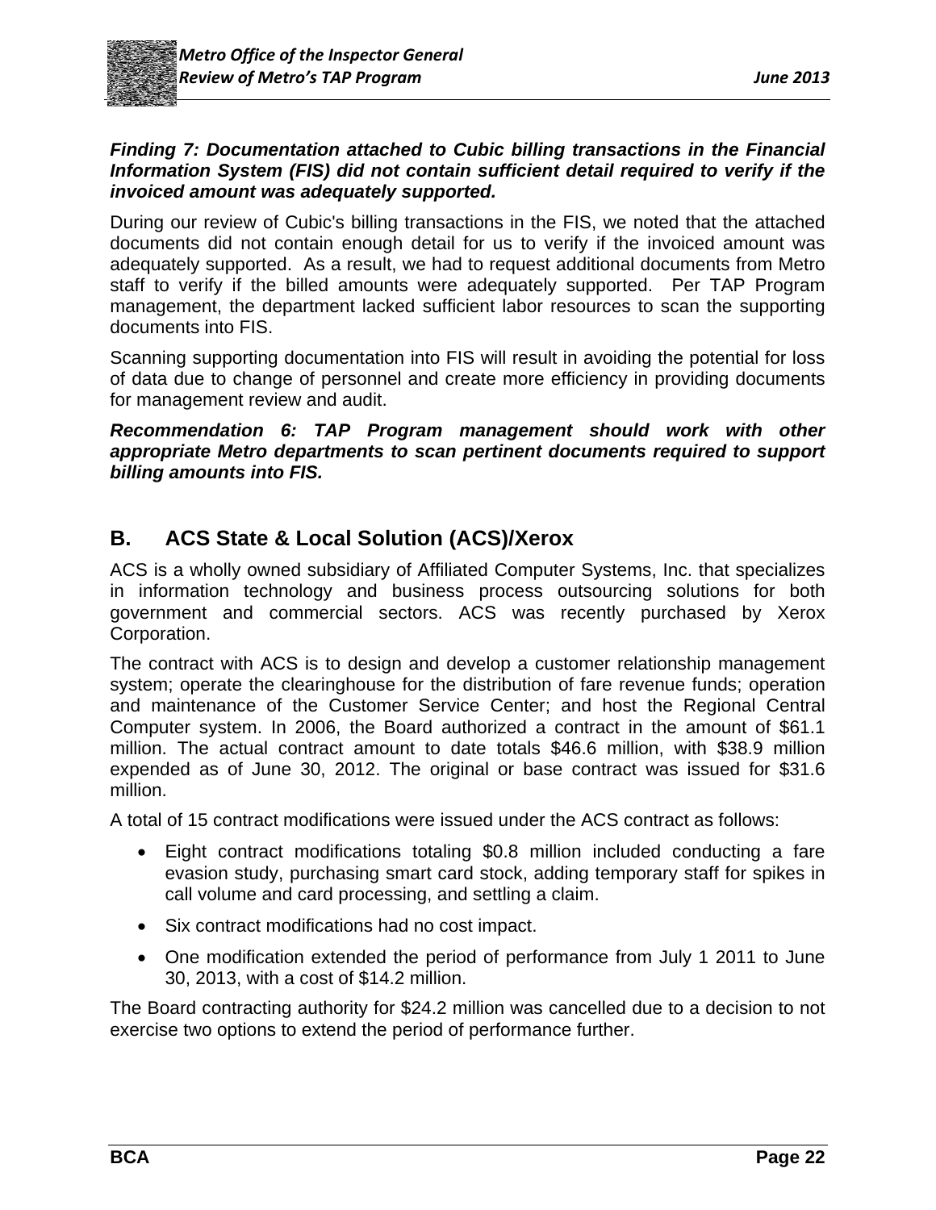***Finding 7: Documentation attached to Cubic billing transactions in the Financial Information System (FIS) did not contain sufficient detail required to verify if the invoiced amount was adequately supported.***

During our review of Cubic's billing transactions in the FIS, we noted that the attached documents did not contain enough detail for us to verify if the invoiced amount was adequately supported. As a result, we had to request additional documents from Metro staff to verify if the billed amounts were adequately supported. Per TAP Program management, the department lacked sufficient labor resources to scan the supporting documents into FIS.

Scanning supporting documentation into FIS will result in avoiding the potential for loss of data due to change of personnel and create more efficiency in providing documents for management review and audit.

***Recommendation 6: TAP Program management should work with other appropriate Metro departments to scan pertinent documents required to support billing amounts into FIS.***

## B. ACS State & Local Solution (ACS)/Xerox

ACS is a wholly owned subsidiary of Affiliated Computer Systems, Inc. that specializes in information technology and business process outsourcing solutions for both government and commercial sectors. ACS was recently purchased by Xerox Corporation.

The contract with ACS is to design and develop a customer relationship management system; operate the clearinghouse for the distribution of fare revenue funds; operation and maintenance of the Customer Service Center; and host the Regional Central Computer system. In 2006, the Board authorized a contract in the amount of $61.1 million. The actual contract amount to date totals $46.6 million, with $38.9 million expended as of June 30, 2012. The original or base contract was issued for $31.6 million.

A total of 15 contract modifications were issued under the ACS contract as follows:

- Eight contract modifications totaling $0.8 million included conducting a fare evasion study, purchasing smart card stock, adding temporary staff for spikes in call volume and card processing, and settling a claim.
- Six contract modifications had no cost impact.
- One modification extended the period of performance from July 1 2011 to June 30, 2013, with a cost of $14.2 million.

The Board contracting authority for $24.2 million was cancelled due to a decision to not exercise two options to extend the period of performance further.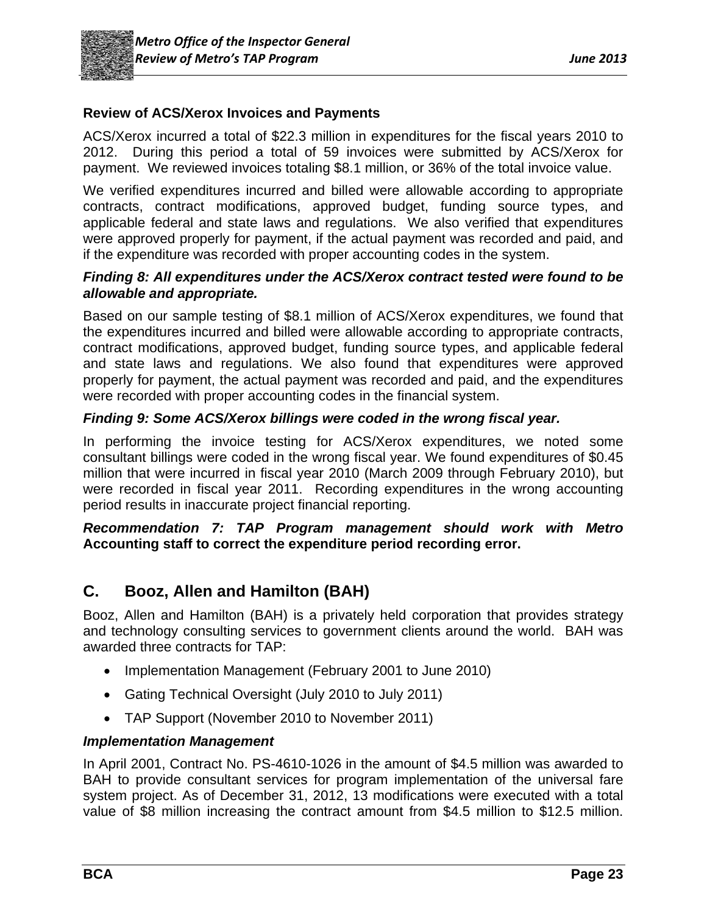### Review of ACS/Xerox Invoices and Payments

ACS/Xerox incurred a total of $22.3 million in expenditures for the fiscal years 2010 to 2012. During this period a total of 59 invoices were submitted by ACS/Xerox for payment. We reviewed invoices totaling $8.1 million, or 36% of the total invoice value.

We verified expenditures incurred and billed were allowable according to appropriate contracts, contract modifications, approved budget, funding source types, and applicable federal and state laws and regulations. We also verified that expenditures were approved properly for payment, if the actual payment was recorded and paid, and if the expenditure was recorded with proper accounting codes in the system.

***Finding 8: All expenditures under the ACS/Xerox contract tested were found to be allowable and appropriate.***

Based on our sample testing of $8.1 million of ACS/Xerox expenditures, we found that the expenditures incurred and billed were allowable according to appropriate contracts, contract modifications, approved budget, funding source types, and applicable federal and state laws and regulations. We also found that expenditures were approved properly for payment, the actual payment was recorded and paid, and the expenditures were recorded with proper accounting codes in the financial system.

***Finding 9: Some ACS/Xerox billings were coded in the wrong fiscal year.***

In performing the invoice testing for ACS/Xerox expenditures, we noted some consultant billings were coded in the wrong fiscal year. We found expenditures of $0.45 million that were incurred in fiscal year 2010 (March 2009 through February 2010), but were recorded in fiscal year 2011. Recording expenditures in the wrong accounting period results in inaccurate project financial reporting.

***Recommendation 7: TAP Program management should work with Metro* Accounting staff to correct the expenditure period recording error.**

## C. Booz, Allen and Hamilton (BAH)

Booz, Allen and Hamilton (BAH) is a privately held corporation that provides strategy and technology consulting services to government clients around the world. BAH was awarded three contracts for TAP:

- Implementation Management (February 2001 to June 2010)
- Gating Technical Oversight (July 2010 to July 2011)
- TAP Support (November 2010 to November 2011)

***Implementation Management***

In April 2001, Contract No. PS-4610-1026 in the amount of $4.5 million was awarded to BAH to provide consultant services for program implementation of the universal fare system project. As of December 31, 2012, 13 modifications were executed with a total value of $8 million increasing the contract amount from $4.5 million to $12.5 million.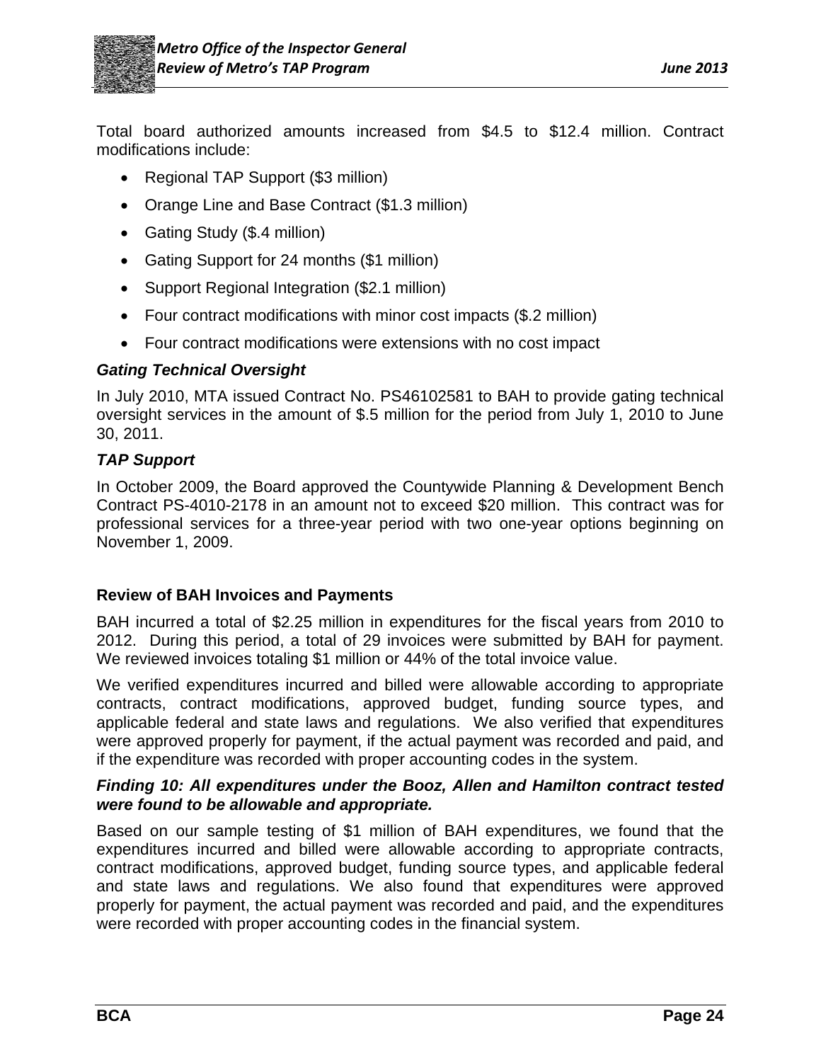Total board authorized amounts increased from $4.5 to $12.4 million. Contract modifications include:

- Regional TAP Support ($3 million)
- Orange Line and Base Contract ($1.3 million)
- Gating Study ($.4 million)
- Gating Support for 24 months ($1 million)
- Support Regional Integration ($2.1 million)
- Four contract modifications with minor cost impacts ($.2 million)
- Four contract modifications were extensions with no cost impact

***Gating Technical Oversight***

In July 2010, MTA issued Contract No. PS46102581 to BAH to provide gating technical oversight services in the amount of $.5 million for the period from July 1, 2010 to June 30, 2011.

***TAP Support***

In October 2009, the Board approved the Countywide Planning & Development Bench Contract PS-4010-2178 in an amount not to exceed $20 million. This contract was for professional services for a three-year period with two one-year options beginning on November 1, 2009.

**Review of BAH Invoices and Payments**

BAH incurred a total of $2.25 million in expenditures for the fiscal years from 2010 to 2012. During this period, a total of 29 invoices were submitted by BAH for payment. We reviewed invoices totaling $1 million or 44% of the total invoice value.

We verified expenditures incurred and billed were allowable according to appropriate contracts, contract modifications, approved budget, funding source types, and applicable federal and state laws and regulations. We also verified that expenditures were approved properly for payment, if the actual payment was recorded and paid, and if the expenditure was recorded with proper accounting codes in the system.

***Finding 10: All expenditures under the Booz, Allen and Hamilton contract tested were found to be allowable and appropriate.***

Based on our sample testing of $1 million of BAH expenditures, we found that the expenditures incurred and billed were allowable according to appropriate contracts, contract modifications, approved budget, funding source types, and applicable federal and state laws and regulations. We also found that expenditures were approved properly for payment, the actual payment was recorded and paid, and the expenditures were recorded with proper accounting codes in the financial system.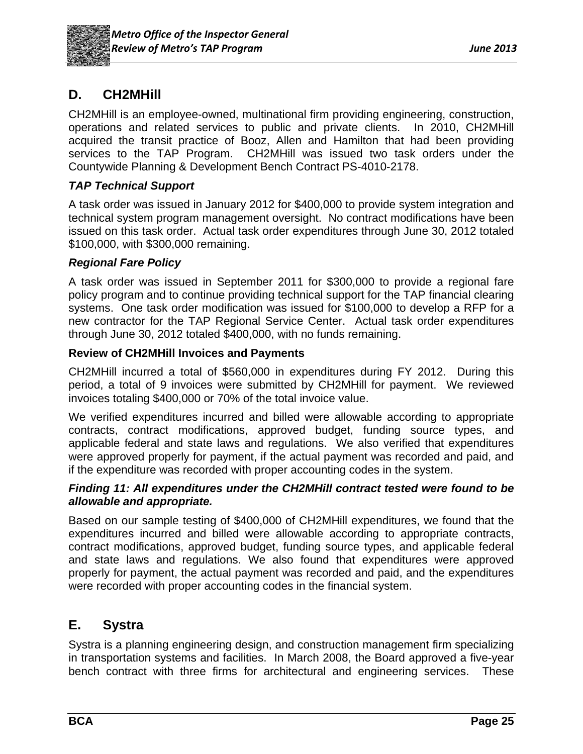## D. CH2MHill

CH2MHill is an employee-owned, multinational firm providing engineering, construction, operations and related services to public and private clients. In 2010, CH2MHill acquired the transit practice of Booz, Allen and Hamilton that had been providing services to the TAP Program. CH2MHill was issued two task orders under the Countywide Planning & Development Bench Contract PS-4010-2178.

### *TAP Technical Support*

A task order was issued in January 2012 for $400,000 to provide system integration and technical system program management oversight. No contract modifications have been issued on this task order. Actual task order expenditures through June 30, 2012 totaled $100,000, with $300,000 remaining.

### *Regional Fare Policy*

A task order was issued in September 2011 for $300,000 to provide a regional fare policy program and to continue providing technical support for the TAP financial clearing systems. One task order modification was issued for $100,000 to develop a RFP for a new contractor for the TAP Regional Service Center. Actual task order expenditures through June 30, 2012 totaled $400,000, with no funds remaining.

### Review of CH2MHill Invoices and Payments

CH2MHill incurred a total of $560,000 in expenditures during FY 2012. During this period, a total of 9 invoices were submitted by CH2MHill for payment. We reviewed invoices totaling $400,000 or 70% of the total invoice value.

We verified expenditures incurred and billed were allowable according to appropriate contracts, contract modifications, approved budget, funding source types, and applicable federal and state laws and regulations. We also verified that expenditures were approved properly for payment, if the actual payment was recorded and paid, and if the expenditure was recorded with proper accounting codes in the system.

***Finding 11: All expenditures under the CH2MHill contract tested were found to be allowable and appropriate.***

Based on our sample testing of $400,000 of CH2MHill expenditures, we found that the expenditures incurred and billed were allowable according to appropriate contracts, contract modifications, approved budget, funding source types, and applicable federal and state laws and regulations. We also found that expenditures were approved properly for payment, the actual payment was recorded and paid, and the expenditures were recorded with proper accounting codes in the financial system.

## E. Systra

Systra is a planning engineering design, and construction management firm specializing in transportation systems and facilities. In March 2008, the Board approved a five-year bench contract with three firms for architectural and engineering services. These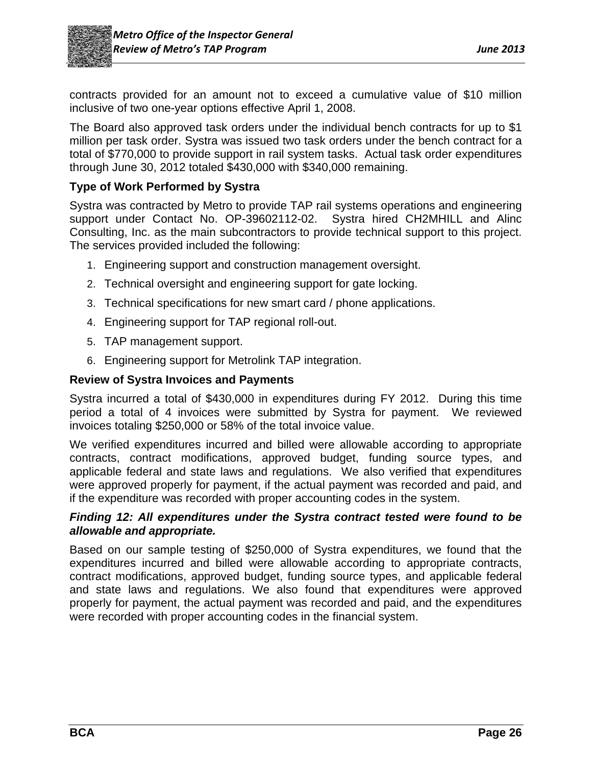contracts provided for an amount not to exceed a cumulative value of $10 million inclusive of two one-year options effective April 1, 2008.

The Board also approved task orders under the individual bench contracts for up to $1 million per task order. Systra was issued two task orders under the bench contract for a total of $770,000 to provide support in rail system tasks. Actual task order expenditures through June 30, 2012 totaled $430,000 with $340,000 remaining.

### Type of Work Performed by Systra

Systra was contracted by Metro to provide TAP rail systems operations and engineering support under Contact No. OP-39602112-02. Systra hired CH2MHILL and Alinc Consulting, Inc. as the main subcontractors to provide technical support to this project. The services provided included the following:

1. Engineering support and construction management oversight.
2. Technical oversight and engineering support for gate locking.
3. Technical specifications for new smart card / phone applications.
4. Engineering support for TAP regional roll-out.
5. TAP management support.
6. Engineering support for Metrolink TAP integration.

### Review of Systra Invoices and Payments

Systra incurred a total of $430,000 in expenditures during FY 2012. During this time period a total of 4 invoices were submitted by Systra for payment. We reviewed invoices totaling $250,000 or 58% of the total invoice value.

We verified expenditures incurred and billed were allowable according to appropriate contracts, contract modifications, approved budget, funding source types, and applicable federal and state laws and regulations. We also verified that expenditures were approved properly for payment, if the actual payment was recorded and paid, and if the expenditure was recorded with proper accounting codes in the system.

***Finding 12: All expenditures under the Systra contract tested were found to be allowable and appropriate.***

Based on our sample testing of $250,000 of Systra expenditures, we found that the expenditures incurred and billed were allowable according to appropriate contracts, contract modifications, approved budget, funding source types, and applicable federal and state laws and regulations. We also found that expenditures were approved properly for payment, the actual payment was recorded and paid, and the expenditures were recorded with proper accounting codes in the financial system.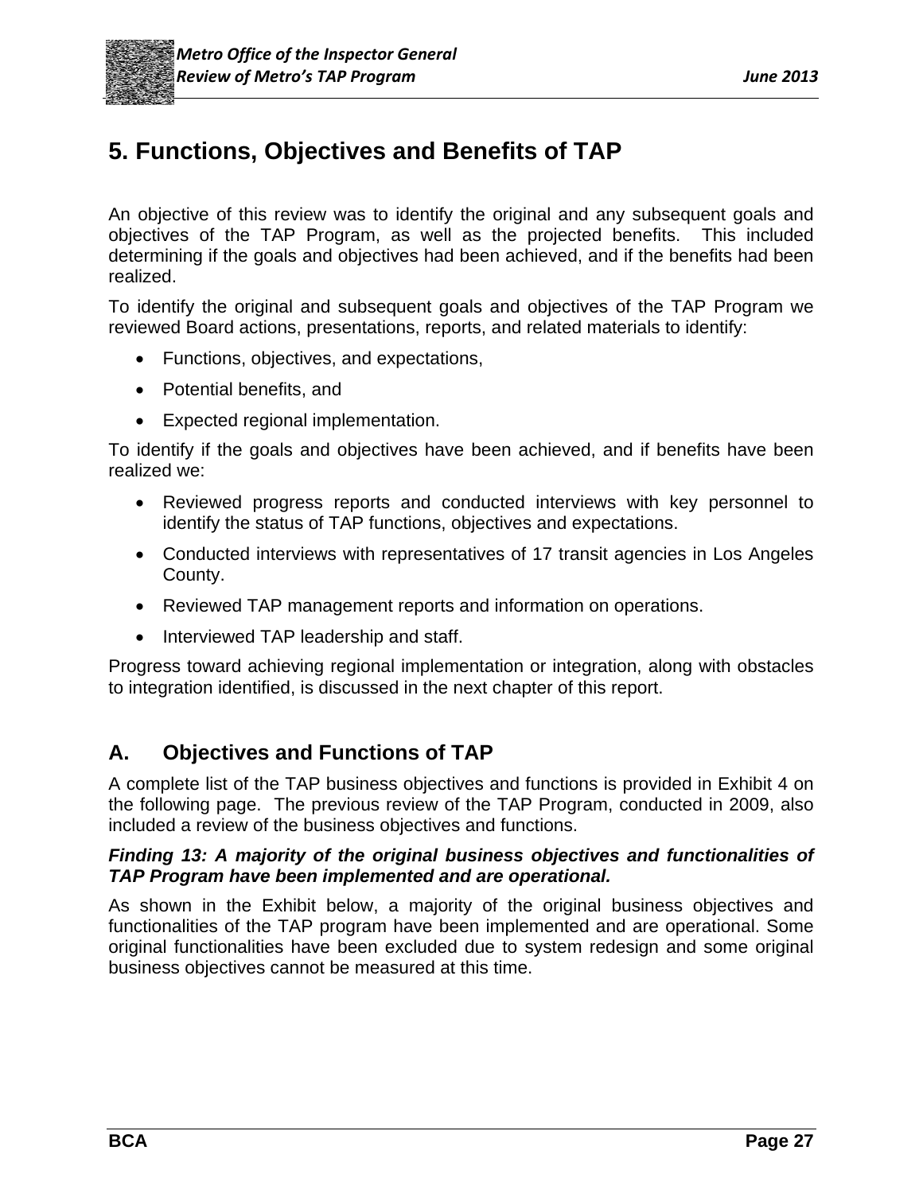# 5. Functions, Objectives and Benefits of TAP

An objective of this review was to identify the original and any subsequent goals and objectives of the TAP Program, as well as the projected benefits. This included determining if the goals and objectives had been achieved, and if the benefits had been realized.

To identify the original and subsequent goals and objectives of the TAP Program we reviewed Board actions, presentations, reports, and related materials to identify:

- Functions, objectives, and expectations,
- Potential benefits, and
- Expected regional implementation.

To identify if the goals and objectives have been achieved, and if benefits have been realized we:

- Reviewed progress reports and conducted interviews with key personnel to identify the status of TAP functions, objectives and expectations.
- Conducted interviews with representatives of 17 transit agencies in Los Angeles County.
- Reviewed TAP management reports and information on operations.
- Interviewed TAP leadership and staff.

Progress toward achieving regional implementation or integration, along with obstacles to integration identified, is discussed in the next chapter of this report.

## A. Objectives and Functions of TAP

A complete list of the TAP business objectives and functions is provided in Exhibit 4 on the following page. The previous review of the TAP Program, conducted in 2009, also included a review of the business objectives and functions.

***Finding 13: A majority of the original business objectives and functionalities of TAP Program have been implemented and are operational.***

As shown in the Exhibit below, a majority of the original business objectives and functionalities of the TAP program have been implemented and are operational. Some original functionalities have been excluded due to system redesign and some original business objectives cannot be measured at this time.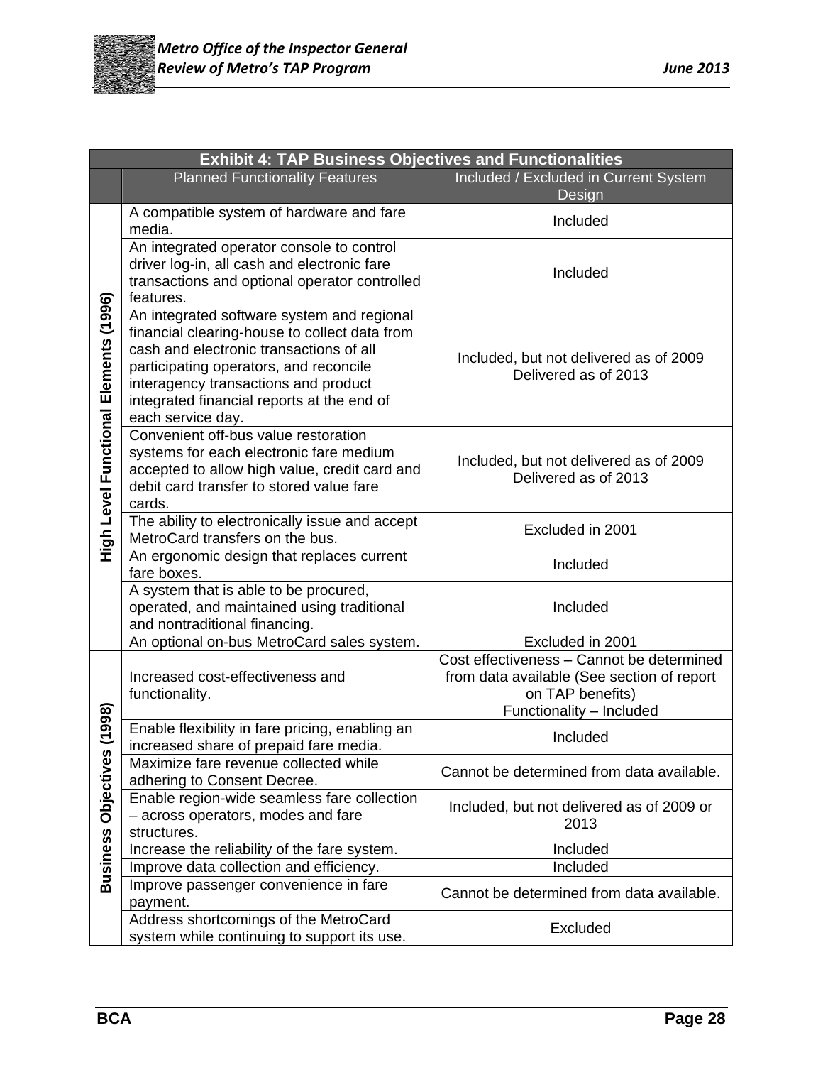| Exhibit 4: TAP Business Objectives and Functionalities | | |
|---|---|---|
| | Planned Functionality Features | Included / Excluded in Current System Design |
| High Level Functional Elements (1996) | A compatible system of hardware and fare media. | Included |
| | An integrated operator console to control driver log-in, all cash and electronic fare transactions and optional operator controlled features. | Included |
| | An integrated software system and regional financial clearing-house to collect data from cash and electronic transactions of all participating operators, and reconcile interagency transactions and product integrated financial reports at the end of each service day. | Included, but not delivered as of 2009<br>Delivered as of 2013 |
| | Convenient off-bus value restoration systems for each electronic fare medium accepted to allow high value, credit card and debit card transfer to stored value fare cards. | Included, but not delivered as of 2009<br>Delivered as of 2013 |
| | The ability to electronically issue and accept MetroCard transfers on the bus. | Excluded in 2001 |
| | An ergonomic design that replaces current fare boxes. | Included |
| | A system that is able to be procured, operated, and maintained using traditional and nontraditional financing. | Included |
| | An optional on-bus MetroCard sales system. | Excluded in 2001 |
| Business Objectives (1998) | Increased cost-effectiveness and functionality. | Cost effectiveness – Cannot be determined from data available (See section of report on TAP benefits)<br>Functionality – Included |
| | Enable flexibility in fare pricing, enabling an increased share of prepaid fare media. | Included |
| | Maximize fare revenue collected while adhering to Consent Decree. | Cannot be determined from data available. |
| | Enable region-wide seamless fare collection – across operators, modes and fare structures. | Included, but not delivered as of 2009 or 2013 |
| | Increase the reliability of the fare system. | Included |
| | Improve data collection and efficiency. | Included |
| | Improve passenger convenience in fare payment. | Cannot be determined from data available. |
| | Address shortcomings of the MetroCard system while continuing to support its use. | Excluded |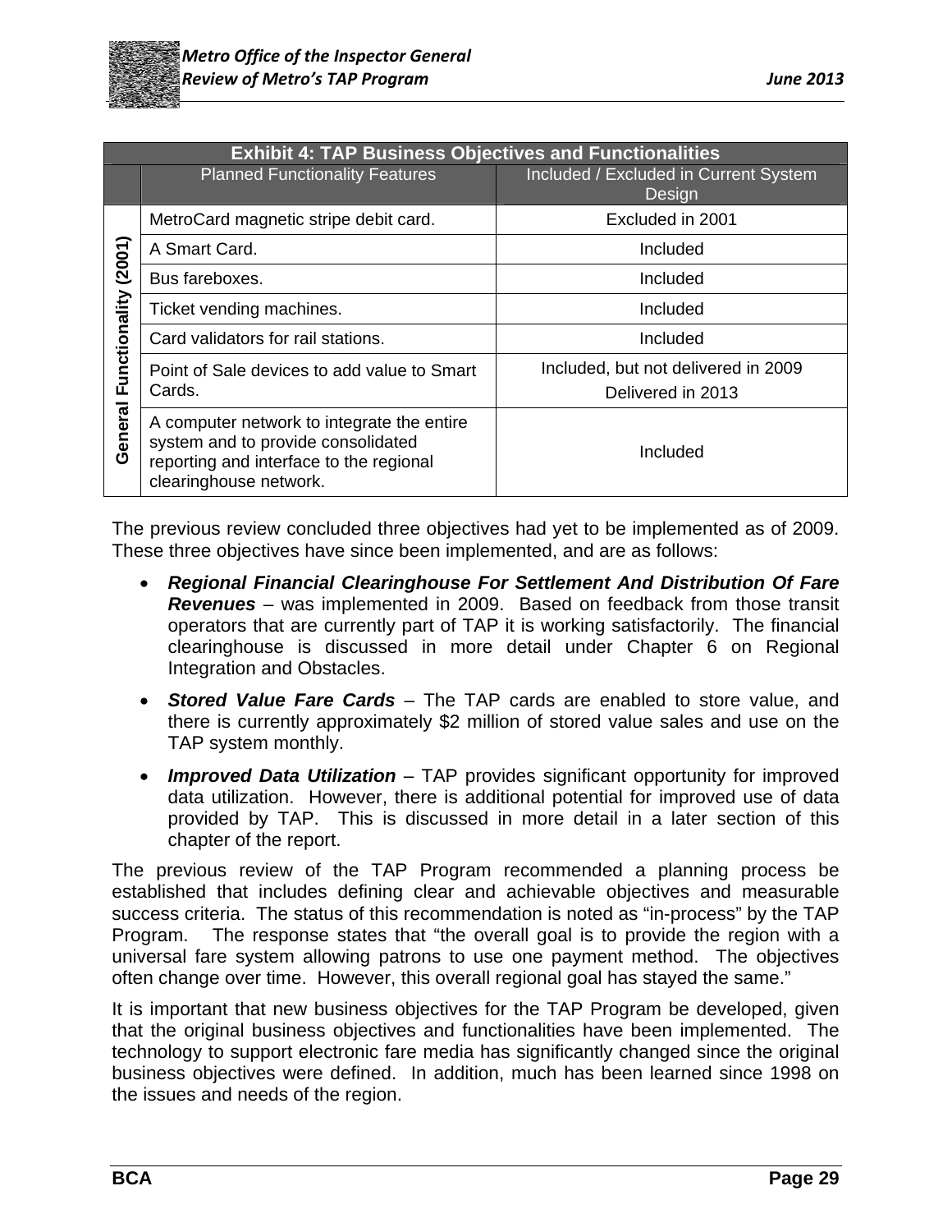| Exhibit 4: TAP Business Objectives and Functionalities | | |
|---|---|---|
| | Planned Functionality Features | Included / Excluded in Current System Design |
| General Functionality (2001) | MetroCard magnetic stripe debit card. | Excluded in 2001 |
| | A Smart Card. | Included |
| | Bus fareboxes. | Included |
| | Ticket vending machines. | Included |
| | Card validators for rail stations. | Included |
| | Point of Sale devices to add value to Smart Cards. | Included, but not delivered in 2009<br>Delivered in 2013 |
| | A computer network to integrate the entire system and to provide consolidated reporting and interface to the regional clearinghouse network. | Included |

The previous review concluded three objectives had yet to be implemented as of 2009. These three objectives have since been implemented, and are as follows:

- ***Regional Financial Clearinghouse For Settlement And Distribution Of Fare Revenues*** – was implemented in 2009. Based on feedback from those transit operators that are currently part of TAP it is working satisfactorily. The financial clearinghouse is discussed in more detail under Chapter 6 on Regional Integration and Obstacles.
- ***Stored Value Fare Cards*** – The TAP cards are enabled to store value, and there is currently approximately $2 million of stored value sales and use on the TAP system monthly.
- ***Improved Data Utilization*** – TAP provides significant opportunity for improved data utilization. However, there is additional potential for improved use of data provided by TAP. This is discussed in more detail in a later section of this chapter of the report.

The previous review of the TAP Program recommended a planning process be established that includes defining clear and achievable objectives and measurable success criteria. The status of this recommendation is noted as "in-process" by the TAP Program. The response states that "the overall goal is to provide the region with a universal fare system allowing patrons to use one payment method. The objectives often change over time. However, this overall regional goal has stayed the same."

It is important that new business objectives for the TAP Program be developed, given that the original business objectives and functionalities have been implemented. The technology to support electronic fare media has significantly changed since the original business objectives were defined. In addition, much has been learned since 1998 on the issues and needs of the region.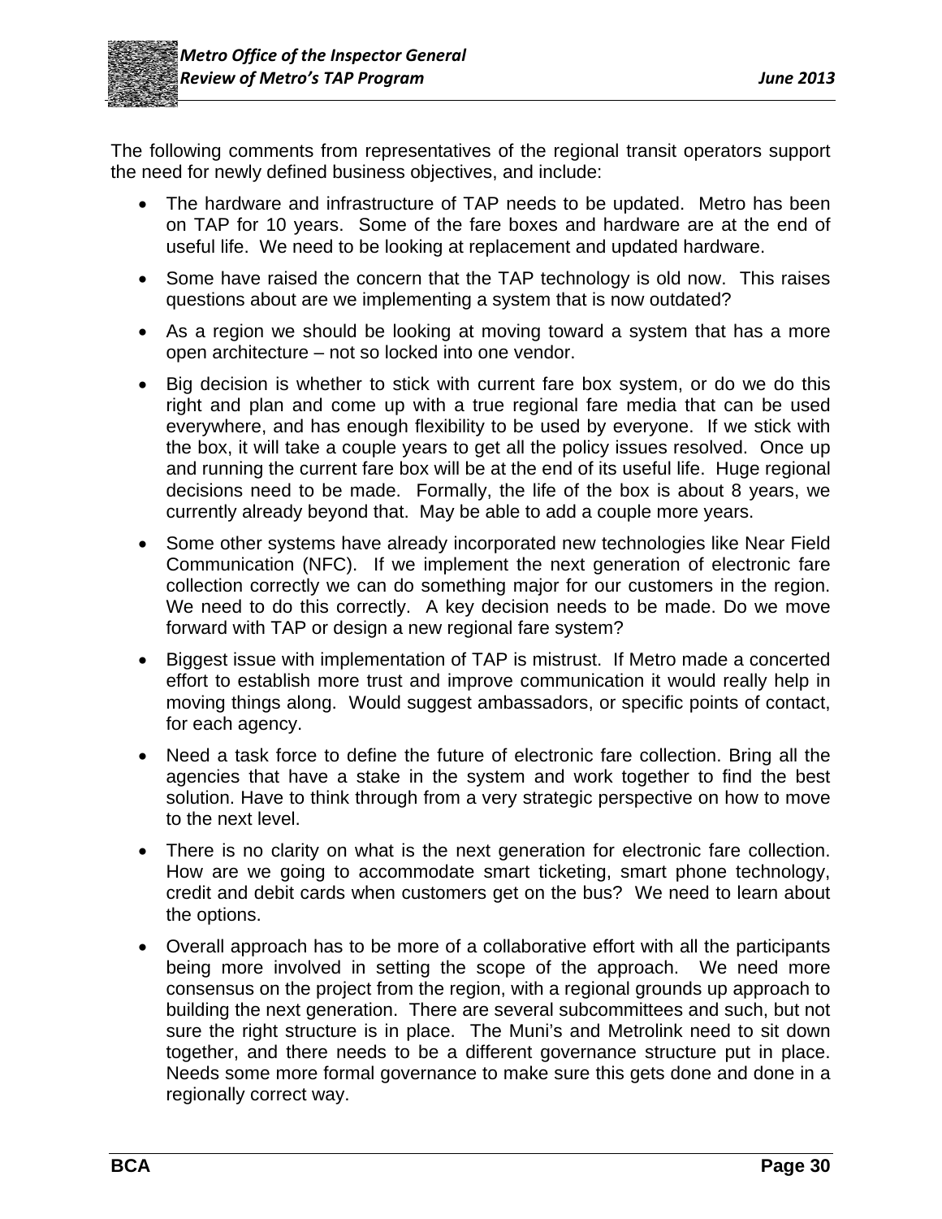The following comments from representatives of the regional transit operators support the need for newly defined business objectives, and include:

- The hardware and infrastructure of TAP needs to be updated. Metro has been on TAP for 10 years. Some of the fare boxes and hardware are at the end of useful life. We need to be looking at replacement and updated hardware.
- Some have raised the concern that the TAP technology is old now. This raises questions about are we implementing a system that is now outdated?
- As a region we should be looking at moving toward a system that has a more open architecture – not so locked into one vendor.
- Big decision is whether to stick with current fare box system, or do we do this right and plan and come up with a true regional fare media that can be used everywhere, and has enough flexibility to be used by everyone. If we stick with the box, it will take a couple years to get all the policy issues resolved. Once up and running the current fare box will be at the end of its useful life. Huge regional decisions need to be made. Formally, the life of the box is about 8 years, we currently already beyond that. May be able to add a couple more years.
- Some other systems have already incorporated new technologies like Near Field Communication (NFC). If we implement the next generation of electronic fare collection correctly we can do something major for our customers in the region. We need to do this correctly. A key decision needs to be made. Do we move forward with TAP or design a new regional fare system?
- Biggest issue with implementation of TAP is mistrust. If Metro made a concerted effort to establish more trust and improve communication it would really help in moving things along. Would suggest ambassadors, or specific points of contact, for each agency.
- Need a task force to define the future of electronic fare collection. Bring all the agencies that have a stake in the system and work together to find the best solution. Have to think through from a very strategic perspective on how to move to the next level.
- There is no clarity on what is the next generation for electronic fare collection. How are we going to accommodate smart ticketing, smart phone technology, credit and debit cards when customers get on the bus? We need to learn about the options.
- Overall approach has to be more of a collaborative effort with all the participants being more involved in setting the scope of the approach. We need more consensus on the project from the region, with a regional grounds up approach to building the next generation. There are several subcommittees and such, but not sure the right structure is in place. The Muni's and Metrolink need to sit down together, and there needs to be a different governance structure put in place. Needs some more formal governance to make sure this gets done and done in a regionally correct way.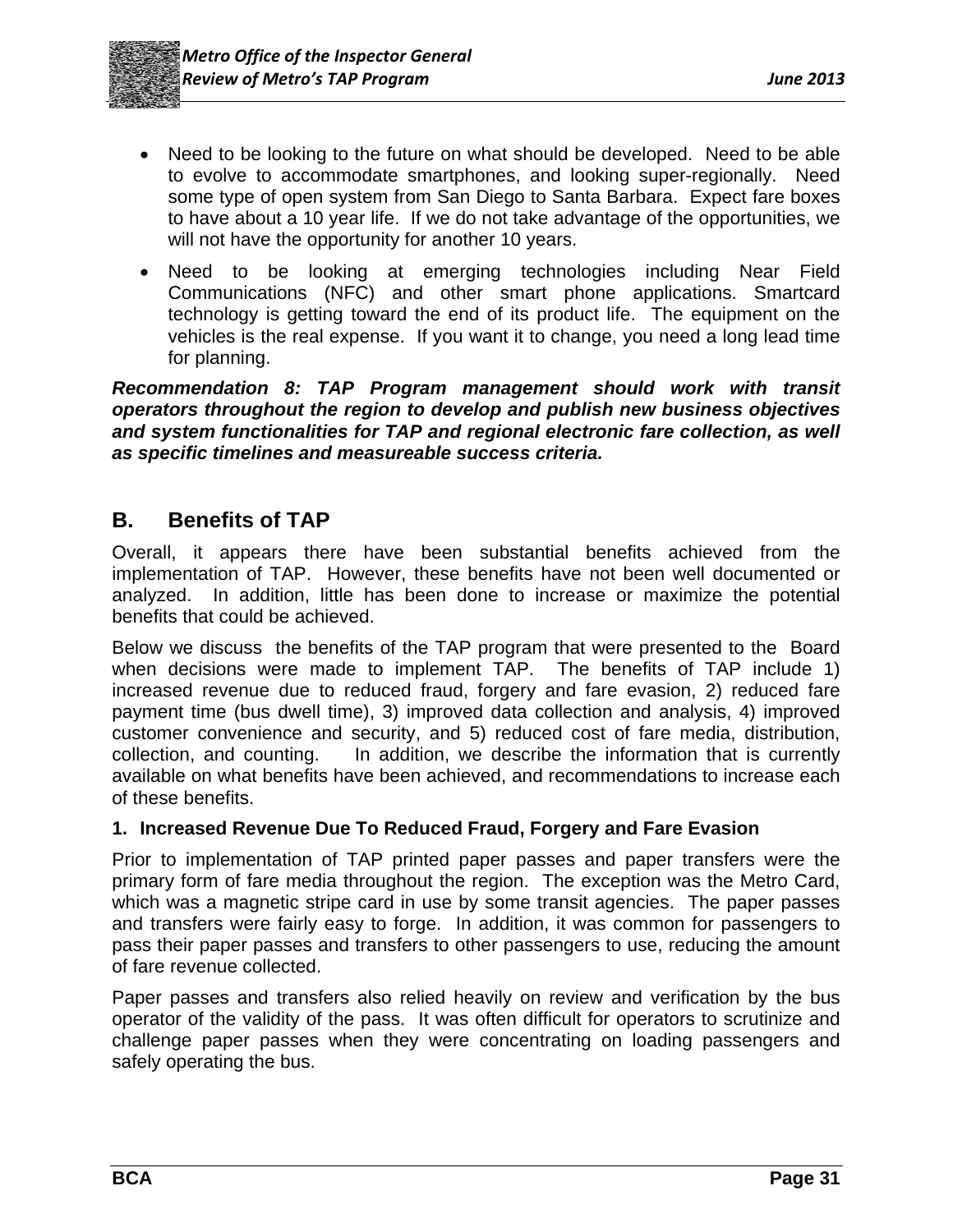- Need to be looking to the future on what should be developed. Need to be able to evolve to accommodate smartphones, and looking super-regionally. Need some type of open system from San Diego to Santa Barbara. Expect fare boxes to have about a 10 year life. If we do not take advantage of the opportunities, we will not have the opportunity for another 10 years.
- Need to be looking at emerging technologies including Near Field Communications (NFC) and other smart phone applications. Smartcard technology is getting toward the end of its product life. The equipment on the vehicles is the real expense. If you want it to change, you need a long lead time for planning.

***Recommendation 8: TAP Program management should work with transit operators throughout the region to develop and publish new business objectives and system functionalities for TAP and regional electronic fare collection, as well as specific timelines and measureable success criteria.***

## B. Benefits of TAP

Overall, it appears there have been substantial benefits achieved from the implementation of TAP. However, these benefits have not been well documented or analyzed. In addition, little has been done to increase or maximize the potential benefits that could be achieved.

Below we discuss the benefits of the TAP program that were presented to the Board when decisions were made to implement TAP. The benefits of TAP include 1) increased revenue due to reduced fraud, forgery and fare evasion, 2) reduced fare payment time (bus dwell time), 3) improved data collection and analysis, 4) improved customer convenience and security, and 5) reduced cost of fare media, distribution, collection, and counting. In addition, we describe the information that is currently available on what benefits have been achieved, and recommendations to increase each of these benefits.

### 1. Increased Revenue Due To Reduced Fraud, Forgery and Fare Evasion

Prior to implementation of TAP printed paper passes and paper transfers were the primary form of fare media throughout the region. The exception was the Metro Card, which was a magnetic stripe card in use by some transit agencies. The paper passes and transfers were fairly easy to forge. In addition, it was common for passengers to pass their paper passes and transfers to other passengers to use, reducing the amount of fare revenue collected.

Paper passes and transfers also relied heavily on review and verification by the bus operator of the validity of the pass. It was often difficult for operators to scrutinize and challenge paper passes when they were concentrating on loading passengers and safely operating the bus.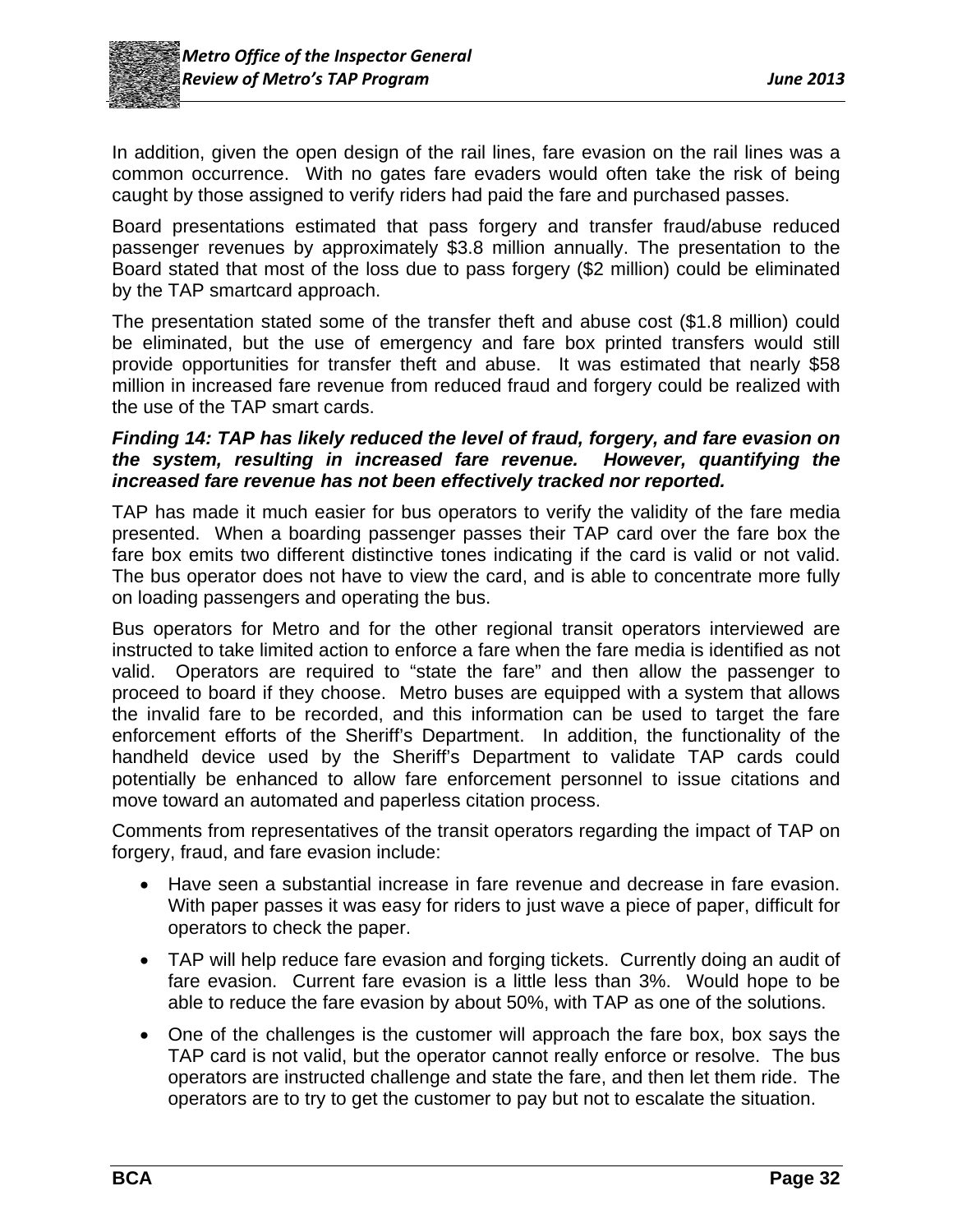In addition, given the open design of the rail lines, fare evasion on the rail lines was a common occurrence. With no gates fare evaders would often take the risk of being caught by those assigned to verify riders had paid the fare and purchased passes.

Board presentations estimated that pass forgery and transfer fraud/abuse reduced passenger revenues by approximately $3.8 million annually. The presentation to the Board stated that most of the loss due to pass forgery ($2 million) could be eliminated by the TAP smartcard approach.

The presentation stated some of the transfer theft and abuse cost ($1.8 million) could be eliminated, but the use of emergency and fare box printed transfers would still provide opportunities for transfer theft and abuse. It was estimated that nearly $58 million in increased fare revenue from reduced fraud and forgery could be realized with the use of the TAP smart cards.

***Finding 14: TAP has likely reduced the level of fraud, forgery, and fare evasion on the system, resulting in increased fare revenue. However, quantifying the increased fare revenue has not been effectively tracked nor reported.***

TAP has made it much easier for bus operators to verify the validity of the fare media presented. When a boarding passenger passes their TAP card over the fare box the fare box emits two different distinctive tones indicating if the card is valid or not valid. The bus operator does not have to view the card, and is able to concentrate more fully on loading passengers and operating the bus.

Bus operators for Metro and for the other regional transit operators interviewed are instructed to take limited action to enforce a fare when the fare media is identified as not valid. Operators are required to "state the fare" and then allow the passenger to proceed to board if they choose. Metro buses are equipped with a system that allows the invalid fare to be recorded, and this information can be used to target the fare enforcement efforts of the Sheriff's Department. In addition, the functionality of the handheld device used by the Sheriff's Department to validate TAP cards could potentially be enhanced to allow fare enforcement personnel to issue citations and move toward an automated and paperless citation process.

Comments from representatives of the transit operators regarding the impact of TAP on forgery, fraud, and fare evasion include:

- Have seen a substantial increase in fare revenue and decrease in fare evasion. With paper passes it was easy for riders to just wave a piece of paper, difficult for operators to check the paper.
- TAP will help reduce fare evasion and forging tickets. Currently doing an audit of fare evasion. Current fare evasion is a little less than 3%. Would hope to be able to reduce the fare evasion by about 50%, with TAP as one of the solutions.
- One of the challenges is the customer will approach the fare box, box says the TAP card is not valid, but the operator cannot really enforce or resolve. The bus operators are instructed challenge and state the fare, and then let them ride. The operators are to try to get the customer to pay but not to escalate the situation.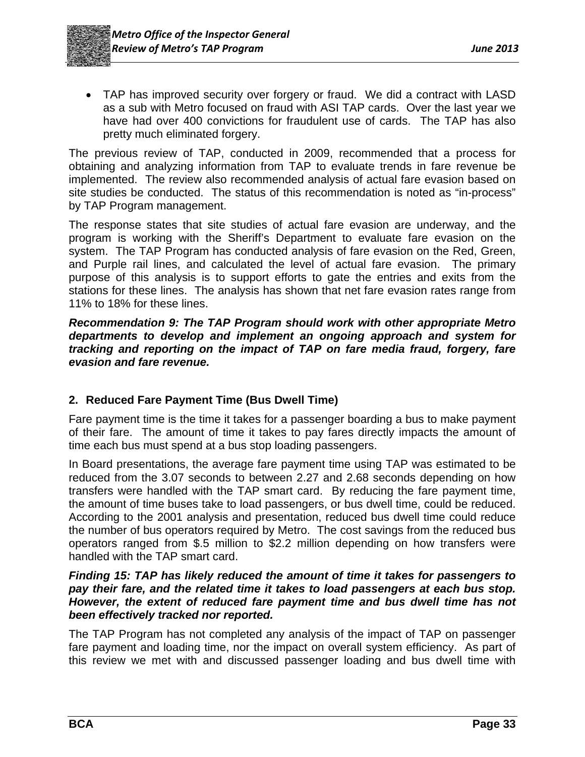- TAP has improved security over forgery or fraud. We did a contract with LASD as a sub with Metro focused on fraud with ASI TAP cards. Over the last year we have had over 400 convictions for fraudulent use of cards. The TAP has also pretty much eliminated forgery.

The previous review of TAP, conducted in 2009, recommended that a process for obtaining and analyzing information from TAP to evaluate trends in fare revenue be implemented. The review also recommended analysis of actual fare evasion based on site studies be conducted. The status of this recommendation is noted as "in-process" by TAP Program management.

The response states that site studies of actual fare evasion are underway, and the program is working with the Sheriff's Department to evaluate fare evasion on the system. The TAP Program has conducted analysis of fare evasion on the Red, Green, and Purple rail lines, and calculated the level of actual fare evasion. The primary purpose of this analysis is to support efforts to gate the entries and exits from the stations for these lines. The analysis has shown that net fare evasion rates range from 11% to 18% for these lines.

***Recommendation 9: The TAP Program should work with other appropriate Metro departments to develop and implement an ongoing approach and system for tracking and reporting on the impact of TAP on fare media fraud, forgery, fare evasion and fare revenue.***

### 2. Reduced Fare Payment Time (Bus Dwell Time)

Fare payment time is the time it takes for a passenger boarding a bus to make payment of their fare. The amount of time it takes to pay fares directly impacts the amount of time each bus must spend at a bus stop loading passengers.

In Board presentations, the average fare payment time using TAP was estimated to be reduced from the 3.07 seconds to between 2.27 and 2.68 seconds depending on how transfers were handled with the TAP smart card. By reducing the fare payment time, the amount of time buses take to load passengers, or bus dwell time, could be reduced. According to the 2001 analysis and presentation, reduced bus dwell time could reduce the number of bus operators required by Metro. The cost savings from the reduced bus operators ranged from $.5 million to $2.2 million depending on how transfers were handled with the TAP smart card.

***Finding 15: TAP has likely reduced the amount of time it takes for passengers to pay their fare, and the related time it takes to load passengers at each bus stop. However, the extent of reduced fare payment time and bus dwell time has not been effectively tracked nor reported.***

The TAP Program has not completed any analysis of the impact of TAP on passenger fare payment and loading time, nor the impact on overall system efficiency. As part of this review we met with and discussed passenger loading and bus dwell time with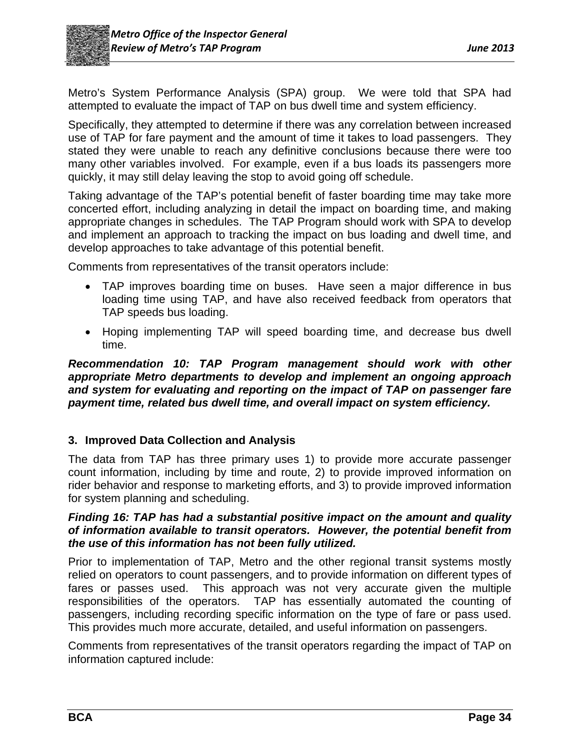Metro's System Performance Analysis (SPA) group. We were told that SPA had attempted to evaluate the impact of TAP on bus dwell time and system efficiency.

Specifically, they attempted to determine if there was any correlation between increased use of TAP for fare payment and the amount of time it takes to load passengers. They stated they were unable to reach any definitive conclusions because there were too many other variables involved. For example, even if a bus loads its passengers more quickly, it may still delay leaving the stop to avoid going off schedule.

Taking advantage of the TAP's potential benefit of faster boarding time may take more concerted effort, including analyzing in detail the impact on boarding time, and making appropriate changes in schedules. The TAP Program should work with SPA to develop and implement an approach to tracking the impact on bus loading and dwell time, and develop approaches to take advantage of this potential benefit.

Comments from representatives of the transit operators include:

- TAP improves boarding time on buses. Have seen a major difference in bus loading time using TAP, and have also received feedback from operators that TAP speeds bus loading.
- Hoping implementing TAP will speed boarding time, and decrease bus dwell time.

***Recommendation 10: TAP Program management should work with other appropriate Metro departments to develop and implement an ongoing approach and system for evaluating and reporting on the impact of TAP on passenger fare payment time, related bus dwell time, and overall impact on system efficiency.***

### 3. Improved Data Collection and Analysis

The data from TAP has three primary uses 1) to provide more accurate passenger count information, including by time and route, 2) to provide improved information on rider behavior and response to marketing efforts, and 3) to provide improved information for system planning and scheduling.

***Finding 16: TAP has had a substantial positive impact on the amount and quality of information available to transit operators. However, the potential benefit from the use of this information has not been fully utilized.***

Prior to implementation of TAP, Metro and the other regional transit systems mostly relied on operators to count passengers, and to provide information on different types of fares or passes used. This approach was not very accurate given the multiple responsibilities of the operators. TAP has essentially automated the counting of passengers, including recording specific information on the type of fare or pass used. This provides much more accurate, detailed, and useful information on passengers.

Comments from representatives of the transit operators regarding the impact of TAP on information captured include: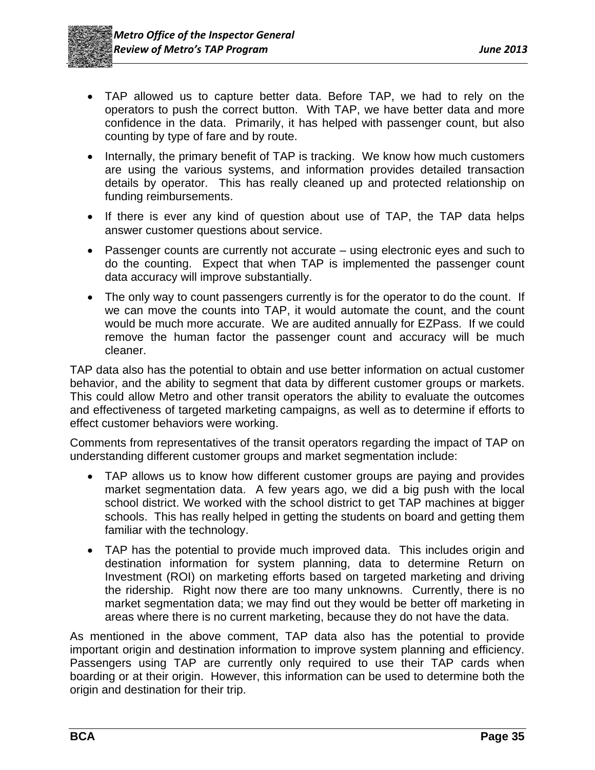- TAP allowed us to capture better data. Before TAP, we had to rely on the operators to push the correct button. With TAP, we have better data and more confidence in the data. Primarily, it has helped with passenger count, but also counting by type of fare and by route.
- Internally, the primary benefit of TAP is tracking. We know how much customers are using the various systems, and information provides detailed transaction details by operator. This has really cleaned up and protected relationship on funding reimbursements.
- If there is ever any kind of question about use of TAP, the TAP data helps answer customer questions about service.
- Passenger counts are currently not accurate – using electronic eyes and such to do the counting. Expect that when TAP is implemented the passenger count data accuracy will improve substantially.
- The only way to count passengers currently is for the operator to do the count. If we can move the counts into TAP, it would automate the count, and the count would be much more accurate. We are audited annually for EZPass. If we could remove the human factor the passenger count and accuracy will be much cleaner.

TAP data also has the potential to obtain and use better information on actual customer behavior, and the ability to segment that data by different customer groups or markets. This could allow Metro and other transit operators the ability to evaluate the outcomes and effectiveness of targeted marketing campaigns, as well as to determine if efforts to effect customer behaviors were working.

Comments from representatives of the transit operators regarding the impact of TAP on understanding different customer groups and market segmentation include:

- TAP allows us to know how different customer groups are paying and provides market segmentation data. A few years ago, we did a big push with the local school district. We worked with the school district to get TAP machines at bigger schools. This has really helped in getting the students on board and getting them familiar with the technology.
- TAP has the potential to provide much improved data. This includes origin and destination information for system planning, data to determine Return on Investment (ROI) on marketing efforts based on targeted marketing and driving the ridership. Right now there are too many unknowns. Currently, there is no market segmentation data; we may find out they would be better off marketing in areas where there is no current marketing, because they do not have the data.

As mentioned in the above comment, TAP data also has the potential to provide important origin and destination information to improve system planning and efficiency. Passengers using TAP are currently only required to use their TAP cards when boarding or at their origin. However, this information can be used to determine both the origin and destination for their trip.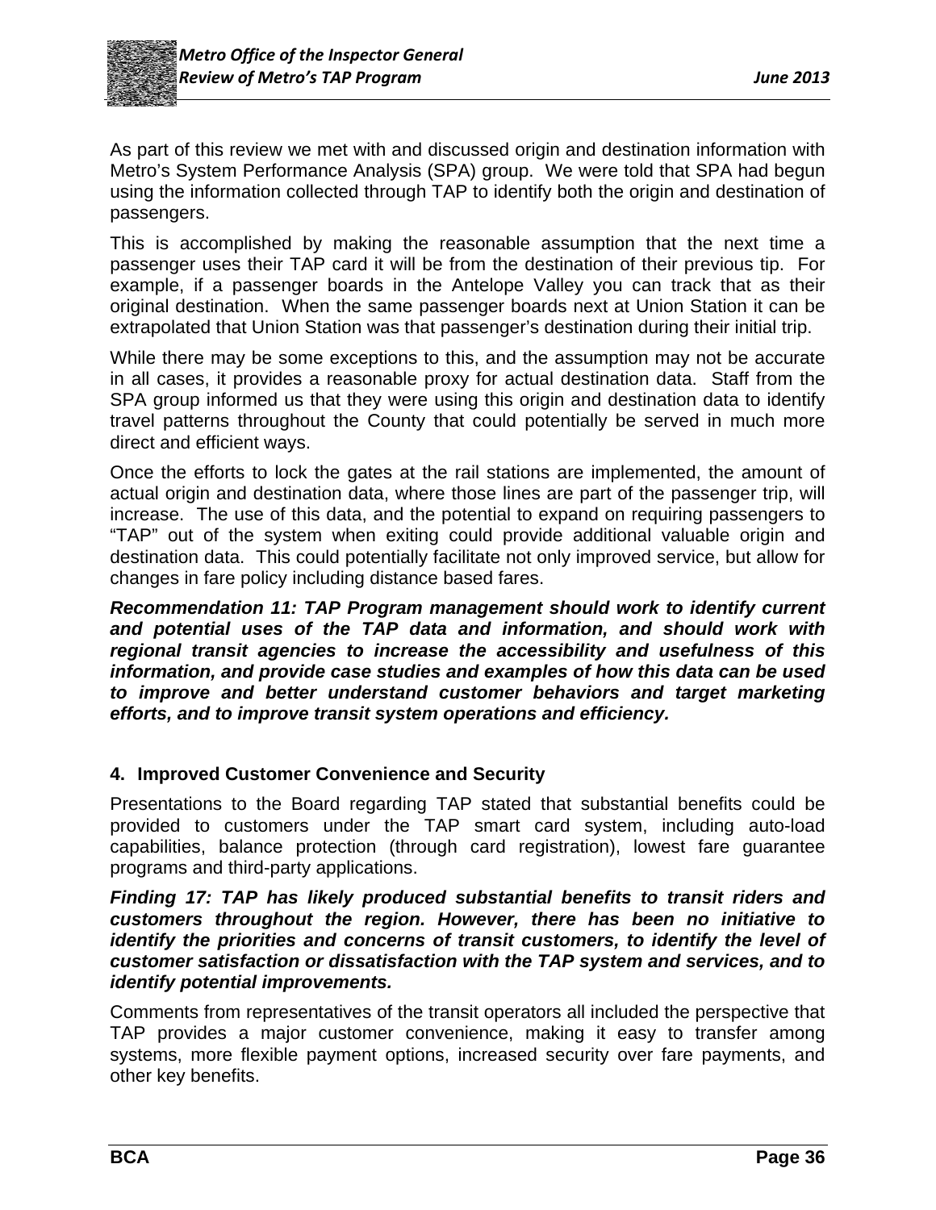As part of this review we met with and discussed origin and destination information with Metro's System Performance Analysis (SPA) group. We were told that SPA had begun using the information collected through TAP to identify both the origin and destination of passengers.

This is accomplished by making the reasonable assumption that the next time a passenger uses their TAP card it will be from the destination of their previous tip. For example, if a passenger boards in the Antelope Valley you can track that as their original destination. When the same passenger boards next at Union Station it can be extrapolated that Union Station was that passenger's destination during their initial trip.

While there may be some exceptions to this, and the assumption may not be accurate in all cases, it provides a reasonable proxy for actual destination data. Staff from the SPA group informed us that they were using this origin and destination data to identify travel patterns throughout the County that could potentially be served in much more direct and efficient ways.

Once the efforts to lock the gates at the rail stations are implemented, the amount of actual origin and destination data, where those lines are part of the passenger trip, will increase. The use of this data, and the potential to expand on requiring passengers to "TAP" out of the system when exiting could provide additional valuable origin and destination data. This could potentially facilitate not only improved service, but allow for changes in fare policy including distance based fares.

***Recommendation 11: TAP Program management should work to identify current and potential uses of the TAP data and information, and should work with regional transit agencies to increase the accessibility and usefulness of this information, and provide case studies and examples of how this data can be used to improve and better understand customer behaviors and target marketing efforts, and to improve transit system operations and efficiency.***

### 4. Improved Customer Convenience and Security

Presentations to the Board regarding TAP stated that substantial benefits could be provided to customers under the TAP smart card system, including auto-load capabilities, balance protection (through card registration), lowest fare guarantee programs and third-party applications.

***Finding 17: TAP has likely produced substantial benefits to transit riders and customers throughout the region. However, there has been no initiative to identify the priorities and concerns of transit customers, to identify the level of customer satisfaction or dissatisfaction with the TAP system and services, and to identify potential improvements.***

Comments from representatives of the transit operators all included the perspective that TAP provides a major customer convenience, making it easy to transfer among systems, more flexible payment options, increased security over fare payments, and other key benefits.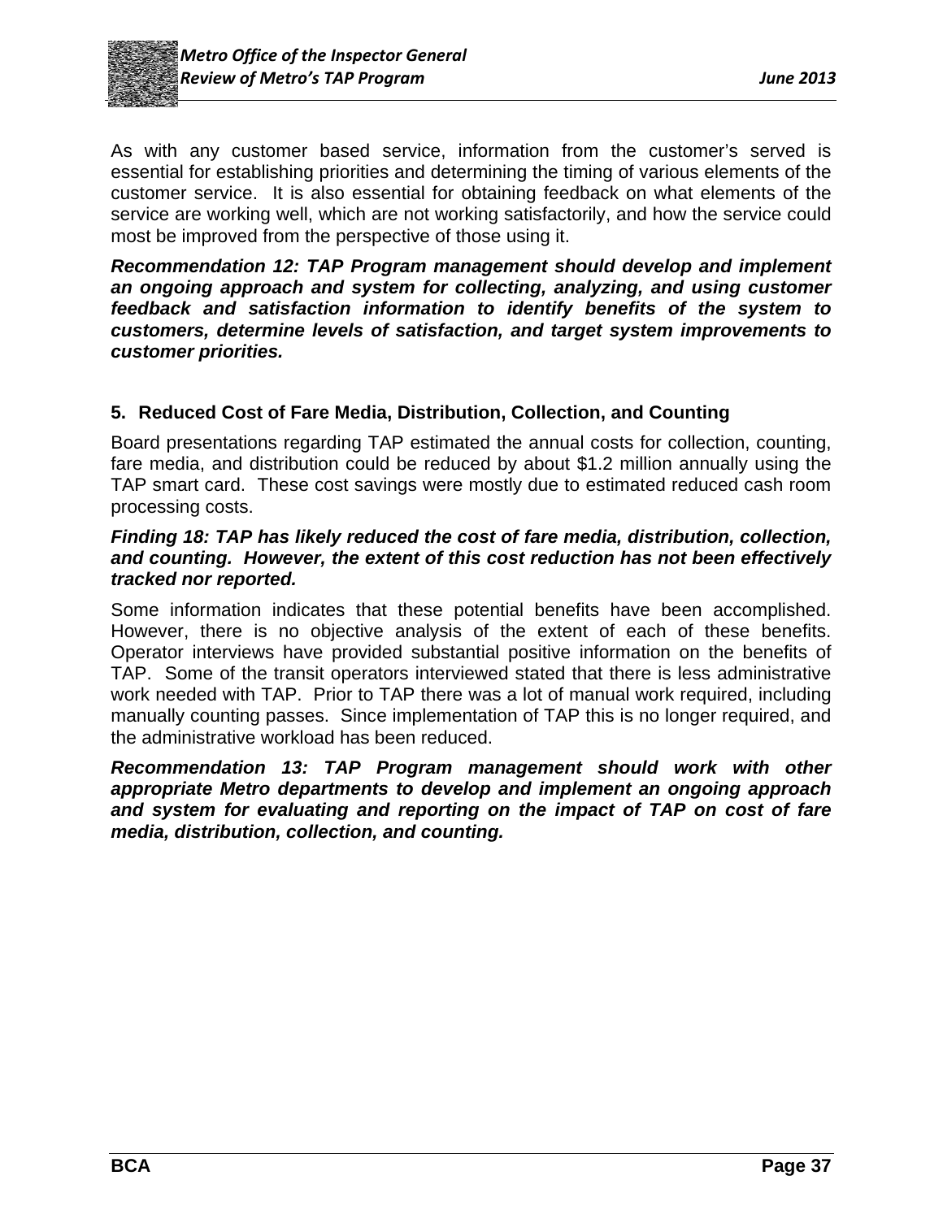As with any customer based service, information from the customer's served is essential for establishing priorities and determining the timing of various elements of the customer service. It is also essential for obtaining feedback on what elements of the service are working well, which are not working satisfactorily, and how the service could most be improved from the perspective of those using it.

***Recommendation 12: TAP Program management should develop and implement an ongoing approach and system for collecting, analyzing, and using customer feedback and satisfaction information to identify benefits of the system to customers, determine levels of satisfaction, and target system improvements to customer priorities.***

## 5. Reduced Cost of Fare Media, Distribution, Collection, and Counting

Board presentations regarding TAP estimated the annual costs for collection, counting, fare media, and distribution could be reduced by about $1.2 million annually using the TAP smart card. These cost savings were mostly due to estimated reduced cash room processing costs.

***Finding 18: TAP has likely reduced the cost of fare media, distribution, collection, and counting. However, the extent of this cost reduction has not been effectively tracked nor reported.***

Some information indicates that these potential benefits have been accomplished. However, there is no objective analysis of the extent of each of these benefits. Operator interviews have provided substantial positive information on the benefits of TAP. Some of the transit operators interviewed stated that there is less administrative work needed with TAP. Prior to TAP there was a lot of manual work required, including manually counting passes. Since implementation of TAP this is no longer required, and the administrative workload has been reduced.

***Recommendation 13: TAP Program management should work with other appropriate Metro departments to develop and implement an ongoing approach and system for evaluating and reporting on the impact of TAP on cost of fare media, distribution, collection, and counting.***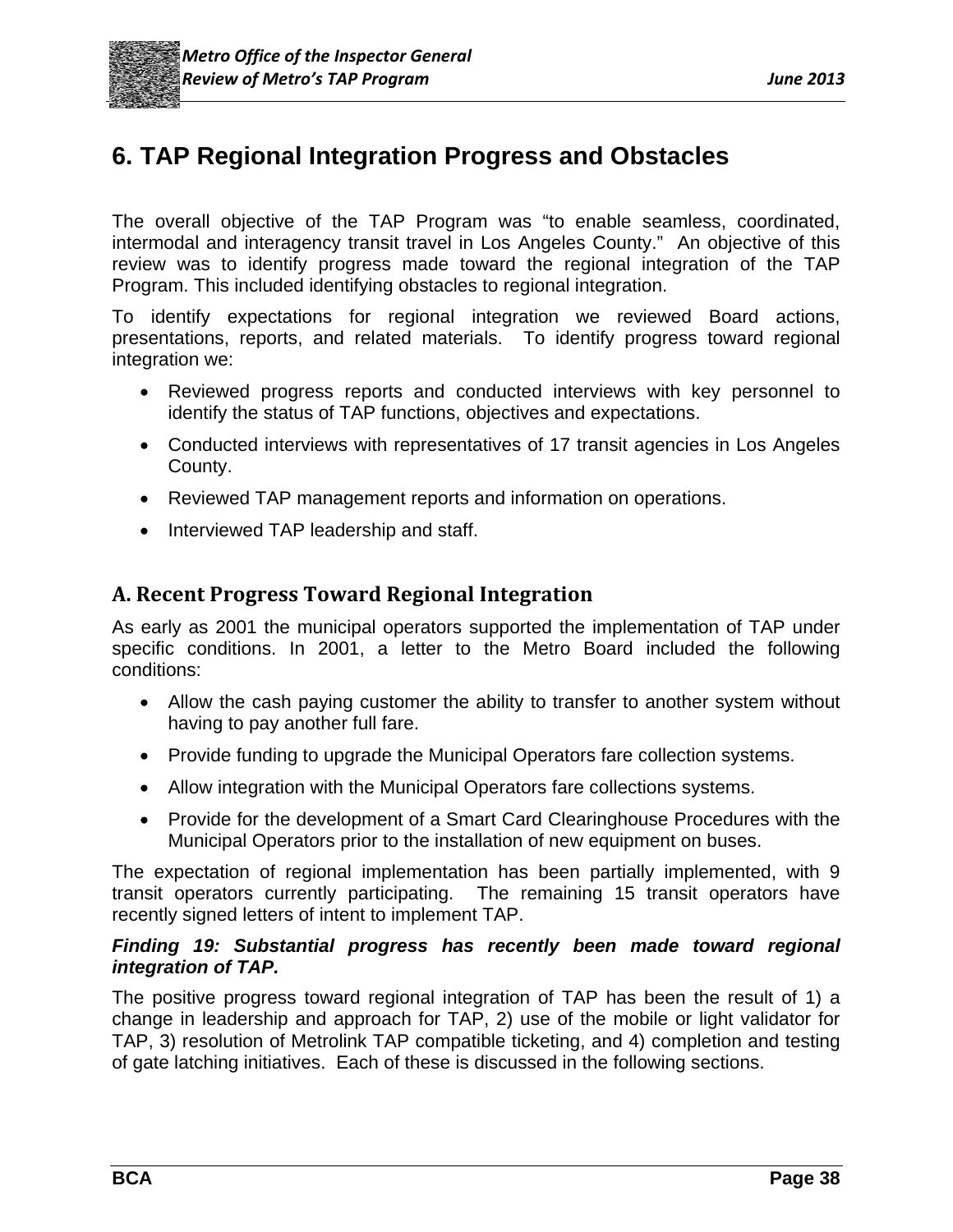# 6. TAP Regional Integration Progress and Obstacles

The overall objective of the TAP Program was "to enable seamless, coordinated, intermodal and interagency transit travel in Los Angeles County." An objective of this review was to identify progress made toward the regional integration of the TAP Program. This included identifying obstacles to regional integration.

To identify expectations for regional integration we reviewed Board actions, presentations, reports, and related materials. To identify progress toward regional integration we:

- Reviewed progress reports and conducted interviews with key personnel to identify the status of TAP functions, objectives and expectations.
- Conducted interviews with representatives of 17 transit agencies in Los Angeles County.
- Reviewed TAP management reports and information on operations.
- Interviewed TAP leadership and staff.

## A. Recent Progress Toward Regional Integration

As early as 2001 the municipal operators supported the implementation of TAP under specific conditions. In 2001, a letter to the Metro Board included the following conditions:

- Allow the cash paying customer the ability to transfer to another system without having to pay another full fare.
- Provide funding to upgrade the Municipal Operators fare collection systems.
- Allow integration with the Municipal Operators fare collections systems.
- Provide for the development of a Smart Card Clearinghouse Procedures with the Municipal Operators prior to the installation of new equipment on buses.

The expectation of regional implementation has been partially implemented, with 9 transit operators currently participating. The remaining 15 transit operators have recently signed letters of intent to implement TAP.

***Finding 19: Substantial progress has recently been made toward regional integration of TAP.***

The positive progress toward regional integration of TAP has been the result of 1) a change in leadership and approach for TAP, 2) use of the mobile or light validator for TAP, 3) resolution of Metrolink TAP compatible ticketing, and 4) completion and testing of gate latching initiatives. Each of these is discussed in the following sections.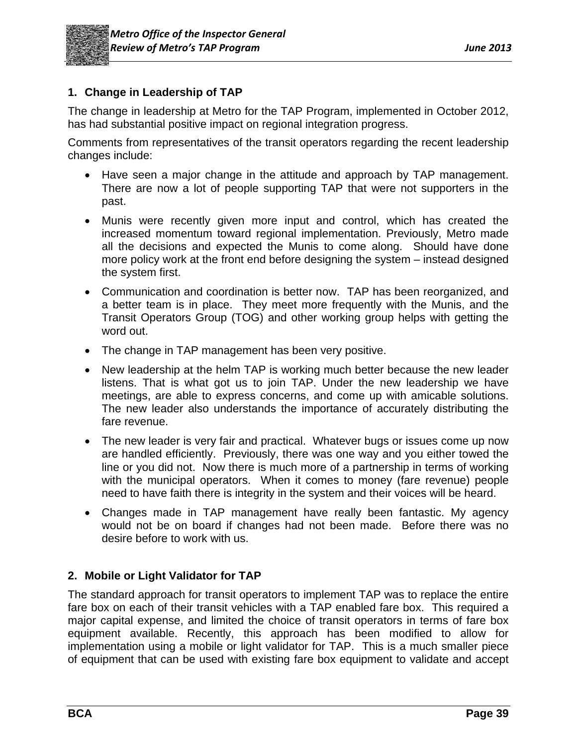### 1. Change in Leadership of TAP

The change in leadership at Metro for the TAP Program, implemented in October 2012, has had substantial positive impact on regional integration progress.

Comments from representatives of the transit operators regarding the recent leadership changes include:

- Have seen a major change in the attitude and approach by TAP management. There are now a lot of people supporting TAP that were not supporters in the past.
- Munis were recently given more input and control, which has created the increased momentum toward regional implementation. Previously, Metro made all the decisions and expected the Munis to come along. Should have done more policy work at the front end before designing the system – instead designed the system first.
- Communication and coordination is better now. TAP has been reorganized, and a better team is in place. They meet more frequently with the Munis, and the Transit Operators Group (TOG) and other working group helps with getting the word out.
- The change in TAP management has been very positive.
- New leadership at the helm TAP is working much better because the new leader listens. That is what got us to join TAP. Under the new leadership we have meetings, are able to express concerns, and come up with amicable solutions. The new leader also understands the importance of accurately distributing the fare revenue.
- The new leader is very fair and practical. Whatever bugs or issues come up now are handled efficiently. Previously, there was one way and you either towed the line or you did not. Now there is much more of a partnership in terms of working with the municipal operators. When it comes to money (fare revenue) people need to have faith there is integrity in the system and their voices will be heard.
- Changes made in TAP management have really been fantastic. My agency would not be on board if changes had not been made. Before there was no desire before to work with us.

### 2. Mobile or Light Validator for TAP

The standard approach for transit operators to implement TAP was to replace the entire fare box on each of their transit vehicles with a TAP enabled fare box. This required a major capital expense, and limited the choice of transit operators in terms of fare box equipment available. Recently, this approach has been modified to allow for implementation using a mobile or light validator for TAP. This is a much smaller piece of equipment that can be used with existing fare box equipment to validate and accept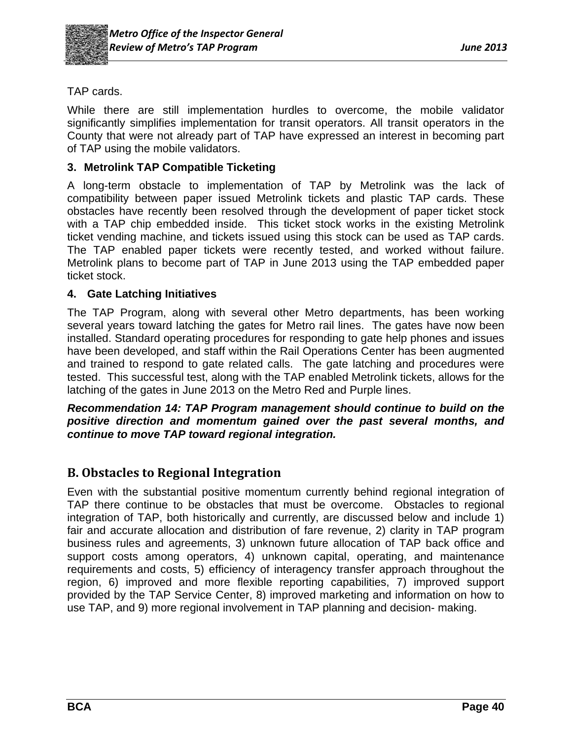TAP cards.

While there are still implementation hurdles to overcome, the mobile validator significantly simplifies implementation for transit operators. All transit operators in the County that were not already part of TAP have expressed an interest in becoming part of TAP using the mobile validators.

**3. Metrolink TAP Compatible Ticketing**

A long-term obstacle to implementation of TAP by Metrolink was the lack of compatibility between paper issued Metrolink tickets and plastic TAP cards. These obstacles have recently been resolved through the development of paper ticket stock with a TAP chip embedded inside. This ticket stock works in the existing Metrolink ticket vending machine, and tickets issued using this stock can be used as TAP cards. The TAP enabled paper tickets were recently tested, and worked without failure. Metrolink plans to become part of TAP in June 2013 using the TAP embedded paper ticket stock.

**4. Gate Latching Initiatives**

The TAP Program, along with several other Metro departments, has been working several years toward latching the gates for Metro rail lines. The gates have now been installed. Standard operating procedures for responding to gate help phones and issues have been developed, and staff within the Rail Operations Center has been augmented and trained to respond to gate related calls. The gate latching and procedures were tested. This successful test, along with the TAP enabled Metrolink tickets, allows for the latching of the gates in June 2013 on the Metro Red and Purple lines.

***Recommendation 14: TAP Program management should continue to build on the positive direction and momentum gained over the past several months, and continue to move TAP toward regional integration.***

## B. Obstacles to Regional Integration

Even with the substantial positive momentum currently behind regional integration of TAP there continue to be obstacles that must be overcome. Obstacles to regional integration of TAP, both historically and currently, are discussed below and include 1) fair and accurate allocation and distribution of fare revenue, 2) clarity in TAP program business rules and agreements, 3) unknown future allocation of TAP back office and support costs among operators, 4) unknown capital, operating, and maintenance requirements and costs, 5) efficiency of interagency transfer approach throughout the region, 6) improved and more flexible reporting capabilities, 7) improved support provided by the TAP Service Center, 8) improved marketing and information on how to use TAP, and 9) more regional involvement in TAP planning and decision- making.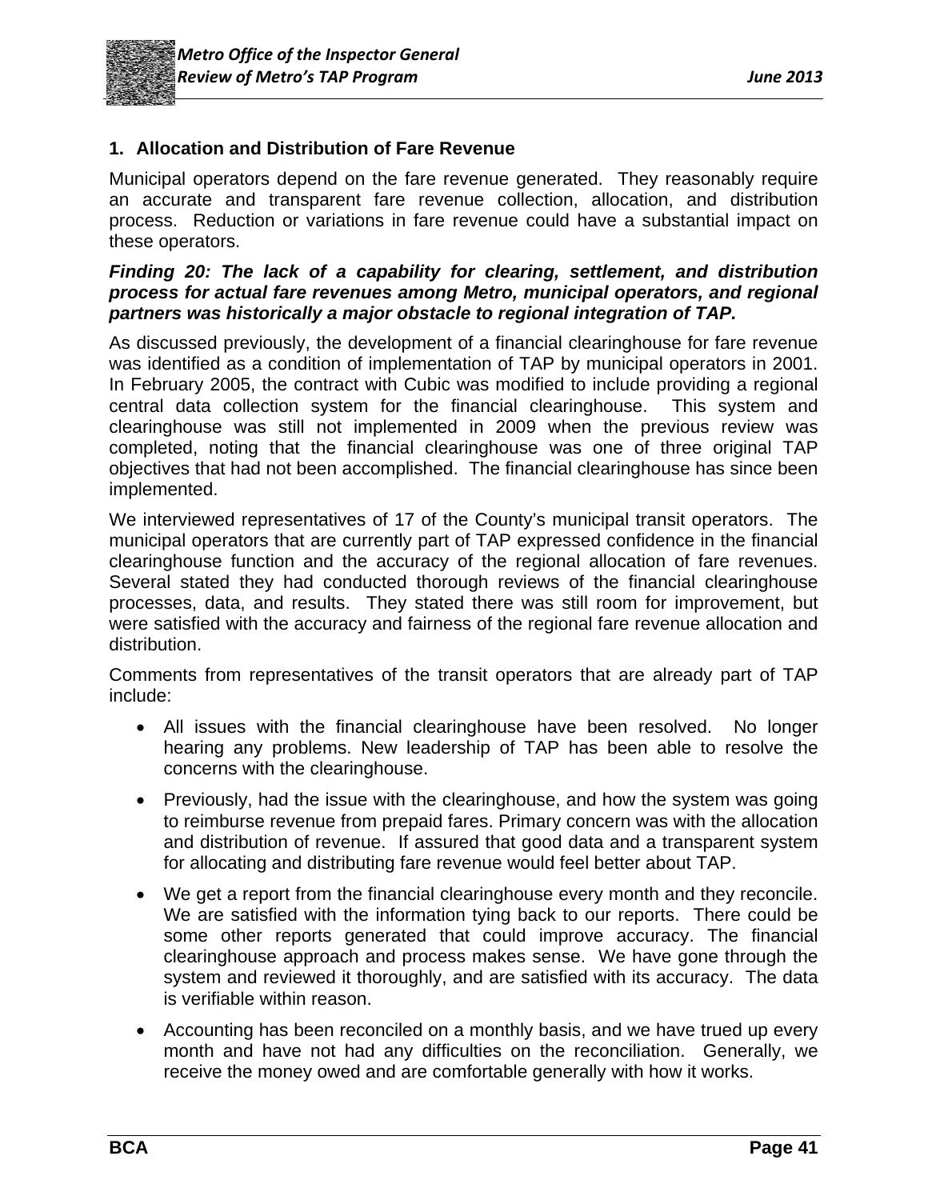## 1. Allocation and Distribution of Fare Revenue

Municipal operators depend on the fare revenue generated. They reasonably require an accurate and transparent fare revenue collection, allocation, and distribution process. Reduction or variations in fare revenue could have a substantial impact on these operators.

***Finding 20: The lack of a capability for clearing, settlement, and distribution process for actual fare revenues among Metro, municipal operators, and regional partners was historically a major obstacle to regional integration of TAP.***

As discussed previously, the development of a financial clearinghouse for fare revenue was identified as a condition of implementation of TAP by municipal operators in 2001. In February 2005, the contract with Cubic was modified to include providing a regional central data collection system for the financial clearinghouse. This system and clearinghouse was still not implemented in 2009 when the previous review was completed, noting that the financial clearinghouse was one of three original TAP objectives that had not been accomplished. The financial clearinghouse has since been implemented.

We interviewed representatives of 17 of the County's municipal transit operators. The municipal operators that are currently part of TAP expressed confidence in the financial clearinghouse function and the accuracy of the regional allocation of fare revenues. Several stated they had conducted thorough reviews of the financial clearinghouse processes, data, and results. They stated there was still room for improvement, but were satisfied with the accuracy and fairness of the regional fare revenue allocation and distribution.

Comments from representatives of the transit operators that are already part of TAP include:

- All issues with the financial clearinghouse have been resolved. No longer hearing any problems. New leadership of TAP has been able to resolve the concerns with the clearinghouse.
- Previously, had the issue with the clearinghouse, and how the system was going to reimburse revenue from prepaid fares. Primary concern was with the allocation and distribution of revenue. If assured that good data and a transparent system for allocating and distributing fare revenue would feel better about TAP.
- We get a report from the financial clearinghouse every month and they reconcile. We are satisfied with the information tying back to our reports. There could be some other reports generated that could improve accuracy. The financial clearinghouse approach and process makes sense. We have gone through the system and reviewed it thoroughly, and are satisfied with its accuracy. The data is verifiable within reason.
- Accounting has been reconciled on a monthly basis, and we have trued up every month and have not had any difficulties on the reconciliation. Generally, we receive the money owed and are comfortable generally with how it works.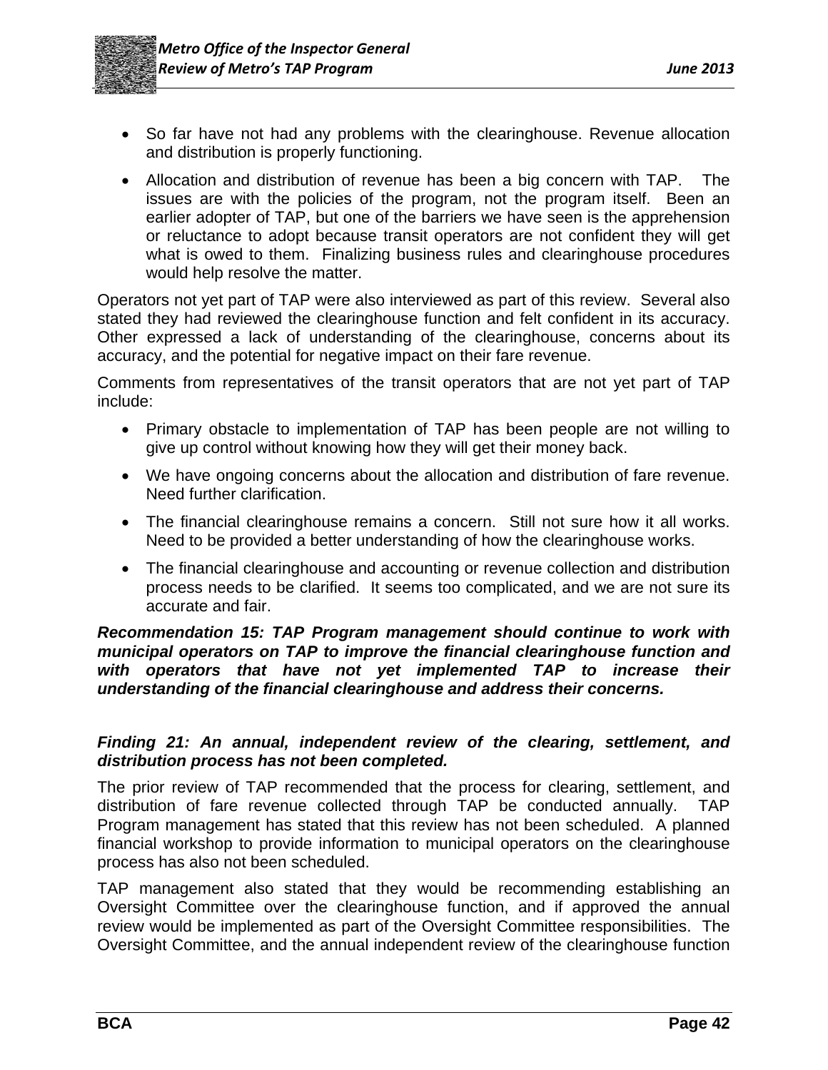- So far have not had any problems with the clearinghouse. Revenue allocation and distribution is properly functioning.
- Allocation and distribution of revenue has been a big concern with TAP. The issues are with the policies of the program, not the program itself. Been an earlier adopter of TAP, but one of the barriers we have seen is the apprehension or reluctance to adopt because transit operators are not confident they will get what is owed to them. Finalizing business rules and clearinghouse procedures would help resolve the matter.

Operators not yet part of TAP were also interviewed as part of this review. Several also stated they had reviewed the clearinghouse function and felt confident in its accuracy. Other expressed a lack of understanding of the clearinghouse, concerns about its accuracy, and the potential for negative impact on their fare revenue.

Comments from representatives of the transit operators that are not yet part of TAP include:

- Primary obstacle to implementation of TAP has been people are not willing to give up control without knowing how they will get their money back.
- We have ongoing concerns about the allocation and distribution of fare revenue. Need further clarification.
- The financial clearinghouse remains a concern. Still not sure how it all works. Need to be provided a better understanding of how the clearinghouse works.
- The financial clearinghouse and accounting or revenue collection and distribution process needs to be clarified. It seems too complicated, and we are not sure its accurate and fair.

***Recommendation 15: TAP Program management should continue to work with municipal operators on TAP to improve the financial clearinghouse function and with operators that have not yet implemented TAP to increase their understanding of the financial clearinghouse and address their concerns.***

***Finding 21: An annual, independent review of the clearing, settlement, and distribution process has not been completed.***

The prior review of TAP recommended that the process for clearing, settlement, and distribution of fare revenue collected through TAP be conducted annually. TAP Program management has stated that this review has not been scheduled. A planned financial workshop to provide information to municipal operators on the clearinghouse process has also not been scheduled.

TAP management also stated that they would be recommending establishing an Oversight Committee over the clearinghouse function, and if approved the annual review would be implemented as part of the Oversight Committee responsibilities. The Oversight Committee, and the annual independent review of the clearinghouse function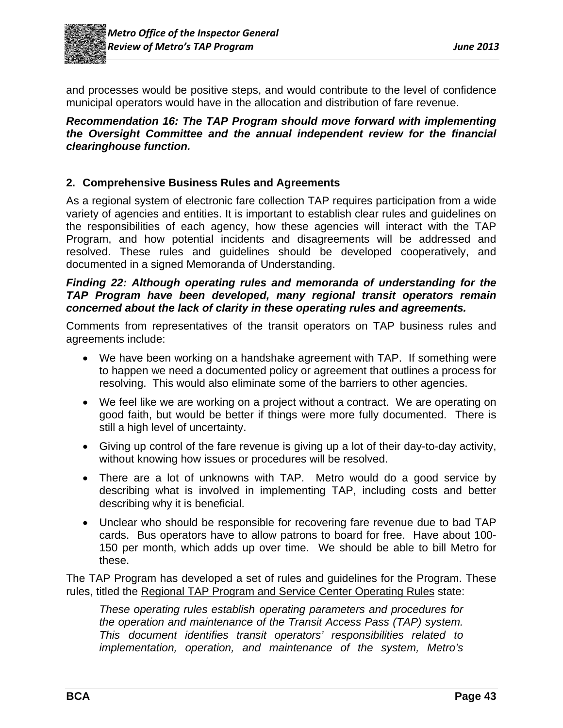and processes would be positive steps, and would contribute to the level of confidence municipal operators would have in the allocation and distribution of fare revenue.

***Recommendation 16: The TAP Program should move forward with implementing the Oversight Committee and the annual independent review for the financial clearinghouse function.***

## 2. Comprehensive Business Rules and Agreements

As a regional system of electronic fare collection TAP requires participation from a wide variety of agencies and entities. It is important to establish clear rules and guidelines on the responsibilities of each agency, how these agencies will interact with the TAP Program, and how potential incidents and disagreements will be addressed and resolved. These rules and guidelines should be developed cooperatively, and documented in a signed Memoranda of Understanding.

***Finding 22: Although operating rules and memoranda of understanding for the TAP Program have been developed, many regional transit operators remain concerned about the lack of clarity in these operating rules and agreements.***

Comments from representatives of the transit operators on TAP business rules and agreements include:

- We have been working on a handshake agreement with TAP. If something were to happen we need a documented policy or agreement that outlines a process for resolving. This would also eliminate some of the barriers to other agencies.
- We feel like we are working on a project without a contract. We are operating on good faith, but would be better if things were more fully documented. There is still a high level of uncertainty.
- Giving up control of the fare revenue is giving up a lot of their day-to-day activity, without knowing how issues or procedures will be resolved.
- There are a lot of unknowns with TAP. Metro would do a good service by describing what is involved in implementing TAP, including costs and better describing why it is beneficial.
- Unclear who should be responsible for recovering fare revenue due to bad TAP cards. Bus operators have to allow patrons to board for free. Have about 100-150 per month, which adds up over time. We should be able to bill Metro for these.

The TAP Program has developed a set of rules and guidelines for the Program. These rules, titled the Regional TAP Program and Service Center Operating Rules state:

> *These operating rules establish operating parameters and procedures for the operation and maintenance of the Transit Access Pass (TAP) system. This document identifies transit operators' responsibilities related to implementation, operation, and maintenance of the system, Metro's*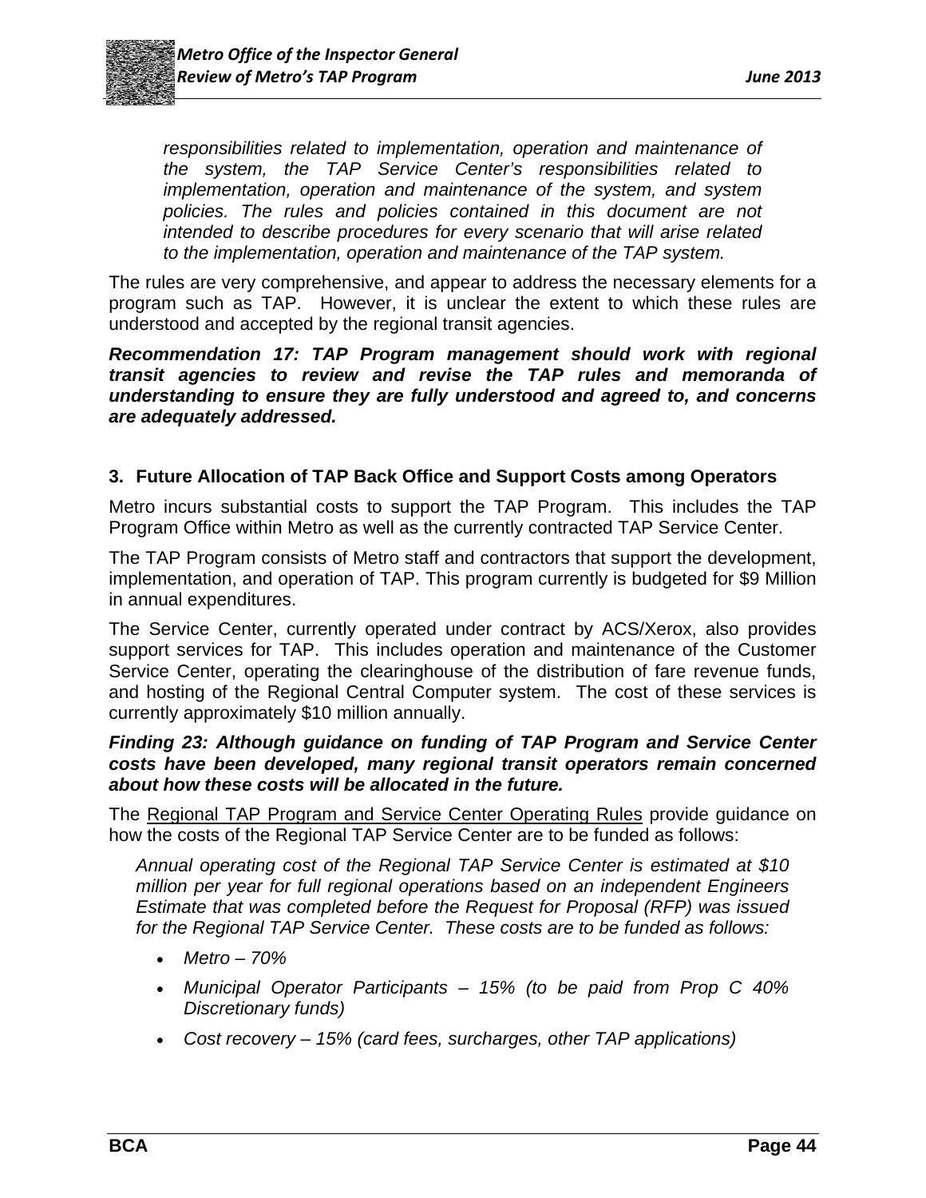*responsibilities related to implementation, operation and maintenance of the system, the TAP Service Center's responsibilities related to implementation, operation and maintenance of the system, and system policies. The rules and policies contained in this document are not intended to describe procedures for every scenario that will arise related to the implementation, operation and maintenance of the TAP system.*

The rules are very comprehensive, and appear to address the necessary elements for a program such as TAP. However, it is unclear the extent to which these rules are understood and accepted by the regional transit agencies.

***Recommendation 17: TAP Program management should work with regional transit agencies to review and revise the TAP rules and memoranda of understanding to ensure they are fully understood and agreed to, and concerns are adequately addressed.***

### 3. Future Allocation of TAP Back Office and Support Costs among Operators

Metro incurs substantial costs to support the TAP Program. This includes the TAP Program Office within Metro as well as the currently contracted TAP Service Center.

The TAP Program consists of Metro staff and contractors that support the development, implementation, and operation of TAP. This program currently is budgeted for $9 Million in annual expenditures.

The Service Center, currently operated under contract by ACS/Xerox, also provides support services for TAP. This includes operation and maintenance of the Customer Service Center, operating the clearinghouse of the distribution of fare revenue funds, and hosting of the Regional Central Computer system. The cost of these services is currently approximately $10 million annually.

***Finding 23: Although guidance on funding of TAP Program and Service Center costs have been developed, many regional transit operators remain concerned about how these costs will be allocated in the future.***

The Regional TAP Program and Service Center Operating Rules provide guidance on how the costs of the Regional TAP Service Center are to be funded as follows:

*Annual operating cost of the Regional TAP Service Center is estimated at $10 million per year for full regional operations based on an independent Engineers Estimate that was completed before the Request for Proposal (RFP) was issued for the Regional TAP Service Center. These costs are to be funded as follows:*

- *Metro – 70%*
- *Municipal Operator Participants – 15% (to be paid from Prop C 40% Discretionary funds)*
- *Cost recovery – 15% (card fees, surcharges, other TAP applications)*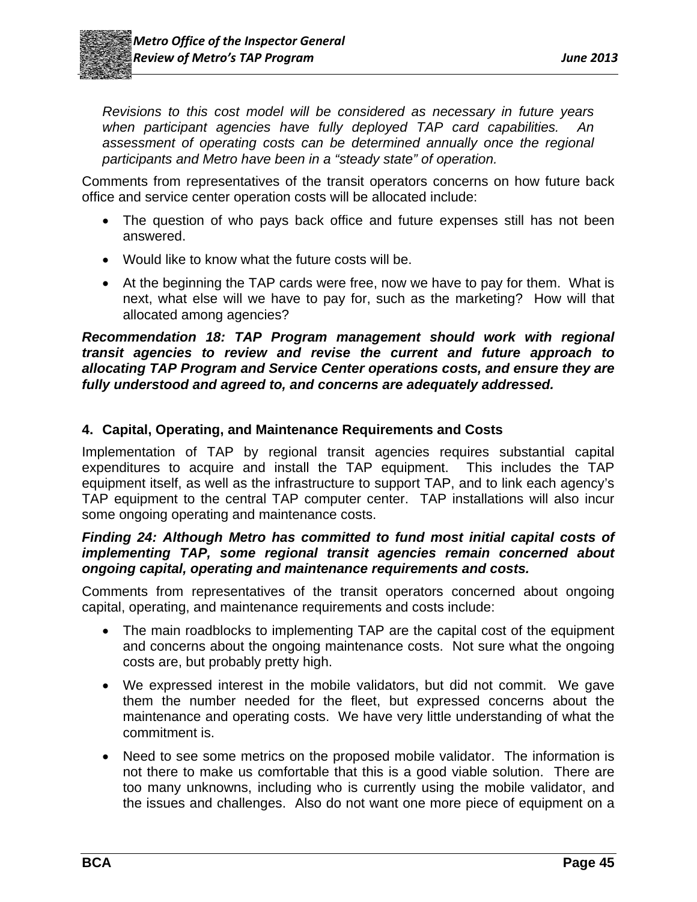*Revisions to this cost model will be considered as necessary in future years when participant agencies have fully deployed TAP card capabilities. An assessment of operating costs can be determined annually once the regional participants and Metro have been in a "steady state" of operation.*

Comments from representatives of the transit operators concerns on how future back office and service center operation costs will be allocated include:

- The question of who pays back office and future expenses still has not been answered.
- Would like to know what the future costs will be.
- At the beginning the TAP cards were free, now we have to pay for them. What is next, what else will we have to pay for, such as the marketing? How will that allocated among agencies?

***Recommendation 18: TAP Program management should work with regional transit agencies to review and revise the current and future approach to allocating TAP Program and Service Center operations costs, and ensure they are fully understood and agreed to, and concerns are adequately addressed.***

### 4. Capital, Operating, and Maintenance Requirements and Costs

Implementation of TAP by regional transit agencies requires substantial capital expenditures to acquire and install the TAP equipment. This includes the TAP equipment itself, as well as the infrastructure to support TAP, and to link each agency's TAP equipment to the central TAP computer center. TAP installations will also incur some ongoing operating and maintenance costs.

***Finding 24: Although Metro has committed to fund most initial capital costs of implementing TAP, some regional transit agencies remain concerned about ongoing capital, operating and maintenance requirements and costs.***

Comments from representatives of the transit operators concerned about ongoing capital, operating, and maintenance requirements and costs include:

- The main roadblocks to implementing TAP are the capital cost of the equipment and concerns about the ongoing maintenance costs. Not sure what the ongoing costs are, but probably pretty high.
- We expressed interest in the mobile validators, but did not commit. We gave them the number needed for the fleet, but expressed concerns about the maintenance and operating costs. We have very little understanding of what the commitment is.
- Need to see some metrics on the proposed mobile validator. The information is not there to make us comfortable that this is a good viable solution. There are too many unknowns, including who is currently using the mobile validator, and the issues and challenges. Also do not want one more piece of equipment on a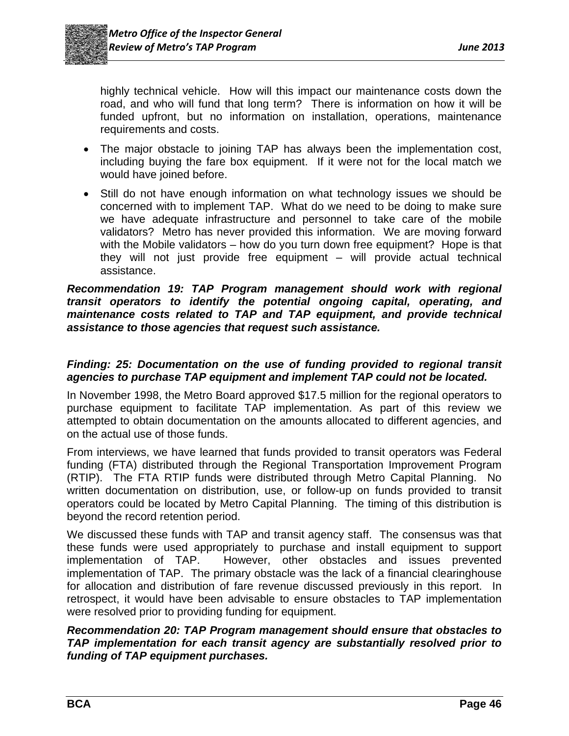highly technical vehicle. How will this impact our maintenance costs down the road, and who will fund that long term? There is information on how it will be funded upfront, but no information on installation, operations, maintenance requirements and costs.

- The major obstacle to joining TAP has always been the implementation cost, including buying the fare box equipment. If it were not for the local match we would have joined before.
- Still do not have enough information on what technology issues we should be concerned with to implement TAP. What do we need to be doing to make sure we have adequate infrastructure and personnel to take care of the mobile validators? Metro has never provided this information. We are moving forward with the Mobile validators – how do you turn down free equipment? Hope is that they will not just provide free equipment – will provide actual technical assistance.

***Recommendation 19: TAP Program management should work with regional transit operators to identify the potential ongoing capital, operating, and maintenance costs related to TAP and TAP equipment, and provide technical assistance to those agencies that request such assistance.***

***Finding: 25: Documentation on the use of funding provided to regional transit agencies to purchase TAP equipment and implement TAP could not be located.***

In November 1998, the Metro Board approved $17.5 million for the regional operators to purchase equipment to facilitate TAP implementation. As part of this review we attempted to obtain documentation on the amounts allocated to different agencies, and on the actual use of those funds.

From interviews, we have learned that funds provided to transit operators was Federal funding (FTA) distributed through the Regional Transportation Improvement Program (RTIP). The FTA RTIP funds were distributed through Metro Capital Planning. No written documentation on distribution, use, or follow-up on funds provided to transit operators could be located by Metro Capital Planning. The timing of this distribution is beyond the record retention period.

We discussed these funds with TAP and transit agency staff. The consensus was that these funds were used appropriately to purchase and install equipment to support implementation of TAP. However, other obstacles and issues prevented implementation of TAP. The primary obstacle was the lack of a financial clearinghouse for allocation and distribution of fare revenue discussed previously in this report. In retrospect, it would have been advisable to ensure obstacles to TAP implementation were resolved prior to providing funding for equipment.

***Recommendation 20: TAP Program management should ensure that obstacles to TAP implementation for each transit agency are substantially resolved prior to funding of TAP equipment purchases.***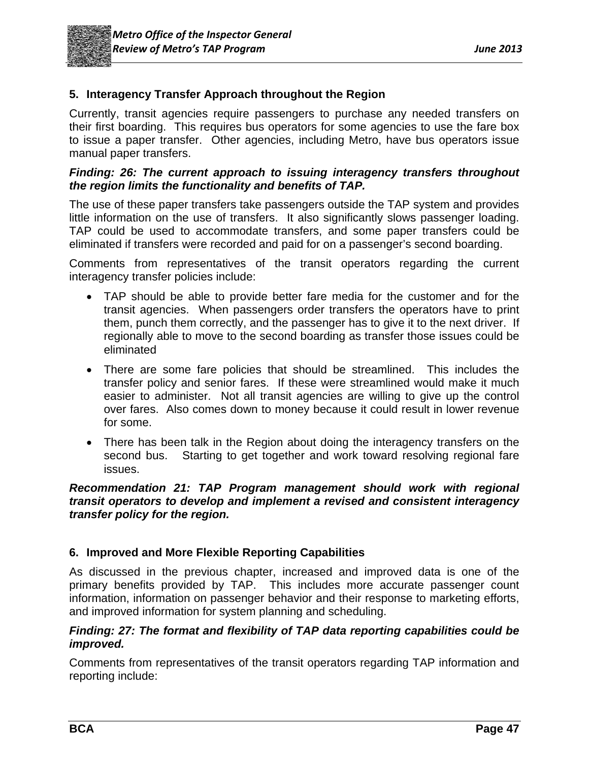## 5. Interagency Transfer Approach throughout the Region

Currently, transit agencies require passengers to purchase any needed transfers on their first boarding. This requires bus operators for some agencies to use the fare box to issue a paper transfer. Other agencies, including Metro, have bus operators issue manual paper transfers.

***Finding: 26: The current approach to issuing interagency transfers throughout the region limits the functionality and benefits of TAP.***

The use of these paper transfers take passengers outside the TAP system and provides little information on the use of transfers. It also significantly slows passenger loading. TAP could be used to accommodate transfers, and some paper transfers could be eliminated if transfers were recorded and paid for on a passenger's second boarding.

Comments from representatives of the transit operators regarding the current interagency transfer policies include:

- TAP should be able to provide better fare media for the customer and for the transit agencies. When passengers order transfers the operators have to print them, punch them correctly, and the passenger has to give it to the next driver. If regionally able to move to the second boarding as transfer those issues could be eliminated
- There are some fare policies that should be streamlined. This includes the transfer policy and senior fares. If these were streamlined would make it much easier to administer. Not all transit agencies are willing to give up the control over fares. Also comes down to money because it could result in lower revenue for some.
- There has been talk in the Region about doing the interagency transfers on the second bus. Starting to get together and work toward resolving regional fare issues.

***Recommendation 21: TAP Program management should work with regional transit operators to develop and implement a revised and consistent interagency transfer policy for the region.***

## 6. Improved and More Flexible Reporting Capabilities

As discussed in the previous chapter, increased and improved data is one of the primary benefits provided by TAP. This includes more accurate passenger count information, information on passenger behavior and their response to marketing efforts, and improved information for system planning and scheduling.

***Finding: 27: The format and flexibility of TAP data reporting capabilities could be improved.***

Comments from representatives of the transit operators regarding TAP information and reporting include: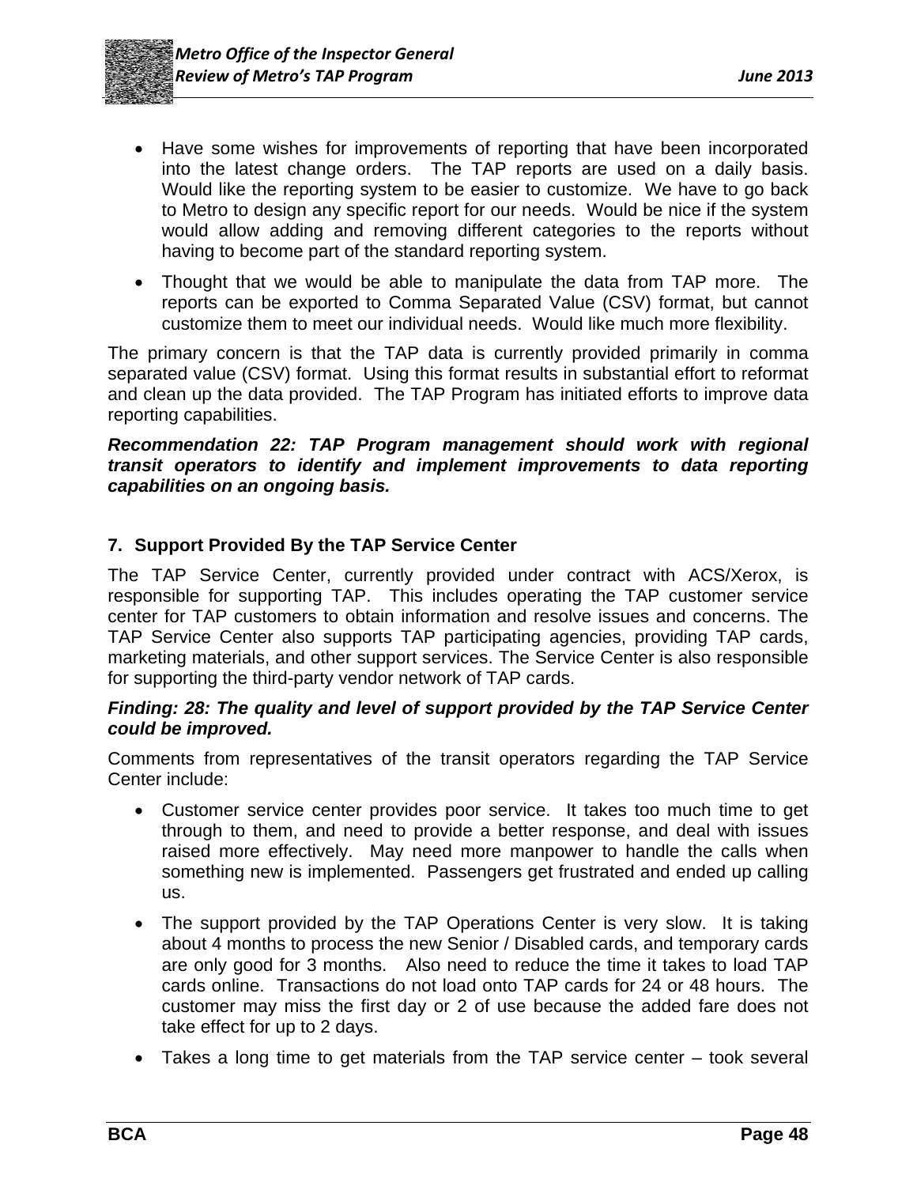- Have some wishes for improvements of reporting that have been incorporated into the latest change orders. The TAP reports are used on a daily basis. Would like the reporting system to be easier to customize. We have to go back to Metro to design any specific report for our needs. Would be nice if the system would allow adding and removing different categories to the reports without having to become part of the standard reporting system.

- Thought that we would be able to manipulate the data from TAP more. The reports can be exported to Comma Separated Value (CSV) format, but cannot customize them to meet our individual needs. Would like much more flexibility.

The primary concern is that the TAP data is currently provided primarily in comma separated value (CSV) format. Using this format results in substantial effort to reformat and clean up the data provided. The TAP Program has initiated efforts to improve data reporting capabilities.

***Recommendation 22: TAP Program management should work with regional transit operators to identify and implement improvements to data reporting capabilities on an ongoing basis.***

## 7. Support Provided By the TAP Service Center

The TAP Service Center, currently provided under contract with ACS/Xerox, is responsible for supporting TAP. This includes operating the TAP customer service center for TAP customers to obtain information and resolve issues and concerns. The TAP Service Center also supports TAP participating agencies, providing TAP cards, marketing materials, and other support services. The Service Center is also responsible for supporting the third-party vendor network of TAP cards.

***Finding: 28: The quality and level of support provided by the TAP Service Center could be improved.***

Comments from representatives of the transit operators regarding the TAP Service Center include:

- Customer service center provides poor service. It takes too much time to get through to them, and need to provide a better response, and deal with issues raised more effectively. May need more manpower to handle the calls when something new is implemented. Passengers get frustrated and ended up calling us.

- The support provided by the TAP Operations Center is very slow. It is taking about 4 months to process the new Senior / Disabled cards, and temporary cards are only good for 3 months. Also need to reduce the time it takes to load TAP cards online. Transactions do not load onto TAP cards for 24 or 48 hours. The customer may miss the first day or 2 of use because the added fare does not take effect for up to 2 days.

- Takes a long time to get materials from the TAP service center – took several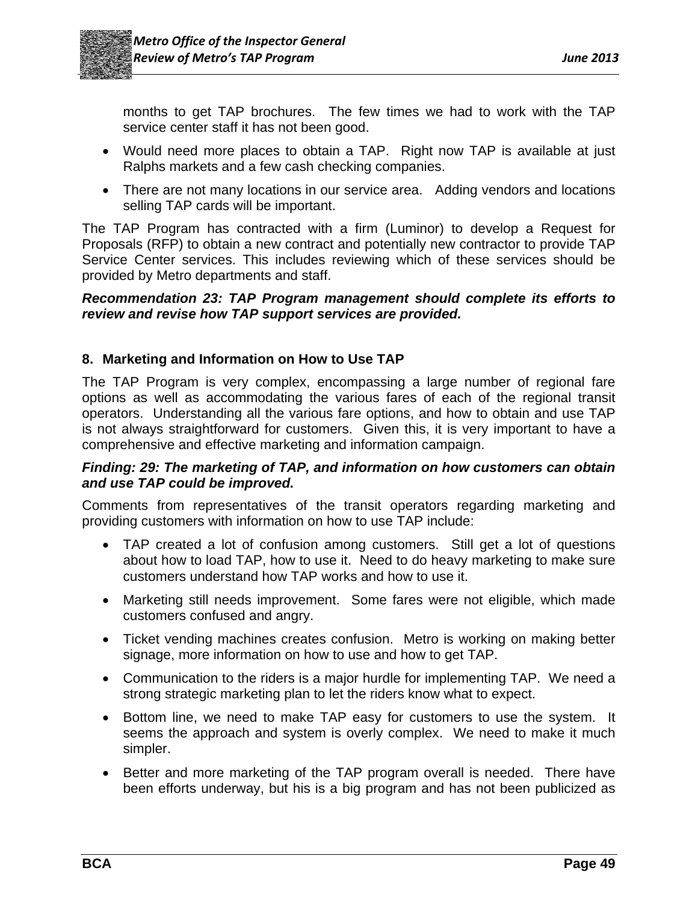months to get TAP brochures. The few times we had to work with the TAP service center staff it has not been good.

- Would need more places to obtain a TAP. Right now TAP is available at just Ralphs markets and a few cash checking companies.
- There are not many locations in our service area. Adding vendors and locations selling TAP cards will be important.

The TAP Program has contracted with a firm (Luminor) to develop a Request for Proposals (RFP) to obtain a new contract and potentially new contractor to provide TAP Service Center services. This includes reviewing which of these services should be provided by Metro departments and staff.

***Recommendation 23: TAP Program management should complete its efforts to review and revise how TAP support services are provided.***

### 8. Marketing and Information on How to Use TAP

The TAP Program is very complex, encompassing a large number of regional fare options as well as accommodating the various fares of each of the regional transit operators. Understanding all the various fare options, and how to obtain and use TAP is not always straightforward for customers. Given this, it is very important to have a comprehensive and effective marketing and information campaign.

***Finding: 29: The marketing of TAP, and information on how customers can obtain and use TAP could be improved.***

Comments from representatives of the transit operators regarding marketing and providing customers with information on how to use TAP include:

- TAP created a lot of confusion among customers. Still get a lot of questions about how to load TAP, how to use it. Need to do heavy marketing to make sure customers understand how TAP works and how to use it.
- Marketing still needs improvement. Some fares were not eligible, which made customers confused and angry.
- Ticket vending machines creates confusion. Metro is working on making better signage, more information on how to use and how to get TAP.
- Communication to the riders is a major hurdle for implementing TAP. We need a strong strategic marketing plan to let the riders know what to expect.
- Bottom line, we need to make TAP easy for customers to use the system. It seems the approach and system is overly complex. We need to make it much simpler.
- Better and more marketing of the TAP program overall is needed. There have been efforts underway, but his is a big program and has not been publicized as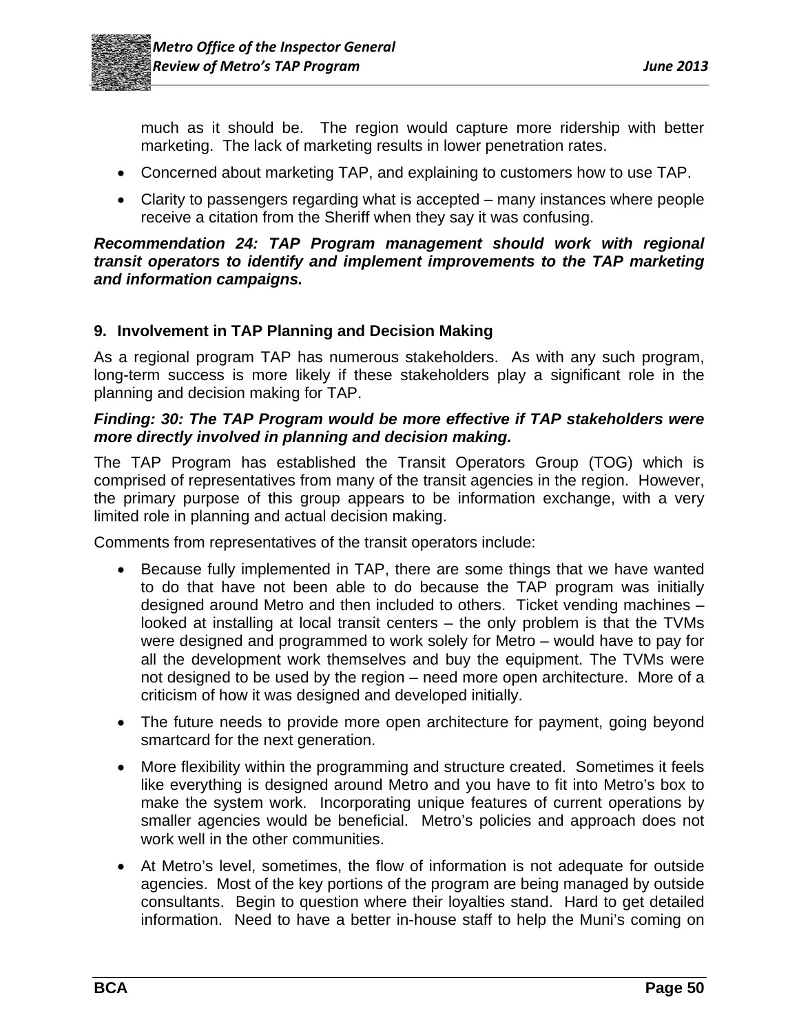much as it should be. The region would capture more ridership with better marketing. The lack of marketing results in lower penetration rates.

- Concerned about marketing TAP, and explaining to customers how to use TAP.
- Clarity to passengers regarding what is accepted – many instances where people receive a citation from the Sheriff when they say it was confusing.

***Recommendation 24: TAP Program management should work with regional transit operators to identify and implement improvements to the TAP marketing and information campaigns.***

### 9. Involvement in TAP Planning and Decision Making

As a regional program TAP has numerous stakeholders. As with any such program, long-term success is more likely if these stakeholders play a significant role in the planning and decision making for TAP.

***Finding: 30: The TAP Program would be more effective if TAP stakeholders were more directly involved in planning and decision making.***

The TAP Program has established the Transit Operators Group (TOG) which is comprised of representatives from many of the transit agencies in the region. However, the primary purpose of this group appears to be information exchange, with a very limited role in planning and actual decision making.

Comments from representatives of the transit operators include:

- Because fully implemented in TAP, there are some things that we have wanted to do that have not been able to do because the TAP program was initially designed around Metro and then included to others. Ticket vending machines – looked at installing at local transit centers – the only problem is that the TVMs were designed and programmed to work solely for Metro – would have to pay for all the development work themselves and buy the equipment. The TVMs were not designed to be used by the region – need more open architecture. More of a criticism of how it was designed and developed initially.
- The future needs to provide more open architecture for payment, going beyond smartcard for the next generation.
- More flexibility within the programming and structure created. Sometimes it feels like everything is designed around Metro and you have to fit into Metro's box to make the system work. Incorporating unique features of current operations by smaller agencies would be beneficial. Metro's policies and approach does not work well in the other communities.
- At Metro's level, sometimes, the flow of information is not adequate for outside agencies. Most of the key portions of the program are being managed by outside consultants. Begin to question where their loyalties stand. Hard to get detailed information. Need to have a better in-house staff to help the Muni's coming on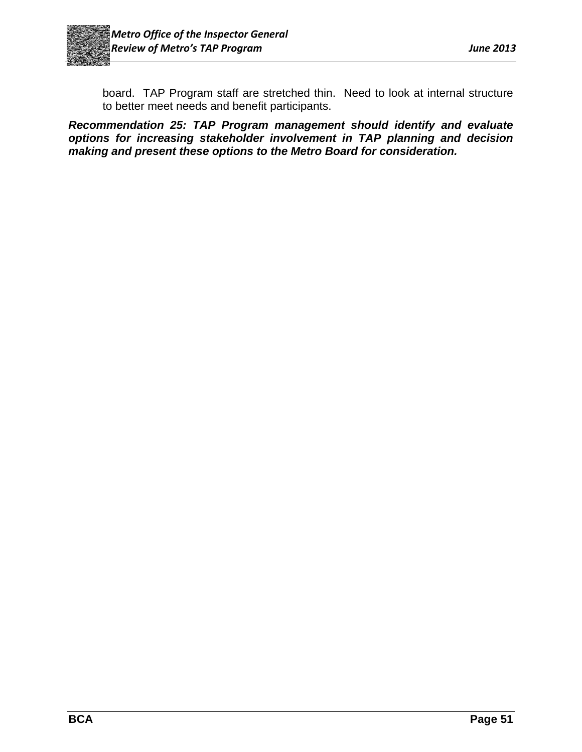board. TAP Program staff are stretched thin. Need to look at internal structure to better meet needs and benefit participants.

***Recommendation 25: TAP Program management should identify and evaluate options for increasing stakeholder involvement in TAP planning and decision making and present these options to the Metro Board for consideration.***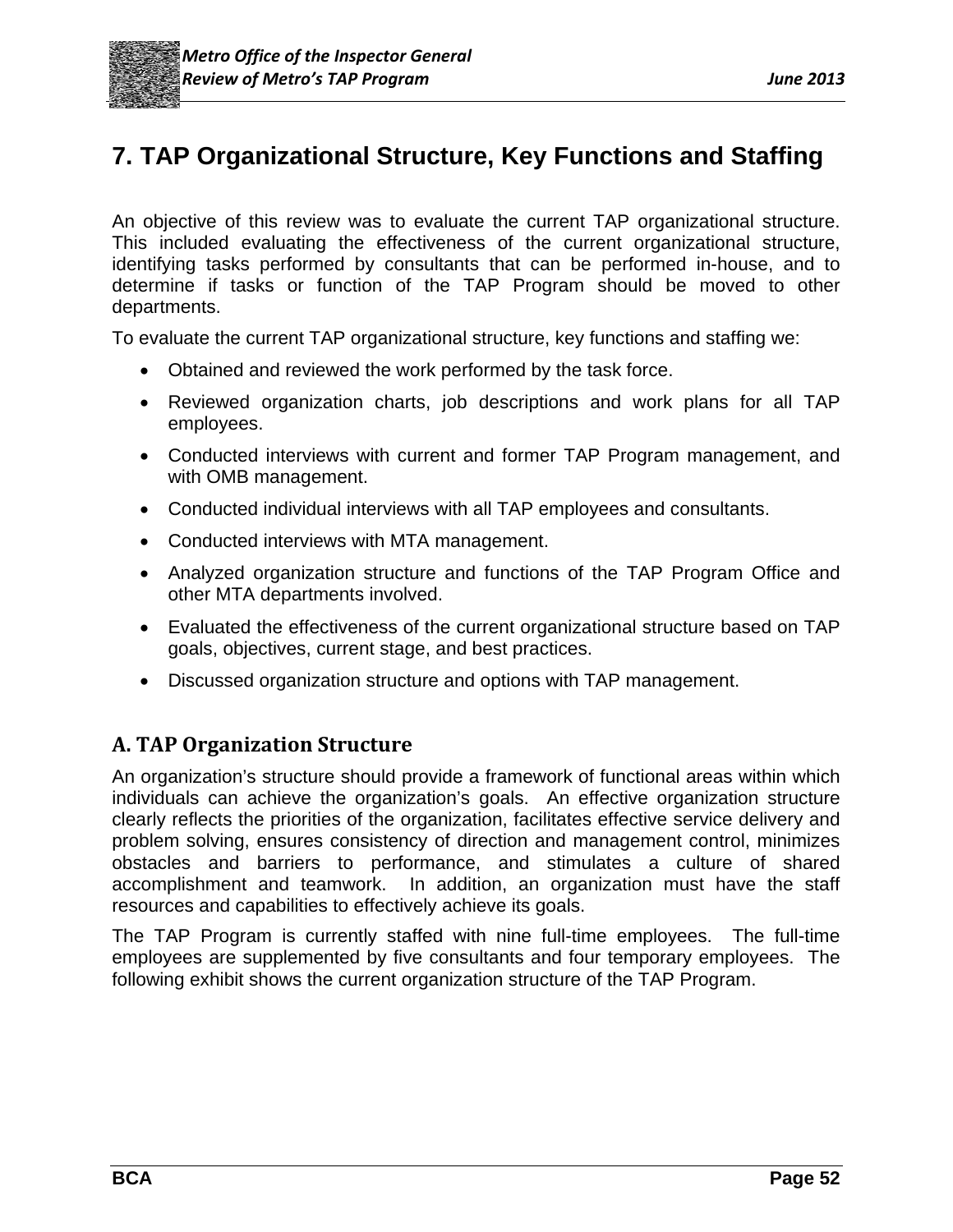# 7. TAP Organizational Structure, Key Functions and Staffing

An objective of this review was to evaluate the current TAP organizational structure. This included evaluating the effectiveness of the current organizational structure, identifying tasks performed by consultants that can be performed in-house, and to determine if tasks or function of the TAP Program should be moved to other departments.

To evaluate the current TAP organizational structure, key functions and staffing we:

- Obtained and reviewed the work performed by the task force.
- Reviewed organization charts, job descriptions and work plans for all TAP employees.
- Conducted interviews with current and former TAP Program management, and with OMB management.
- Conducted individual interviews with all TAP employees and consultants.
- Conducted interviews with MTA management.
- Analyzed organization structure and functions of the TAP Program Office and other MTA departments involved.
- Evaluated the effectiveness of the current organizational structure based on TAP goals, objectives, current stage, and best practices.
- Discussed organization structure and options with TAP management.

## A. TAP Organization Structure

An organization's structure should provide a framework of functional areas within which individuals can achieve the organization's goals. An effective organization structure clearly reflects the priorities of the organization, facilitates effective service delivery and problem solving, ensures consistency of direction and management control, minimizes obstacles and barriers to performance, and stimulates a culture of shared accomplishment and teamwork. In addition, an organization must have the staff resources and capabilities to effectively achieve its goals.

The TAP Program is currently staffed with nine full-time employees. The full-time employees are supplemented by five consultants and four temporary employees. The following exhibit shows the current organization structure of the TAP Program.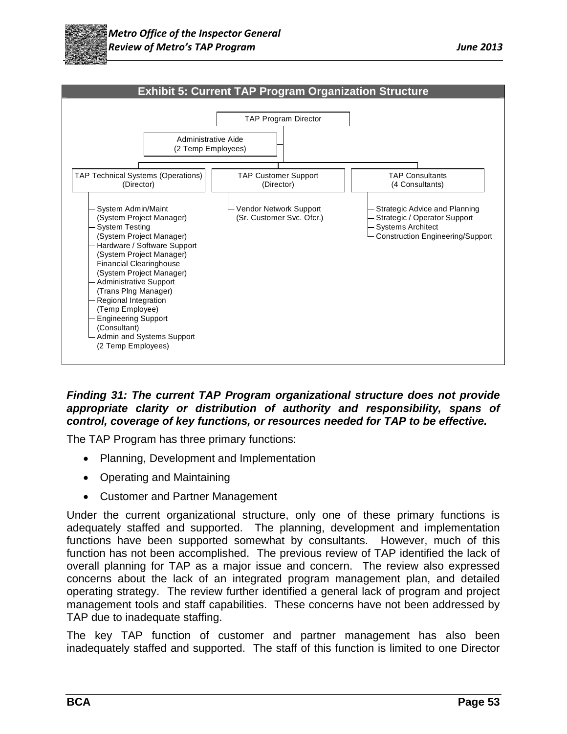**Exhibit 5: Current TAP Program Organization Structure**

- TAP Program Director
  - Administrative Aide (2 Temp Employees)
  - TAP Technical Systems (Operations) (Director)
    - System Admin/Maint (System Project Manager)
    - System Testing (System Project Manager)
    - Hardware / Software Support (System Project Manager)
    - Financial Clearinghouse (System Project Manager)
    - Administrative Support (Trans Plng Manager)
    - Regional Integration (Temp Employee)
    - Engineering Support (Consultant)
    - Admin and Systems Support (2 Temp Employees)
  - TAP Customer Support (Director)
    - Vendor Network Support (Sr. Customer Svc. Ofcr.)
  - TAP Consultants (4 Consultants)
    - Strategic Advice and Planning
    - Strategic / Operator Support
    - Systems Architect
    - Construction Engineering/Support

***Finding 31: The current TAP Program organizational structure does not provide appropriate clarity or distribution of authority and responsibility, spans of control, coverage of key functions, or resources needed for TAP to be effective.***

The TAP Program has three primary functions:

- Planning, Development and Implementation
- Operating and Maintaining
- Customer and Partner Management

Under the current organizational structure, only one of these primary functions is adequately staffed and supported. The planning, development and implementation functions have been supported somewhat by consultants. However, much of this function has not been accomplished. The previous review of TAP identified the lack of overall planning for TAP as a major issue and concern. The review also expressed concerns about the lack of an integrated program management plan, and detailed operating strategy. The review further identified a general lack of program and project management tools and staff capabilities. These concerns have not been addressed by TAP due to inadequate staffing.

The key TAP function of customer and partner management has also been inadequately staffed and supported. The staff of this function is limited to one Director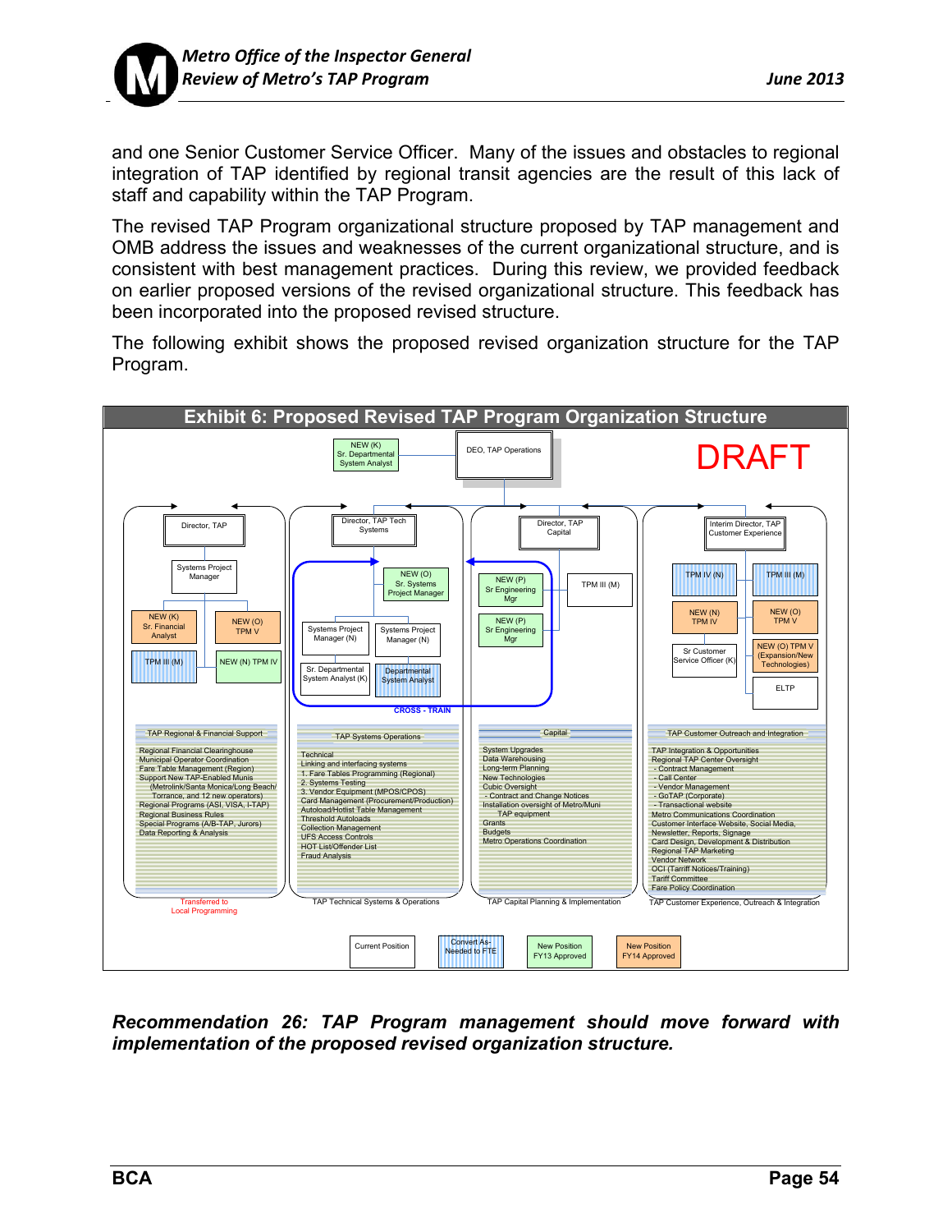and one Senior Customer Service Officer. Many of the issues and obstacles to regional integration of TAP identified by regional transit agencies are the result of this lack of staff and capability within the TAP Program.

The revised TAP Program organizational structure proposed by TAP management and OMB address the issues and weaknesses of the current organizational structure, and is consistent with best management practices. During this review, we provided feedback on earlier proposed versions of the revised organizational structure. This feedback has been incorporated into the proposed revised structure.

The following exhibit shows the proposed revised organization structure for the TAP Program.

**Exhibit 6: Proposed Revised TAP Program Organization Structure**

DRAFT

DEO, TAP Operations

NEW (K) Sr. Departmental System Analyst

Director, TAP
- Systems Project Manager
- NEW (K) Sr. Financial Analyst
- NEW (O) TPM V
- TPM III (M)
- NEW (N) TPM IV

Director, TAP Tech Systems
- NEW (O) Sr. Systems Project Manager
- Systems Project Manager (N)
- Systems Project Manager (N)
- Sr. Departmental System Analyst (K)
- Departmental System Analyst

Director, TAP Capital
- NEW (P) Sr Engineering Mgr
- NEW (P) Sr Engineering Mgr
- TPM III (M)

CROSS - TRAIN

Interim Director, TAP Customer Experience
- TPM IV (N)
- TPM III (M)
- NEW (N) TPM IV
- NEW (O) TPM V
- Sr Customer Service Officer (K)
- NEW (O) TPM V (Expansion/New Technologies)
- ELTP

**TAP Regional & Financial Support**
- Regional Financial Clearinghouse
- Municipal Operator Coordination
- Fare Table Management (Region)
- Support New TAP-Enabled Munis (Metrolink/Santa Monica/Long Beach/ Torrance, and 12 new operators)
- Regional Programs (ASI, VISA, I-TAP)
- Regional Business Rules
- Special Programs (A/B-TAP, Jurors)
- Data Reporting & Analysis

Transferred to Local Programming

**TAP Systems Operations**
- Technical
- Linking and interfacing systems
- 1. Fare Tables Programming (Regional)
- 2. Systems Testing
- 3. Vendor Equipment (MPOS/CPOS)
- Card Management (Procurement/Production)
- Autoload/Hotlist Table Management
- Threshold Autoloads
- Collection Management
- UFS Access Controls
- HOT List/Offender List
- Fraud Analysis

TAP Technical Systems & Operations

**Capital**
- System Upgrades
- Data Warehousing
- Long-term Planning
- New Technologies
- Cubic Oversight
  - Contract and Change Notices
- Installation oversight of Metro/Muni TAP equipment
- Grants
- Budgets
- Metro Operations Coordination

TAP Capital Planning & Implementation

**TAP Customer Outreach and Integration**
- TAP Integration & Opportunities
- Regional TAP Center Oversight
  - Contract Management
  - Call Center
  - Vendor Management
  - GoTAP (Corporate)
  - Transactional website
- Metro Communications Coordination
- Customer Interface Website, Social Media, Newsletter, Reports, Signage
- Card Design, Development & Distribution
- Regional TAP Marketing
- Vendor Network
- OCI (Tarrif Notices/Training)
- Tariff Committee
- Fare Policy Coordination

TAP Customer Experience, Outreach & Integration

Legend: Current Position | Convert As-Needed to FTE | New Position FY13 Approved | New Position FY14 Approved

***Recommendation 26: TAP Program management should move forward with implementation of the proposed revised organization structure.***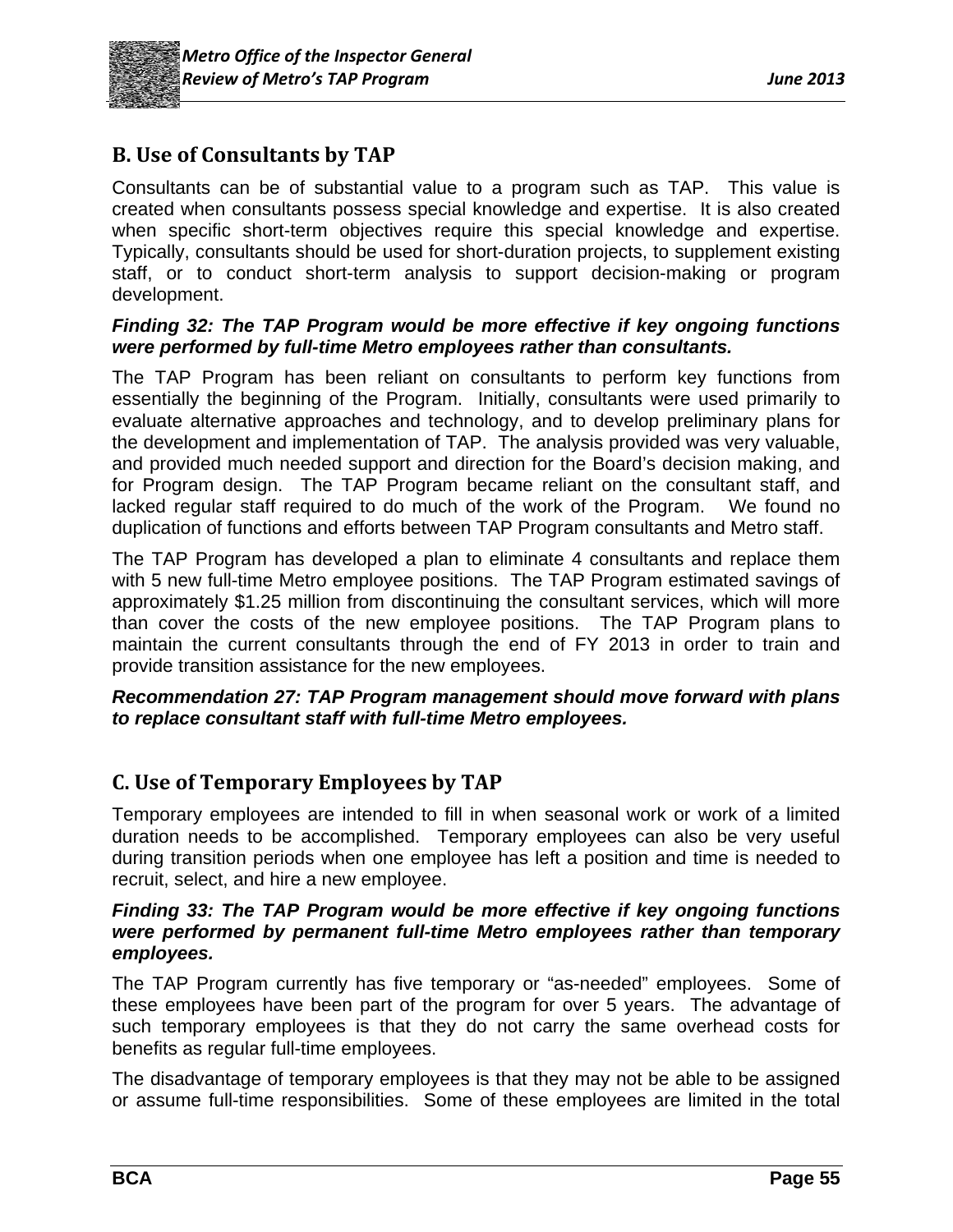## B. Use of Consultants by TAP

Consultants can be of substantial value to a program such as TAP. This value is created when consultants possess special knowledge and expertise. It is also created when specific short-term objectives require this special knowledge and expertise. Typically, consultants should be used for short-duration projects, to supplement existing staff, or to conduct short-term analysis to support decision-making or program development.

***Finding 32: The TAP Program would be more effective if key ongoing functions were performed by full-time Metro employees rather than consultants.***

The TAP Program has been reliant on consultants to perform key functions from essentially the beginning of the Program. Initially, consultants were used primarily to evaluate alternative approaches and technology, and to develop preliminary plans for the development and implementation of TAP. The analysis provided was very valuable, and provided much needed support and direction for the Board's decision making, and for Program design. The TAP Program became reliant on the consultant staff, and lacked regular staff required to do much of the work of the Program. We found no duplication of functions and efforts between TAP Program consultants and Metro staff.

The TAP Program has developed a plan to eliminate 4 consultants and replace them with 5 new full-time Metro employee positions. The TAP Program estimated savings of approximately $1.25 million from discontinuing the consultant services, which will more than cover the costs of the new employee positions. The TAP Program plans to maintain the current consultants through the end of FY 2013 in order to train and provide transition assistance for the new employees.

***Recommendation 27: TAP Program management should move forward with plans to replace consultant staff with full-time Metro employees.***

## C. Use of Temporary Employees by TAP

Temporary employees are intended to fill in when seasonal work or work of a limited duration needs to be accomplished. Temporary employees can also be very useful during transition periods when one employee has left a position and time is needed to recruit, select, and hire a new employee.

***Finding 33: The TAP Program would be more effective if key ongoing functions were performed by permanent full-time Metro employees rather than temporary employees.***

The TAP Program currently has five temporary or "as-needed" employees. Some of these employees have been part of the program for over 5 years. The advantage of such temporary employees is that they do not carry the same overhead costs for benefits as regular full-time employees.

The disadvantage of temporary employees is that they may not be able to be assigned or assume full-time responsibilities. Some of these employees are limited in the total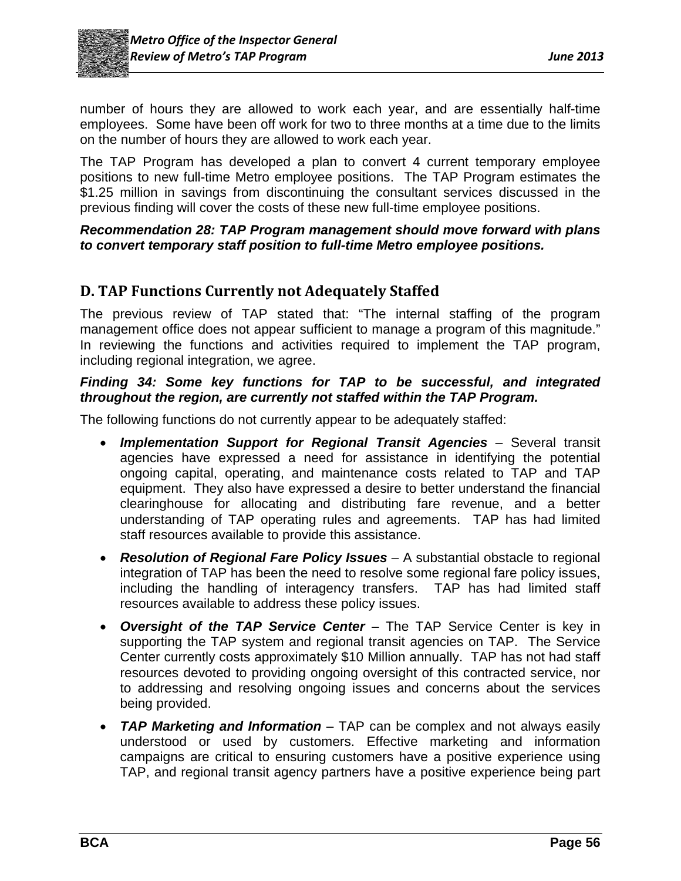number of hours they are allowed to work each year, and are essentially half-time employees. Some have been off work for two to three months at a time due to the limits on the number of hours they are allowed to work each year.

The TAP Program has developed a plan to convert 4 current temporary employee positions to new full-time Metro employee positions. The TAP Program estimates the $1.25 million in savings from discontinuing the consultant services discussed in the previous finding will cover the costs of these new full-time employee positions.

***Recommendation 28: TAP Program management should move forward with plans to convert temporary staff position to full-time Metro employee positions.***

## D. TAP Functions Currently not Adequately Staffed

The previous review of TAP stated that: "The internal staffing of the program management office does not appear sufficient to manage a program of this magnitude." In reviewing the functions and activities required to implement the TAP program, including regional integration, we agree.

***Finding 34: Some key functions for TAP to be successful, and integrated throughout the region, are currently not staffed within the TAP Program.***

The following functions do not currently appear to be adequately staffed:

- ***Implementation Support for Regional Transit Agencies*** – Several transit agencies have expressed a need for assistance in identifying the potential ongoing capital, operating, and maintenance costs related to TAP and TAP equipment. They also have expressed a desire to better understand the financial clearinghouse for allocating and distributing fare revenue, and a better understanding of TAP operating rules and agreements. TAP has had limited staff resources available to provide this assistance.
- ***Resolution of Regional Fare Policy Issues*** – A substantial obstacle to regional integration of TAP has been the need to resolve some regional fare policy issues, including the handling of interagency transfers. TAP has had limited staff resources available to address these policy issues.
- ***Oversight of the TAP Service Center*** – The TAP Service Center is key in supporting the TAP system and regional transit agencies on TAP. The Service Center currently costs approximately $10 Million annually. TAP has not had staff resources devoted to providing ongoing oversight of this contracted service, nor to addressing and resolving ongoing issues and concerns about the services being provided.
- ***TAP Marketing and Information*** – TAP can be complex and not always easily understood or used by customers. Effective marketing and information campaigns are critical to ensuring customers have a positive experience using TAP, and regional transit agency partners have a positive experience being part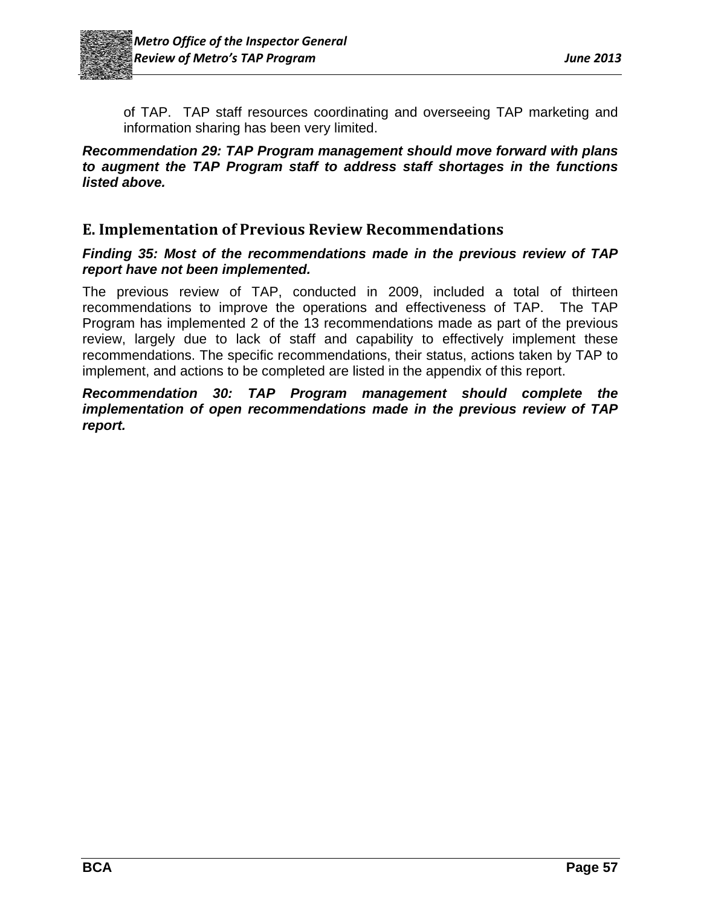of TAP. TAP staff resources coordinating and overseeing TAP marketing and information sharing has been very limited.

***Recommendation 29: TAP Program management should move forward with plans to augment the TAP Program staff to address staff shortages in the functions listed above.***

## E. Implementation of Previous Review Recommendations

***Finding 35: Most of the recommendations made in the previous review of TAP report have not been implemented.***

The previous review of TAP, conducted in 2009, included a total of thirteen recommendations to improve the operations and effectiveness of TAP. The TAP Program has implemented 2 of the 13 recommendations made as part of the previous review, largely due to lack of staff and capability to effectively implement these recommendations. The specific recommendations, their status, actions taken by TAP to implement, and actions to be completed are listed in the appendix of this report.

***Recommendation 30: TAP Program management should complete the implementation of open recommendations made in the previous review of TAP report.***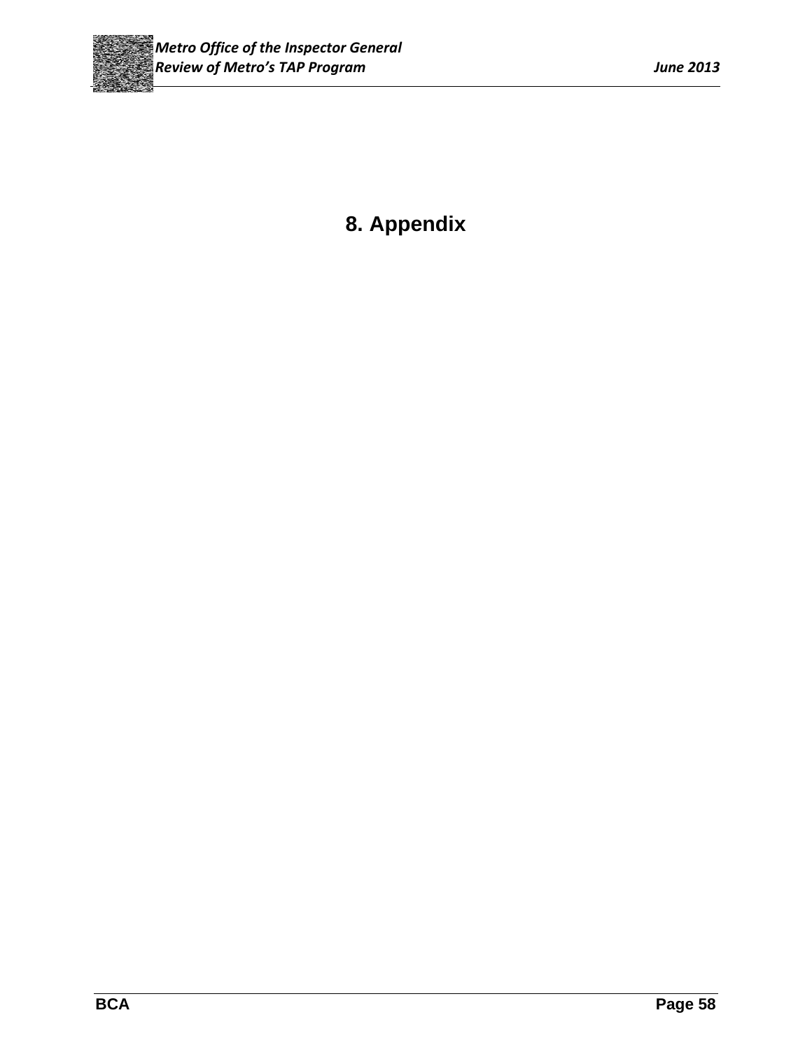# 8. Appendix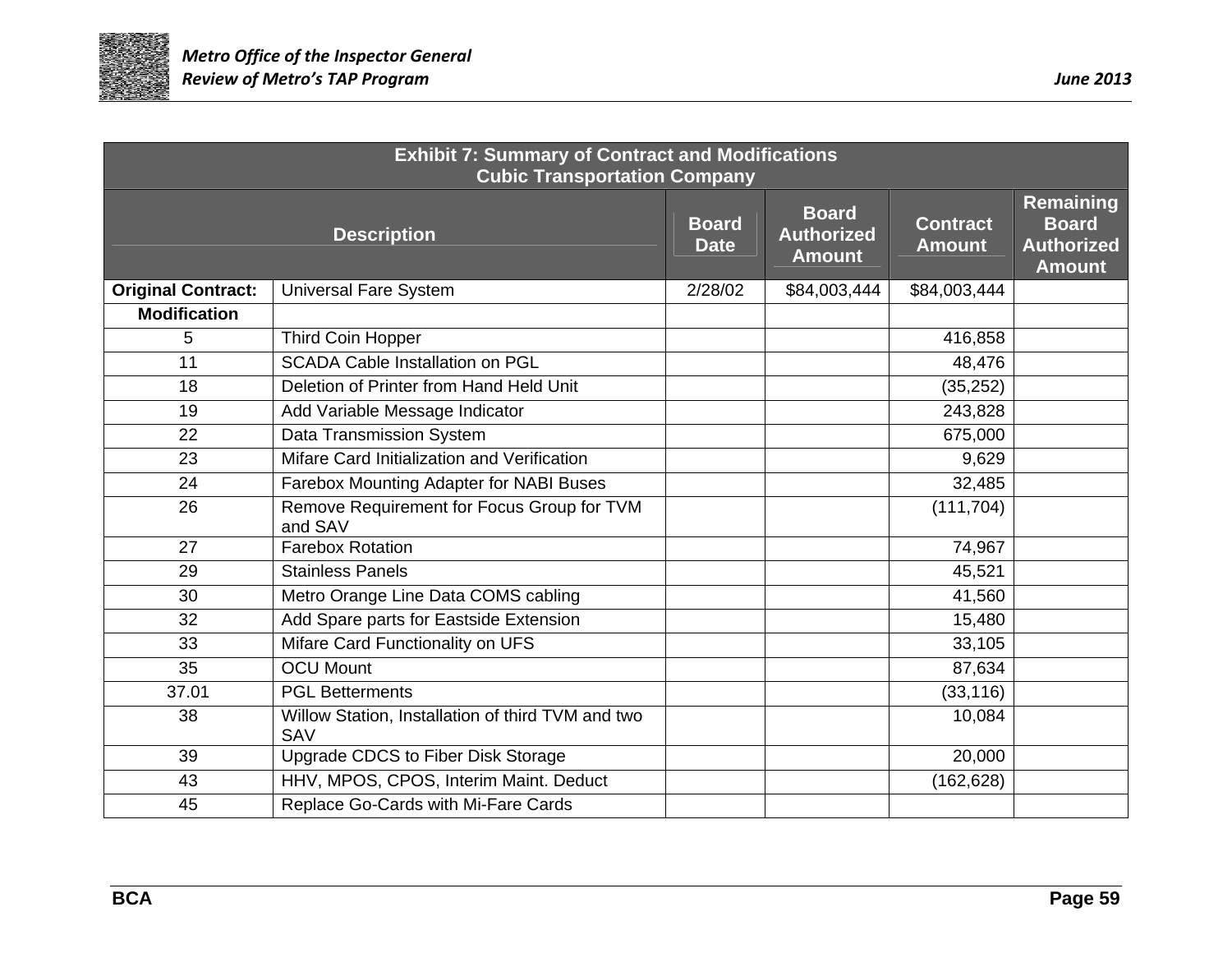| Exhibit 7: Summary of Contract and Modifications<br>Cubic Transportation Company | | | | | |
|---|---|---|---|---|---|
| Description | | Board Date | Board Authorized Amount | Contract Amount | Remaining Board Authorized Amount |
| **Original Contract:** | Universal Fare System | 2/28/02 | $84,003,444 | $84,003,444 | |
| **Modification** | | | | | |
| 5 | Third Coin Hopper | | | 416,858 | |
| 11 | SCADA Cable Installation on PGL | | | 48,476 | |
| 18 | Deletion of Printer from Hand Held Unit | | | (35,252) | |
| 19 | Add Variable Message Indicator | | | 243,828 | |
| 22 | Data Transmission System | | | 675,000 | |
| 23 | Mifare Card Initialization and Verification | | | 9,629 | |
| 24 | Farebox Mounting Adapter for NABI Buses | | | 32,485 | |
| 26 | Remove Requirement for Focus Group for TVM and SAV | | | (111,704) | |
| 27 | Farebox Rotation | | | 74,967 | |
| 29 | Stainless Panels | | | 45,521 | |
| 30 | Metro Orange Line Data COMS cabling | | | 41,560 | |
| 32 | Add Spare parts for Eastside Extension | | | 15,480 | |
| 33 | Mifare Card Functionality on UFS | | | 33,105 | |
| 35 | OCU Mount | | | 87,634 | |
| 37.01 | PGL Betterments | | | (33,116) | |
| 38 | Willow Station, Installation of third TVM and two SAV | | | 10,084 | |
| 39 | Upgrade CDCS to Fiber Disk Storage | | | 20,000 | |
| 43 | HHV, MPOS, CPOS, Interim Maint. Deduct | | | (162,628) | |
| 45 | Replace Go-Cards with Mi-Fare Cards | | | | |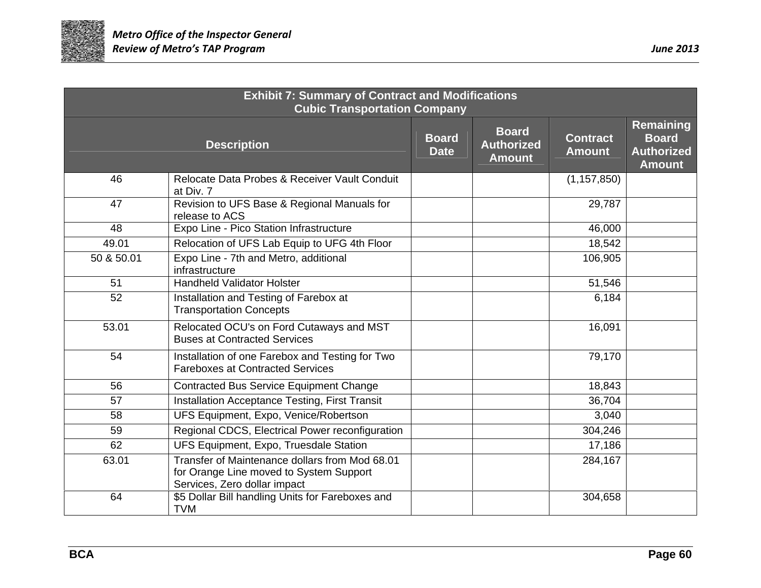| Exhibit 7: Summary of Contract and Modifications Cubic Transportation Company | | | | | |
|---|---|---|---|---|---|
| Description | | Board Date | Board Authorized Amount | Contract Amount | Remaining Board Authorized Amount |
| 46 | Relocate Data Probes & Receiver Vault Conduit at Div. 7 | | | (1,157,850) | |
| 47 | Revision to UFS Base & Regional Manuals for release to ACS | | | 29,787 | |
| 48 | Expo Line - Pico Station Infrastructure | | | 46,000 | |
| 49.01 | Relocation of UFS Lab Equip to UFG 4th Floor | | | 18,542 | |
| 50 & 50.01 | Expo Line - 7th and Metro, additional infrastructure | | | 106,905 | |
| 51 | Handheld Validator Holster | | | 51,546 | |
| 52 | Installation and Testing of Farebox at Transportation Concepts | | | 6,184 | |
| 53.01 | Relocated OCU's on Ford Cutaways and MST Buses at Contracted Services | | | 16,091 | |
| 54 | Installation of one Farebox and Testing for Two Fareboxes at Contracted Services | | | 79,170 | |
| 56 | Contracted Bus Service Equipment Change | | | 18,843 | |
| 57 | Installation Acceptance Testing, First Transit | | | 36,704 | |
| 58 | UFS Equipment, Expo, Venice/Robertson | | | 3,040 | |
| 59 | Regional CDCS, Electrical Power reconfiguration | | | 304,246 | |
| 62 | UFS Equipment, Expo, Truesdale Station | | | 17,186 | |
| 63.01 | Transfer of Maintenance dollars from Mod 68.01 for Orange Line moved to System Support Services, Zero dollar impact | | | 284,167 | |
| 64 | $5 Dollar Bill handling Units for Fareboxes and TVM | | | 304,658 | |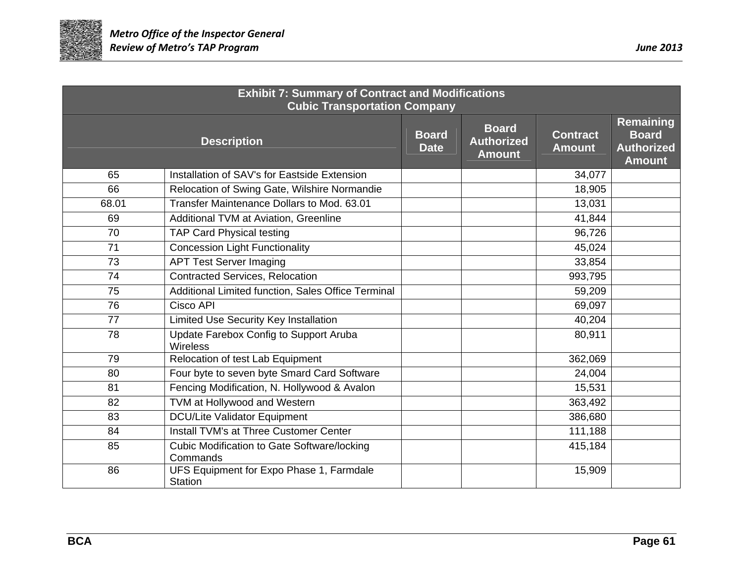| Exhibit 7: Summary of Contract and Modifications Cubic Transportation Company | | | | | |
|---|---|---|---|---|---|
| Description | | Board Date | Board Authorized Amount | Contract Amount | Remaining Board Authorized Amount |
| 65 | Installation of SAV's for Eastside Extension | | | 34,077 | |
| 66 | Relocation of Swing Gate, Wilshire Normandie | | | 18,905 | |
| 68.01 | Transfer Maintenance Dollars to Mod. 63.01 | | | 13,031 | |
| 69 | Additional TVM at Aviation, Greenline | | | 41,844 | |
| 70 | TAP Card Physical testing | | | 96,726 | |
| 71 | Concession Light Functionality | | | 45,024 | |
| 73 | APT Test Server Imaging | | | 33,854 | |
| 74 | Contracted Services, Relocation | | | 993,795 | |
| 75 | Additional Limited function, Sales Office Terminal | | | 59,209 | |
| 76 | Cisco API | | | 69,097 | |
| 77 | Limited Use Security Key Installation | | | 40,204 | |
| 78 | Update Farebox Config to Support Aruba Wireless | | | 80,911 | |
| 79 | Relocation of test Lab Equipment | | | 362,069 | |
| 80 | Four byte to seven byte Smard Card Software | | | 24,004 | |
| 81 | Fencing Modification, N. Hollywood & Avalon | | | 15,531 | |
| 82 | TVM at Hollywood and Western | | | 363,492 | |
| 83 | DCU/Lite Validator Equipment | | | 386,680 | |
| 84 | Install TVM's at Three Customer Center | | | 111,188 | |
| 85 | Cubic Modification to Gate Software/locking Commands | | | 415,184 | |
| 86 | UFS Equipment for Expo Phase 1, Farmdale Station | | | 15,909 | |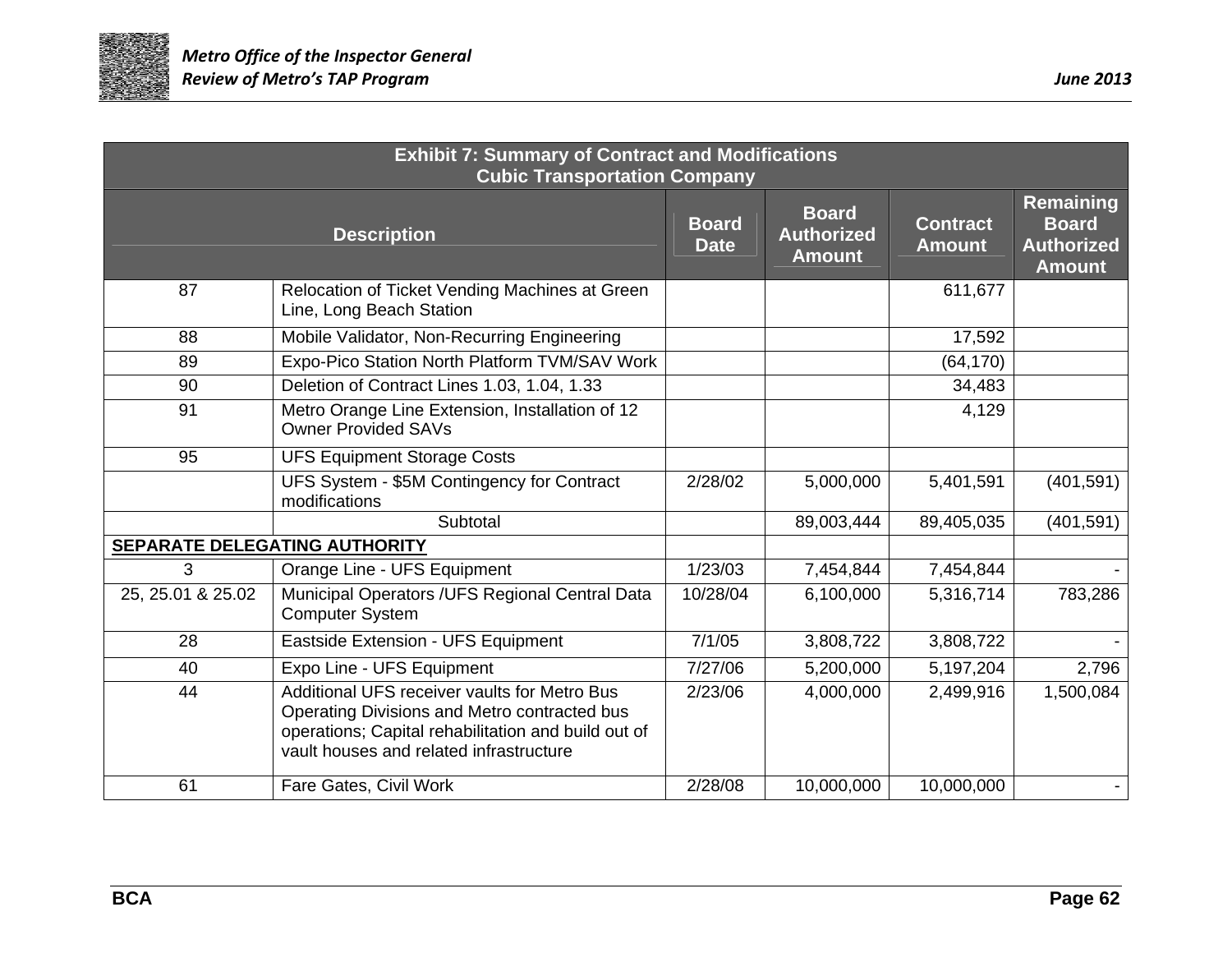| Exhibit 7: Summary of Contract and Modifications Cubic Transportation Company | | | | | |
|---|---|---|---|---|---|
| Description | | Board Date | Board Authorized Amount | Contract Amount | Remaining Board Authorized Amount |
| 87 | Relocation of Ticket Vending Machines at Green Line, Long Beach Station | | | 611,677 | |
| 88 | Mobile Validator, Non-Recurring Engineering | | | 17,592 | |
| 89 | Expo-Pico Station North Platform TVM/SAV Work | | | (64,170) | |
| 90 | Deletion of Contract Lines 1.03, 1.04, 1.33 | | | 34,483 | |
| 91 | Metro Orange Line Extension, Installation of 12 Owner Provided SAVs | | | 4,129 | |
| 95 | UFS Equipment Storage Costs | | | | |
| | UFS System - $5M Contingency for Contract modifications | 2/28/02 | 5,000,000 | 5,401,591 | (401,591) |
| | Subtotal | | 89,003,444 | 89,405,035 | (401,591) |
| **SEPARATE DELEGATING AUTHORITY** | | | | | |
| 3 | Orange Line - UFS Equipment | 1/23/03 | 7,454,844 | 7,454,844 | - |
| 25, 25.01 & 25.02 | Municipal Operators /UFS Regional Central Data Computer System | 10/28/04 | 6,100,000 | 5,316,714 | 783,286 |
| 28 | Eastside Extension - UFS Equipment | 7/1/05 | 3,808,722 | 3,808,722 | - |
| 40 | Expo Line - UFS Equipment | 7/27/06 | 5,200,000 | 5,197,204 | 2,796 |
| 44 | Additional UFS receiver vaults for Metro Bus Operating Divisions and Metro contracted bus operations; Capital rehabilitation and build out of vault houses and related infrastructure | 2/23/06 | 4,000,000 | 2,499,916 | 1,500,084 |
| 61 | Fare Gates, Civil Work | 2/28/08 | 10,000,000 | 10,000,000 | - |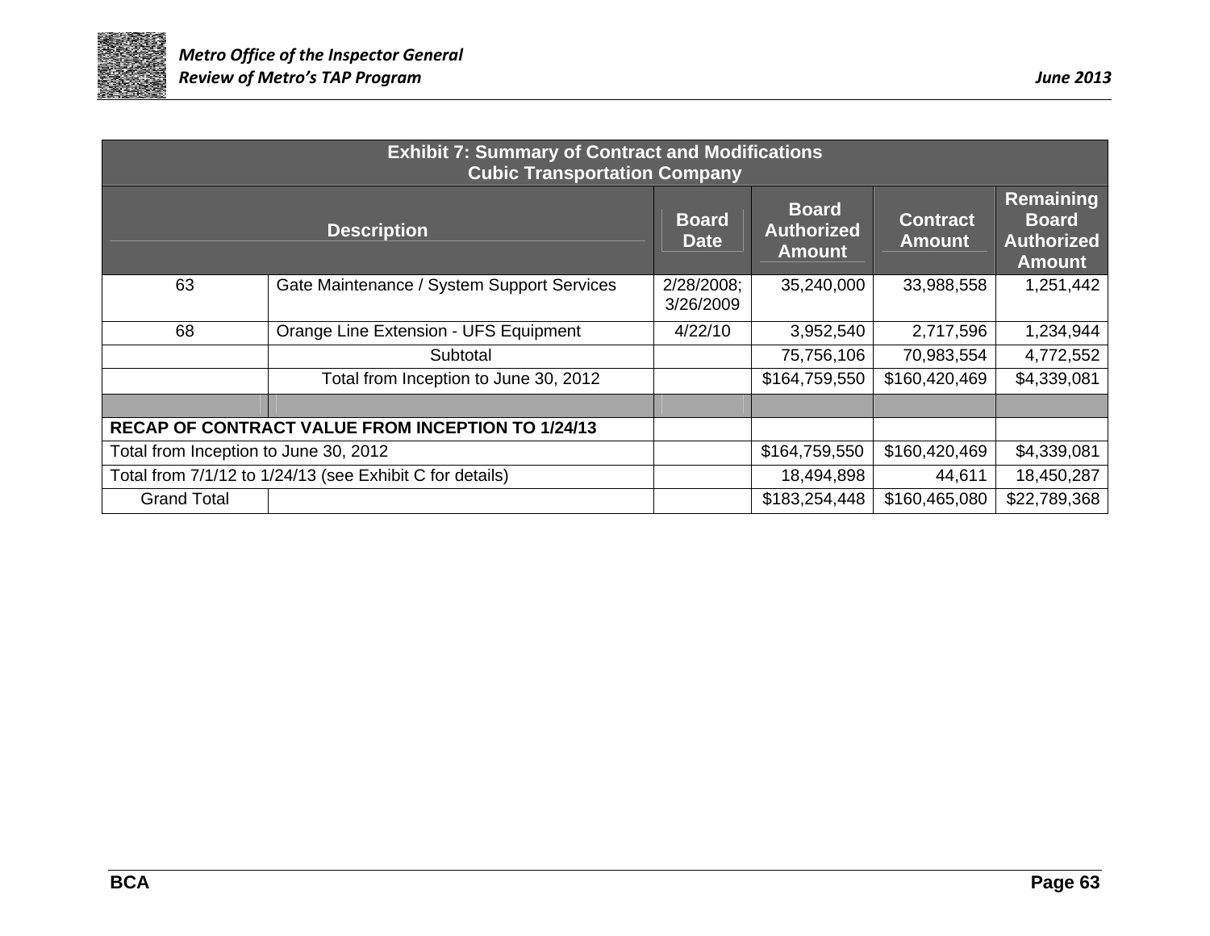| Exhibit 7: Summary of Contract and Modifications Cubic Transportation Company | | | | | |
|---|---|---|---|---|---|
| Description | | Board Date | Board Authorized Amount | Contract Amount | Remaining Board Authorized Amount |
| 63 | Gate Maintenance / System Support Services | 2/28/2008; 3/26/2009 | 35,240,000 | 33,988,558 | 1,251,442 |
| 68 | Orange Line Extension - UFS Equipment | 4/22/10 | 3,952,540 | 2,717,596 | 1,234,944 |
| | Subtotal | | 75,756,106 | 70,983,554 | 4,772,552 |
| | Total from Inception to June 30, 2012 | | $164,759,550 | $160,420,469 | $4,339,081 |
| | | | | | |
| **RECAP OF CONTRACT VALUE FROM INCEPTION TO 1/24/13** | | | | | |
| Total from Inception to June 30, 2012 | | | $164,759,550 | $160,420,469 | $4,339,081 |
| Total from 7/1/12 to 1/24/13 (see Exhibit C for details) | | | 18,494,898 | 44,611 | 18,450,287 |
| Grand Total | | | $183,254,448 | $160,465,080 | $22,789,368 |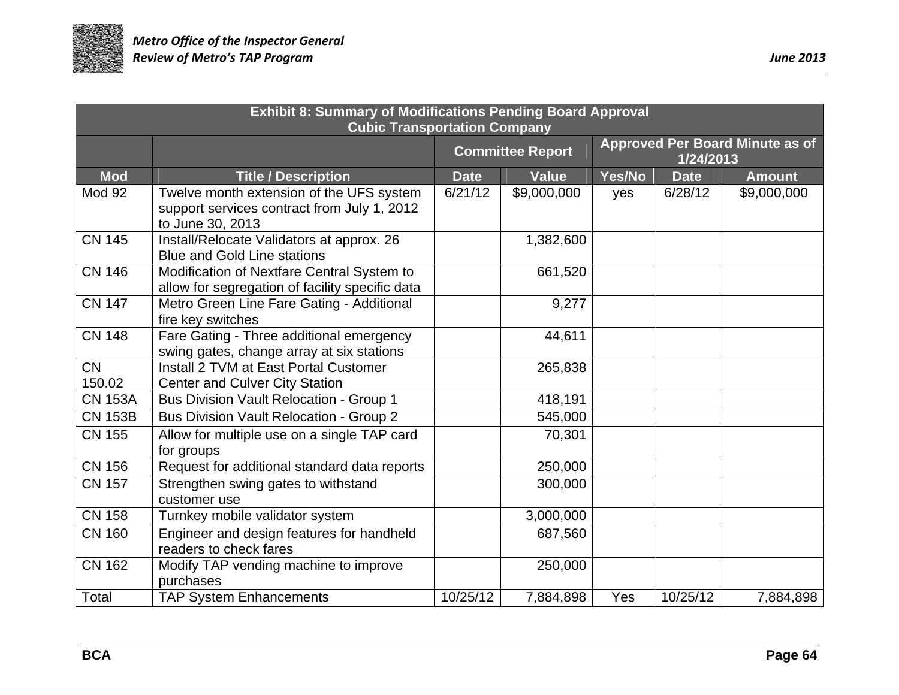| Exhibit 8: Summary of Modifications Pending Board Approval Cubic Transportation Company | | | | | | |
|---|---|---|---|---|---|---|
| | | Committee Report | | Approved Per Board Minute as of 1/24/2013 | | |
| **Mod** | **Title / Description** | **Date** | **Value** | **Yes/No** | **Date** | **Amount** |
| Mod 92 | Twelve month extension of the UFS system support services contract from July 1, 2012 to June 30, 2013 | 6/21/12 | $9,000,000 | yes | 6/28/12 | $9,000,000 |
| CN 145 | Install/Relocate Validators at approx. 26 Blue and Gold Line stations | | 1,382,600 | | | |
| CN 146 | Modification of Nextfare Central System to allow for segregation of facility specific data | | 661,520 | | | |
| CN 147 | Metro Green Line Fare Gating - Additional fire key switches | | 9,277 | | | |
| CN 148 | Fare Gating - Three additional emergency swing gates, change array at six stations | | 44,611 | | | |
| CN 150.02 | Install 2 TVM at East Portal Customer Center and Culver City Station | | 265,838 | | | |
| CN 153A | Bus Division Vault Relocation - Group 1 | | 418,191 | | | |
| CN 153B | Bus Division Vault Relocation - Group 2 | | 545,000 | | | |
| CN 155 | Allow for multiple use on a single TAP card for groups | | 70,301 | | | |
| CN 156 | Request for additional standard data reports | | 250,000 | | | |
| CN 157 | Strengthen swing gates to withstand customer use | | 300,000 | | | |
| CN 158 | Turnkey mobile validator system | | 3,000,000 | | | |
| CN 160 | Engineer and design features for handheld readers to check fares | | 687,560 | | | |
| CN 162 | Modify TAP vending machine to improve purchases | | 250,000 | | | |
| Total | TAP System Enhancements | 10/25/12 | 7,884,898 | Yes | 10/25/12 | 7,884,898 |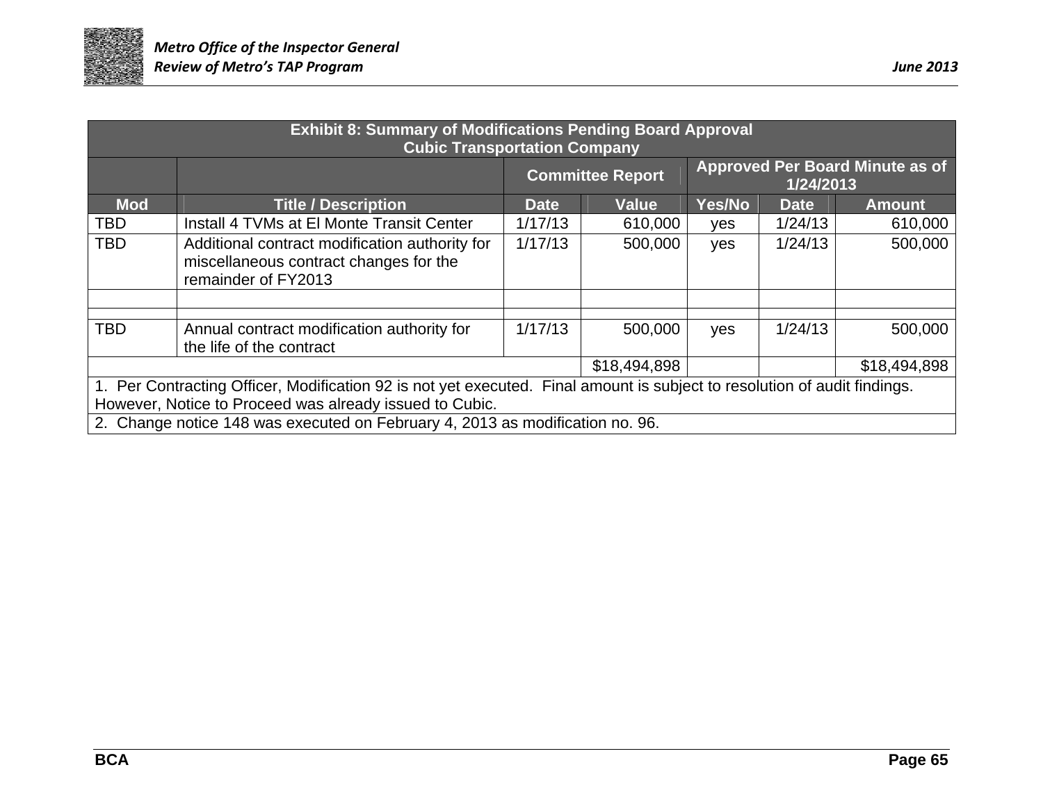| Exhibit 8: Summary of Modifications Pending Board Approval Cubic Transportation Company | | | | | | |
|---|---|---|---|---|---|---|
| | | Committee Report | | Approved Per Board Minute as of 1/24/2013 | | |
| **Mod** | **Title / Description** | **Date** | **Value** | **Yes/No** | **Date** | **Amount** |
| TBD | Install 4 TVMs at El Monte Transit Center | 1/17/13 | 610,000 | yes | 1/24/13 | 610,000 |
| TBD | Additional contract modification authority for miscellaneous contract changes for the remainder of FY2013 | 1/17/13 | 500,000 | yes | 1/24/13 | 500,000 |
| | | | | | | |
| | | | | | | |
| TBD | Annual contract modification authority for the life of the contract | 1/17/13 | 500,000 | yes | 1/24/13 | 500,000 |
| | | | $18,494,898 | | | $18,494,898 |
| 1. Per Contracting Officer, Modification 92 is not yet executed. Final amount is subject to resolution of audit findings. However, Notice to Proceed was already issued to Cubic. | | | | | | |
| 2. Change notice 148 was executed on February 4, 2013 as modification no. 96. | | | | | | |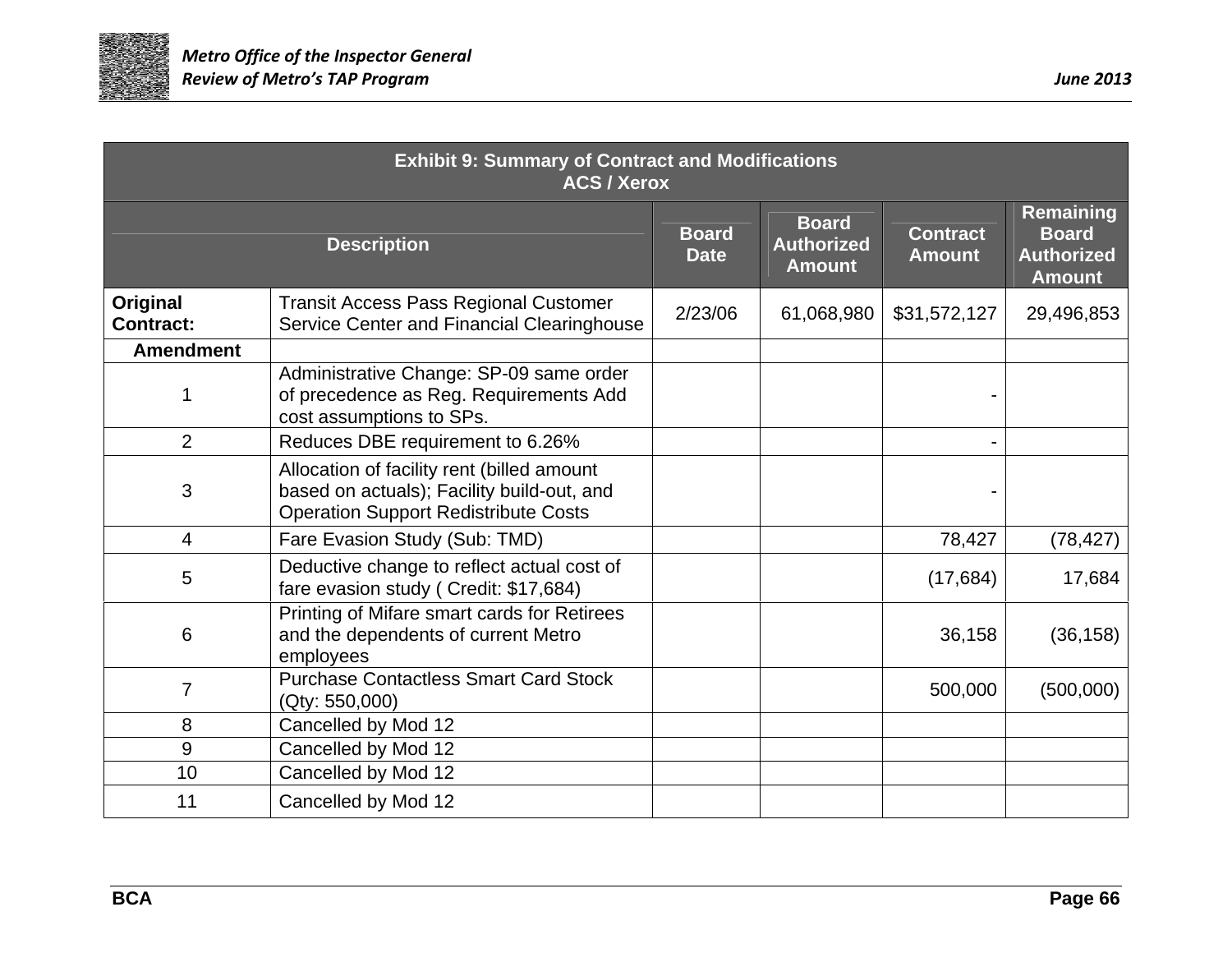| Exhibit 9: Summary of Contract and Modifications<br>ACS / Xerox | | | | | |
|---|---|---|---|---|---|
| Description | | Board Date | Board Authorized Amount | Contract Amount | Remaining Board Authorized Amount |
| **Original Contract:** | Transit Access Pass Regional Customer Service Center and Financial Clearinghouse | 2/23/06 | 61,068,980 | $31,572,127 | 29,496,853 |
| **Amendment** | | | | | |
| 1 | Administrative Change: SP-09 same order of precedence as Reg. Requirements Add cost assumptions to SPs. | | | - | |
| 2 | Reduces DBE requirement to 6.26% | | | - | |
| 3 | Allocation of facility rent (billed amount based on actuals); Facility build-out, and Operation Support Redistribute Costs | | | - | |
| 4 | Fare Evasion Study (Sub: TMD) | | | 78,427 | (78,427) |
| 5 | Deductive change to reflect actual cost of fare evasion study ( Credit: $17,684) | | | (17,684) | 17,684 |
| 6 | Printing of Mifare smart cards for Retirees and the dependents of current Metro employees | | | 36,158 | (36,158) |
| 7 | Purchase Contactless Smart Card Stock (Qty: 550,000) | | | 500,000 | (500,000) |
| 8 | Cancelled by Mod 12 | | | | |
| 9 | Cancelled by Mod 12 | | | | |
| 10 | Cancelled by Mod 12 | | | | |
| 11 | Cancelled by Mod 12 | | | | |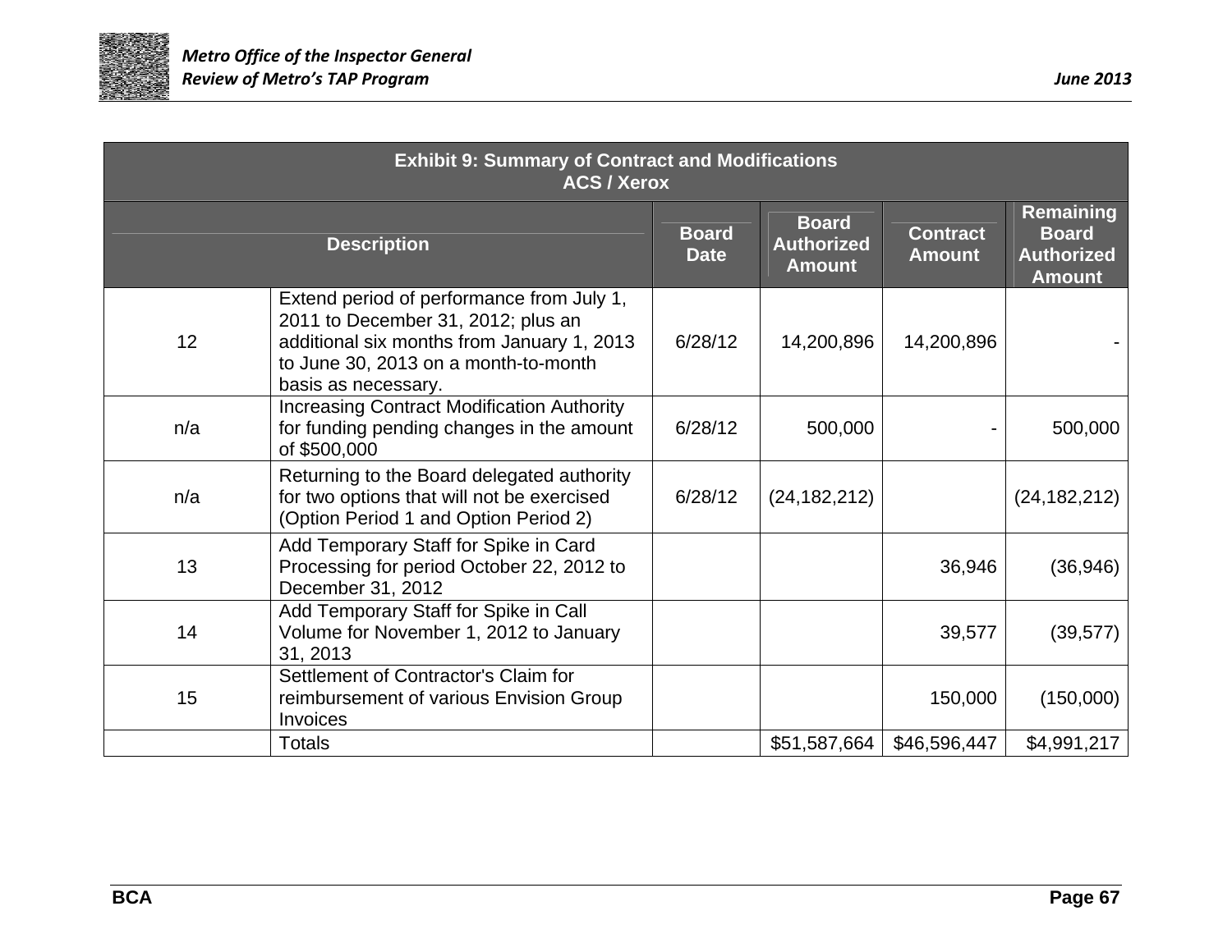| Exhibit 9: Summary of Contract and Modifications ACS / Xerox | | | | | |
|---|---|---|---|---|---|
| Description | | Board Date | Board Authorized Amount | Contract Amount | Remaining Board Authorized Amount |
| 12 | Extend period of performance from July 1, 2011 to December 31, 2012; plus an additional six months from January 1, 2013 to June 30, 2013 on a month-to-month basis as necessary. | 6/28/12 | 14,200,896 | 14,200,896 | - |
| n/a | Increasing Contract Modification Authority for funding pending changes in the amount of $500,000 | 6/28/12 | 500,000 | - | 500,000 |
| n/a | Returning to the Board delegated authority for two options that will not be exercised (Option Period 1 and Option Period 2) | 6/28/12 | (24,182,212) | | (24,182,212) |
| 13 | Add Temporary Staff for Spike in Card Processing for period October 22, 2012 to December 31, 2012 | | | 36,946 | (36,946) |
| 14 | Add Temporary Staff for Spike in Call Volume for November 1, 2012 to January 31, 2013 | | | 39,577 | (39,577) |
| 15 | Settlement of Contractor's Claim for reimbursement of various Envision Group Invoices | | | 150,000 | (150,000) |
| | Totals | | $51,587,664 | $46,596,447 | $4,991,217 |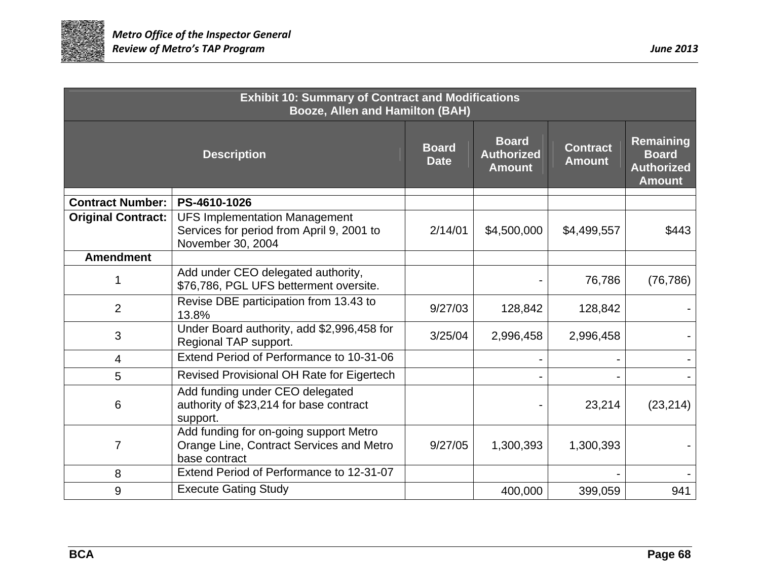| **Exhibit 10: Summary of Contract and Modifications Booze, Allen and Hamilton (BAH)** | | | | | |
|---|---|---|---|---|---|
| **Description** | | **Board Date** | **Board Authorized Amount** | **Contract Amount** | **Remaining Board Authorized Amount** |
| | | | | | |
| **Contract Number:** | **PS-4610-1026** | | | | |
| **Original Contract:** | UFS Implementation Management Services for period from April 9, 2001 to November 30, 2004 | 2/14/01 | $4,500,000 | $4,499,557 | $443 |
| **Amendment** | | | | | |
| 1 | Add under CEO delegated authority, $76,786, PGL UFS betterment oversite. | | - | 76,786 | (76,786) |
| 2 | Revise DBE participation from 13.43 to 13.8% | 9/27/03 | 128,842 | 128,842 | - |
| 3 | Under Board authority, add $2,996,458 for Regional TAP support. | 3/25/04 | 2,996,458 | 2,996,458 | - |
| 4 | Extend Period of Performance to 10-31-06 | | - | - | - |
| 5 | Revised Provisional OH Rate for Eigertech | | - | - | - |
| 6 | Add funding under CEO delegated authority of $23,214 for base contract support. | | - | 23,214 | (23,214) |
| 7 | Add funding for on-going support Metro Orange Line, Contract Services and Metro base contract | 9/27/05 | 1,300,393 | 1,300,393 | - |
| 8 | Extend Period of Performance to 12-31-07 | | | - | - |
| 9 | Execute Gating Study | | 400,000 | 399,059 | 941 |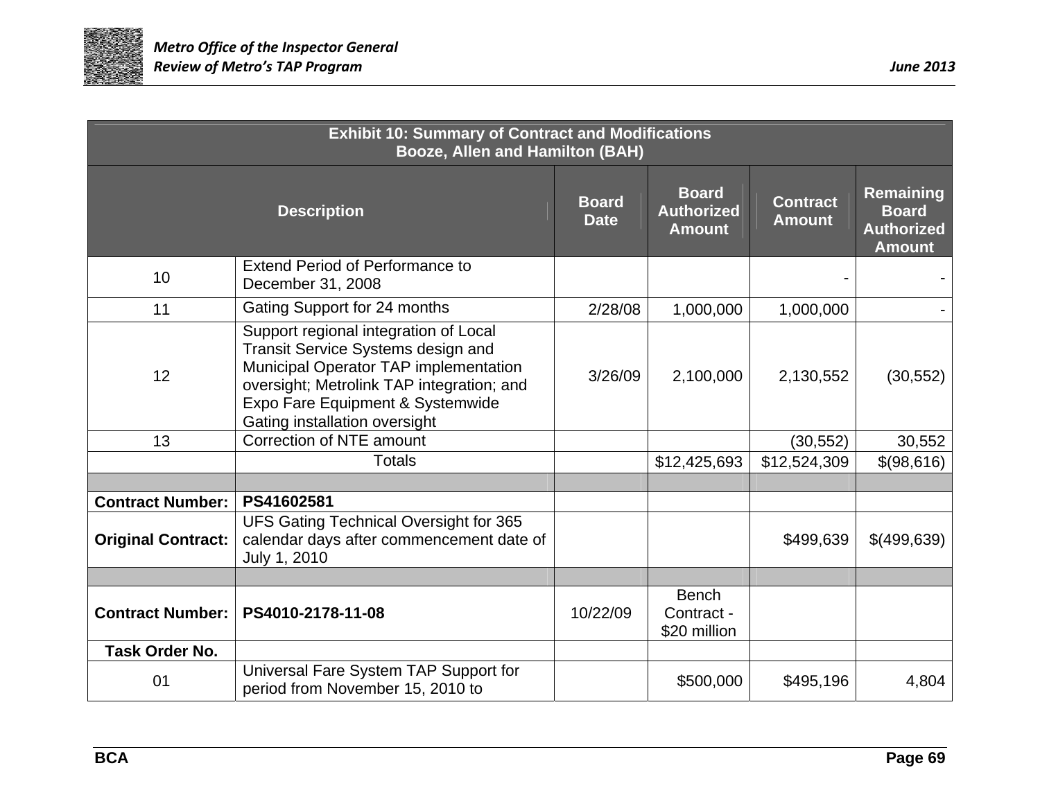| Exhibit 10: Summary of Contract and Modifications<br>Booze, Allen and Hamilton (BAH) | | | | | |
|---|---|---|---|---|---|
| **Description** | | **Board Date** | **Board Authorized Amount** | **Contract Amount** | **Remaining Board Authorized Amount** |
| 10 | Extend Period of Performance to December 31, 2008 | | | - | - |
| 11 | Gating Support for 24 months | 2/28/08 | 1,000,000 | 1,000,000 | - |
| 12 | Support regional integration of Local Transit Service Systems design and Municipal Operator TAP implementation oversight; Metrolink TAP integration; and Expo Fare Equipment & Systemwide Gating installation oversight | 3/26/09 | 2,100,000 | 2,130,552 | (30,552) |
| 13 | Correction of NTE amount | | | (30,552) | 30,552 |
| | Totals | | $12,425,693 | $12,524,309 | $(98,616) |
| | | | | | |
| **Contract Number:** | **PS41602581** | | | | |
| **Original Contract:** | UFS Gating Technical Oversight for 365 calendar days after commencement date of July 1, 2010 | | | $499,639 | $(499,639) |
| | | | | | |
| **Contract Number:** | **PS4010-2178-11-08** | 10/22/09 | Bench Contract - $20 million | | |
| **Task Order No.** | | | | | |
| 01 | Universal Fare System TAP Support for period from November 15, 2010 to | | $500,000 | $495,196 | 4,804 |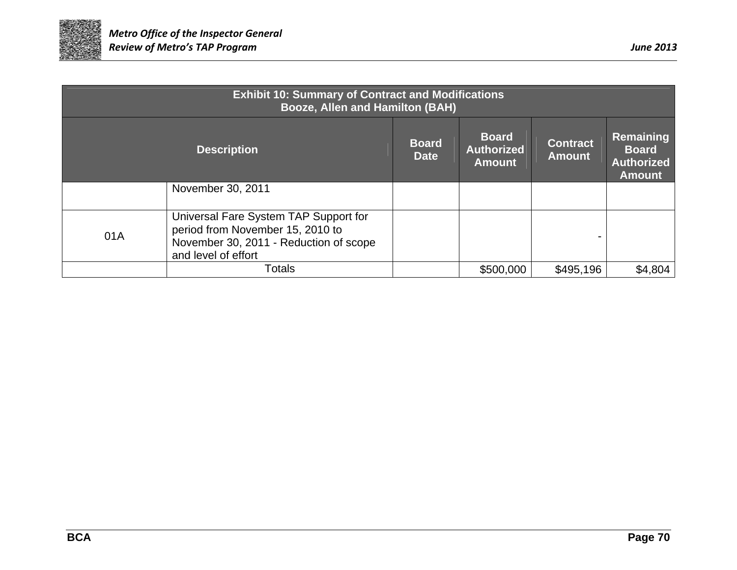| Exhibit 10: Summary of Contract and Modifications<br>Booze, Allen and Hamilton (BAH) | | | | | |
|---|---|---|---|---|---|
| Description | | Board Date | Board Authorized Amount | Contract Amount | Remaining Board Authorized Amount |
| | November 30, 2011 | | | | |
| 01A | Universal Fare System TAP Support for period from November 15, 2010 to November 30, 2011 - Reduction of scope and level of effort | | | - | |
| | Totals | | \$500,000 | \$495,196 | \$4,804 |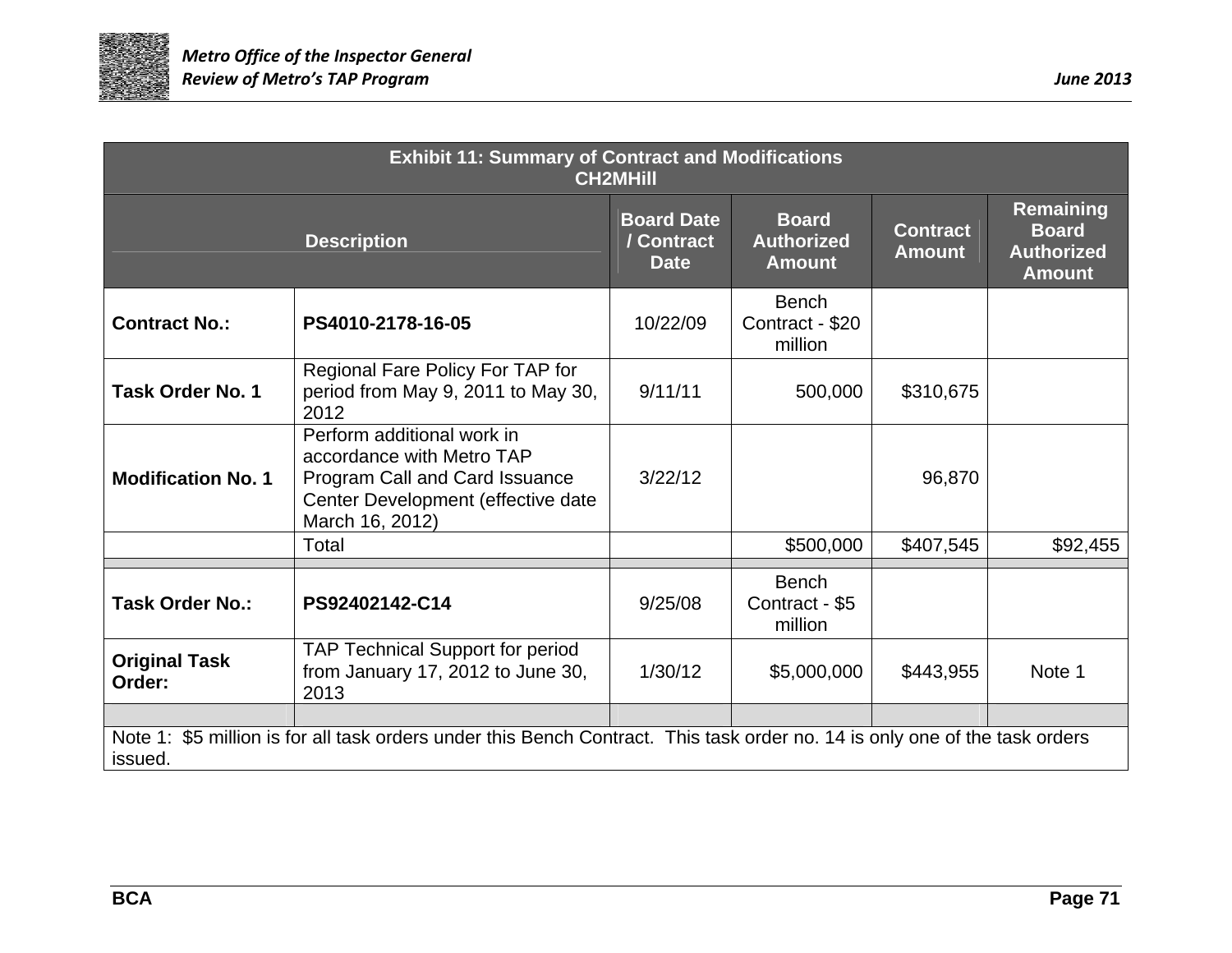| Exhibit 11: Summary of Contract and Modifications CH2MHill | | | | | |
|---|---|---|---|---|---|
| **Description** | | **Board Date / Contract Date** | **Board Authorized Amount** | **Contract Amount** | **Remaining Board Authorized Amount** |
| **Contract No.:** | **PS4010-2178-16-05** | 10/22/09 | Bench Contract - $20 million | | |
| **Task Order No. 1** | Regional Fare Policy For TAP for period from May 9, 2011 to May 30, 2012 | 9/11/11 | 500,000 | $310,675 | |
| **Modification No. 1** | Perform additional work in accordance with Metro TAP Program Call and Card Issuance Center Development (effective date March 16, 2012) | 3/22/12 | | 96,870 | |
| | Total | | $500,000 | $407,545 | $92,455 |
| | | | | | |
| **Task Order No.:** | **PS92402142-C14** | 9/25/08 | Bench Contract - $5 million | | |
| **Original Task Order:** | TAP Technical Support for period from January 17, 2012 to June 30, 2013 | 1/30/12 | $5,000,000 | $443,955 | Note 1 |
| | | | | | |
| Note 1: $5 million is for all task orders under this Bench Contract. This task order no. 14 is only one of the task orders issued. | | | | | |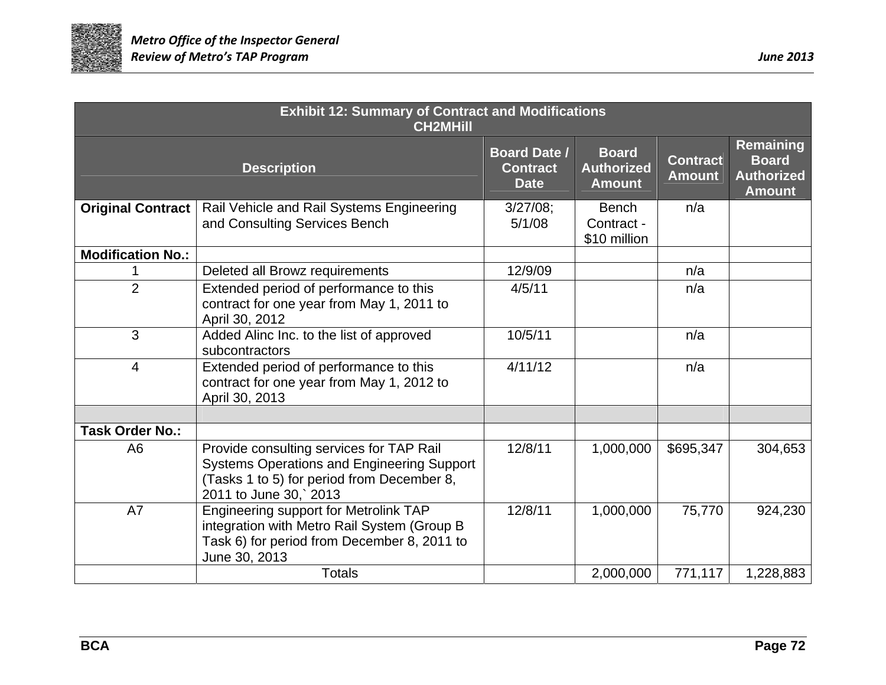| Exhibit 12: Summary of Contract and Modifications CH2MHill | | | | | |
|---|---|---|---|---|---|
| Description | | Board Date / Contract Date | Board Authorized Amount | Contract Amount | Remaining Board Authorized Amount |
| **Original Contract** | Rail Vehicle and Rail Systems Engineering and Consulting Services Bench | 3/27/08; 5/1/08 | Bench Contract - $10 million | n/a | |
| **Modification No.:** | | | | | |
| 1 | Deleted all Browz requirements | 12/9/09 | | n/a | |
| 2 | Extended period of performance to this contract for one year from May 1, 2011 to April 30, 2012 | 4/5/11 | | n/a | |
| 3 | Added Alinc Inc. to the list of approved subcontractors | 10/5/11 | | n/a | |
| 4 | Extended period of performance to this contract for one year from May 1, 2012 to April 30, 2013 | 4/11/12 | | n/a | |
| | | | | | |
| **Task Order No.:** | | | | | |
| A6 | Provide consulting services for TAP Rail Systems Operations and Engineering Support (Tasks 1 to 5) for period from December 8, 2011 to June 30,` 2013 | 12/8/11 | 1,000,000 | $695,347 | 304,653 |
| A7 | Engineering support for Metrolink TAP integration with Metro Rail System (Group B Task 6) for period from December 8, 2011 to June 30, 2013 | 12/8/11 | 1,000,000 | 75,770 | 924,230 |
| | Totals | | 2,000,000 | 771,117 | 1,228,883 |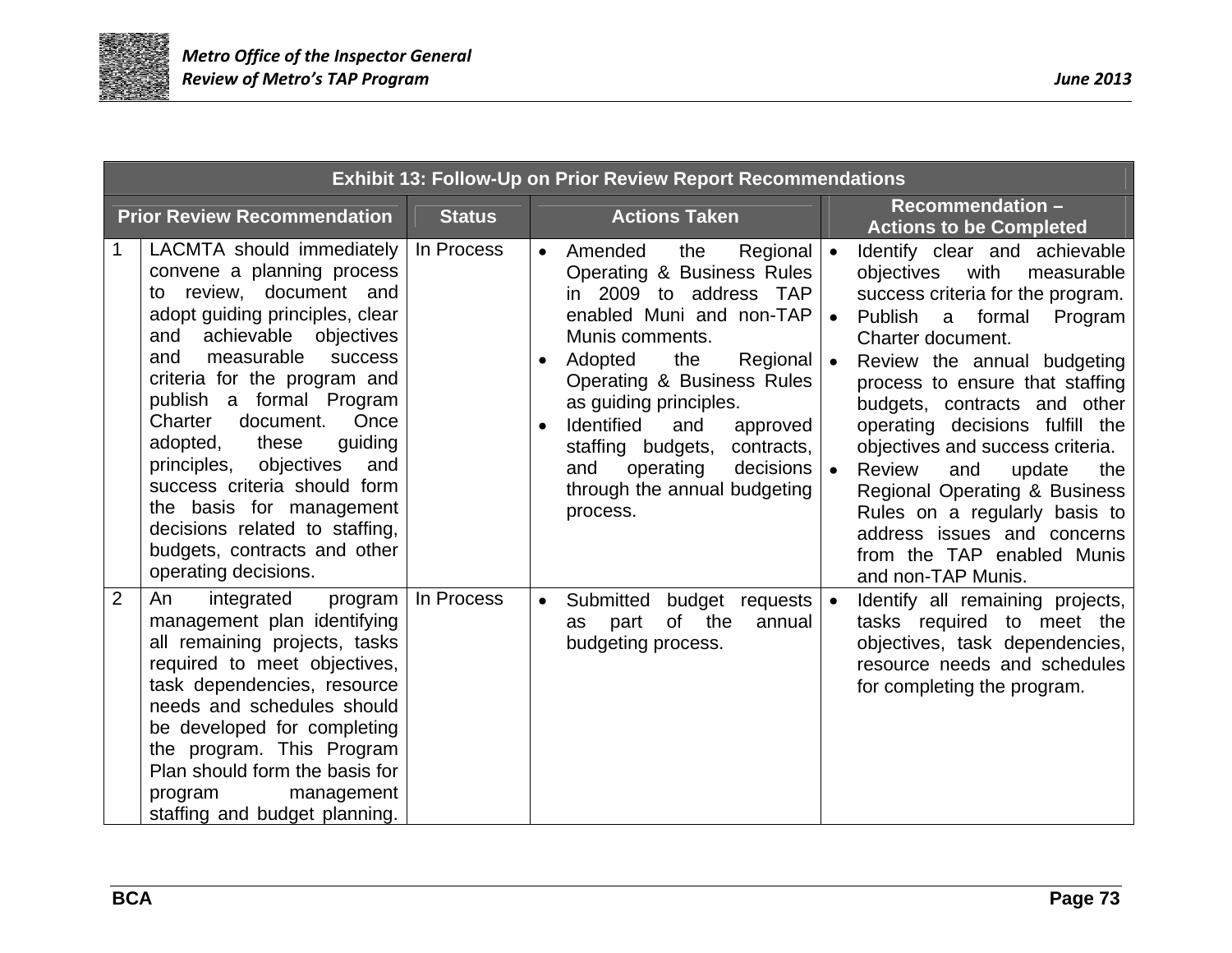| Exhibit 13: Follow-Up on Prior Review Report Recommendations | | | | |
|---|---|---|---|---|
| **Prior Review Recommendation** | | **Status** | **Actions Taken** | **Recommendation – Actions to be Completed** |
| 1 | LACMTA should immediately convene a planning process to review, document and adopt guiding principles, clear and achievable objectives and measurable success criteria for the program and publish a formal Program Charter document. Once adopted, these guiding principles, objectives and success criteria should form the basis for management decisions related to staffing, budgets, contracts and other operating decisions. | In Process | • Amended the Regional Operating & Business Rules in 2009 to address TAP enabled Muni and non-TAP Munis comments.<br>• Adopted the Regional Operating & Business Rules as guiding principles.<br>• Identified and approved staffing budgets, contracts, and operating decisions through the annual budgeting process. | • Identify clear and achievable objectives with measurable success criteria for the program.<br>• Publish a formal Program Charter document.<br>• Review the annual budgeting process to ensure that staffing budgets, contracts and other operating decisions fulfill the objectives and success criteria.<br>• Review and update the Regional Operating & Business Rules on a regularly basis to address issues and concerns from the TAP enabled Munis and non-TAP Munis. |
| 2 | An integrated program management plan identifying all remaining projects, tasks required to meet objectives, task dependencies, resource needs and schedules should be developed for completing the program. This Program Plan should form the basis for program management staffing and budget planning. | In Process | • Submitted budget requests as part of the annual budgeting process. | • Identify all remaining projects, tasks required to meet the objectives, task dependencies, resource needs and schedules for completing the program. |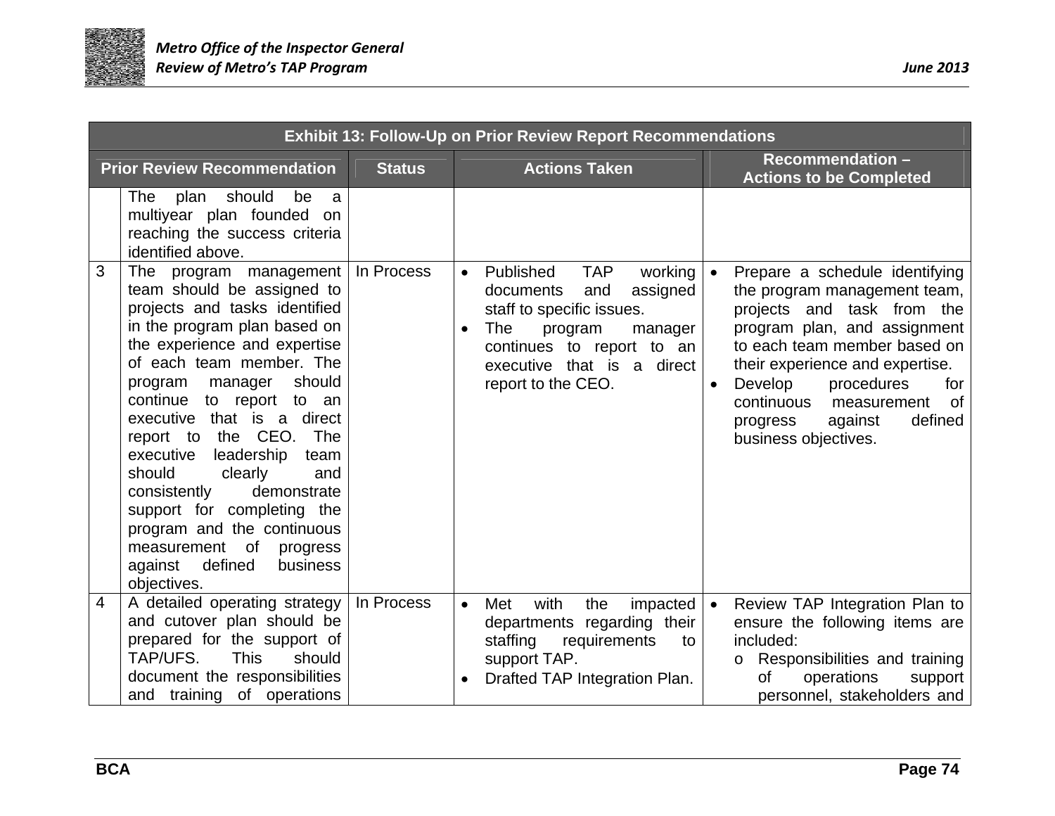| Exhibit 13: Follow-Up on Prior Review Report Recommendations | | | | |
|---|---|---|---|---|
| Prior Review Recommendation | | Status | Actions Taken | Recommendation – Actions to be Completed |
| | The plan should be a multiyear plan founded on reaching the success criteria identified above. | | | |
| 3 | The program management team should be assigned to projects and tasks identified in the program plan based on the experience and expertise of each team member. The program manager should continue to report to an executive that is a direct report to the CEO. The executive leadership team should clearly and consistently demonstrate support for completing the program and the continuous measurement of progress against defined business objectives. | In Process | • Published TAP working documents and assigned staff to specific issues.<br>• The program manager continues to report to an executive that is a direct report to the CEO. | • Prepare a schedule identifying the program management team, projects and task from the program plan, and assignment to each team member based on their experience and expertise.<br>• Develop procedures for continuous measurement of progress against defined business objectives. |
| 4 | A detailed operating strategy and cutover plan should be prepared for the support of TAP/UFS. This should document the responsibilities and training of operations | In Process | • Met with the impacted departments regarding their staffing requirements to support TAP.<br>• Drafted TAP Integration Plan. | • Review TAP Integration Plan to ensure the following items are included:<br>o Responsibilities and training of operations support personnel, stakeholders and |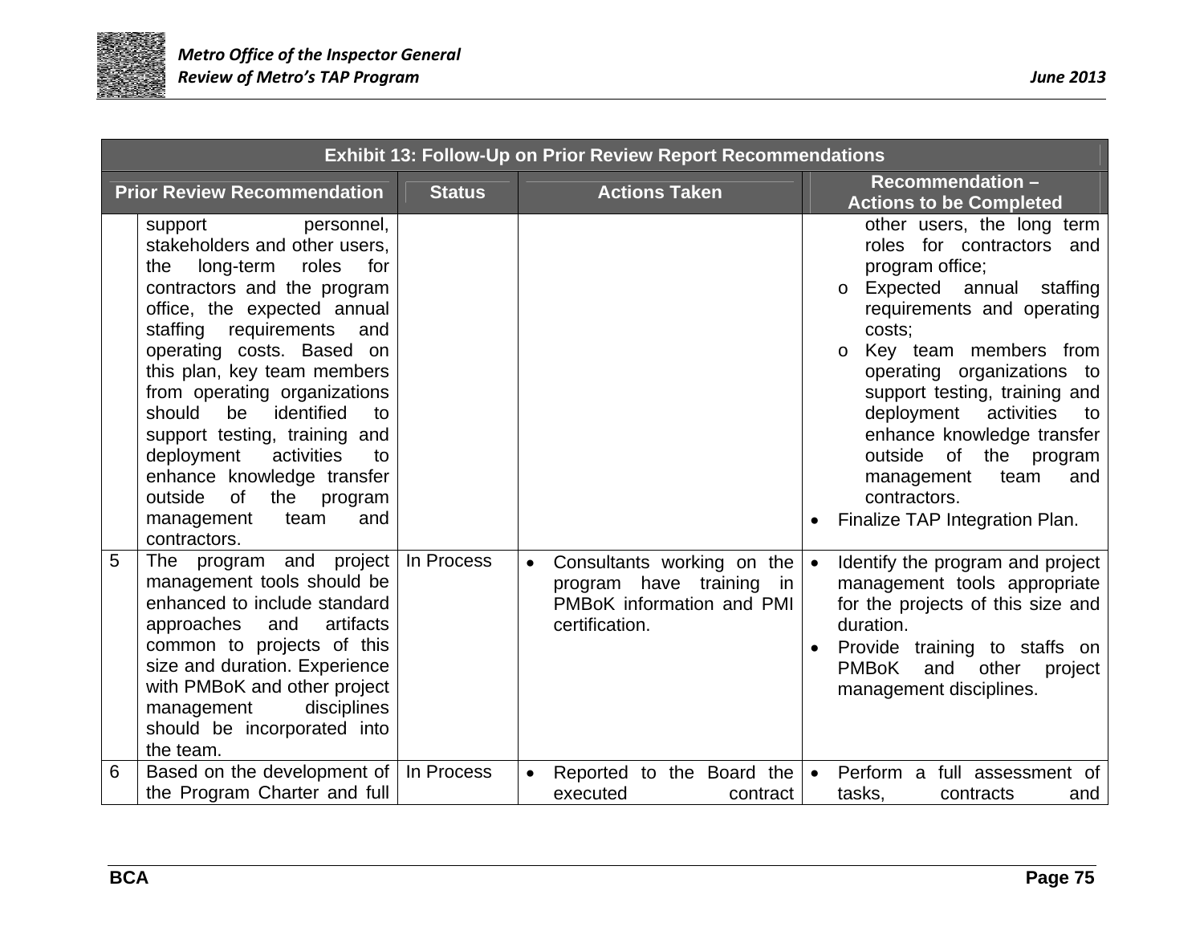| Exhibit 13: Follow-Up on Prior Review Report Recommendations | | | | |
|---|---|---|---|---|
| Prior Review Recommendation | | Status | Actions Taken | Recommendation – Actions to be Completed |
| | support personnel, stakeholders and other users, the long-term roles for contractors and the program office, the expected annual staffing requirements and operating costs. Based on this plan, key team members from operating organizations should be identified to support testing, training and deployment activities to enhance knowledge transfer outside of the program management team and contractors. | | | other users, the long term roles for contractors and program office;<br>o Expected annual staffing requirements and operating costs;<br>o Key team members from operating organizations to support testing, training and deployment activities to enhance knowledge transfer outside of the program management team and contractors.<br>• Finalize TAP Integration Plan. |
| 5 | The program and project management tools should be enhanced to include standard approaches and artifacts common to projects of this size and duration. Experience with PMBoK and other project management disciplines should be incorporated into the team. | In Process | • Consultants working on the program have training in PMBoK information and PMI certification. | • Identify the program and project management tools appropriate for the projects of this size and duration.<br>• Provide training to staffs on PMBoK and other project management disciplines. |
| 6 | Based on the development of the Program Charter and full | In Process | • Reported to the Board the executed contract | • Perform a full assessment of tasks, contracts and |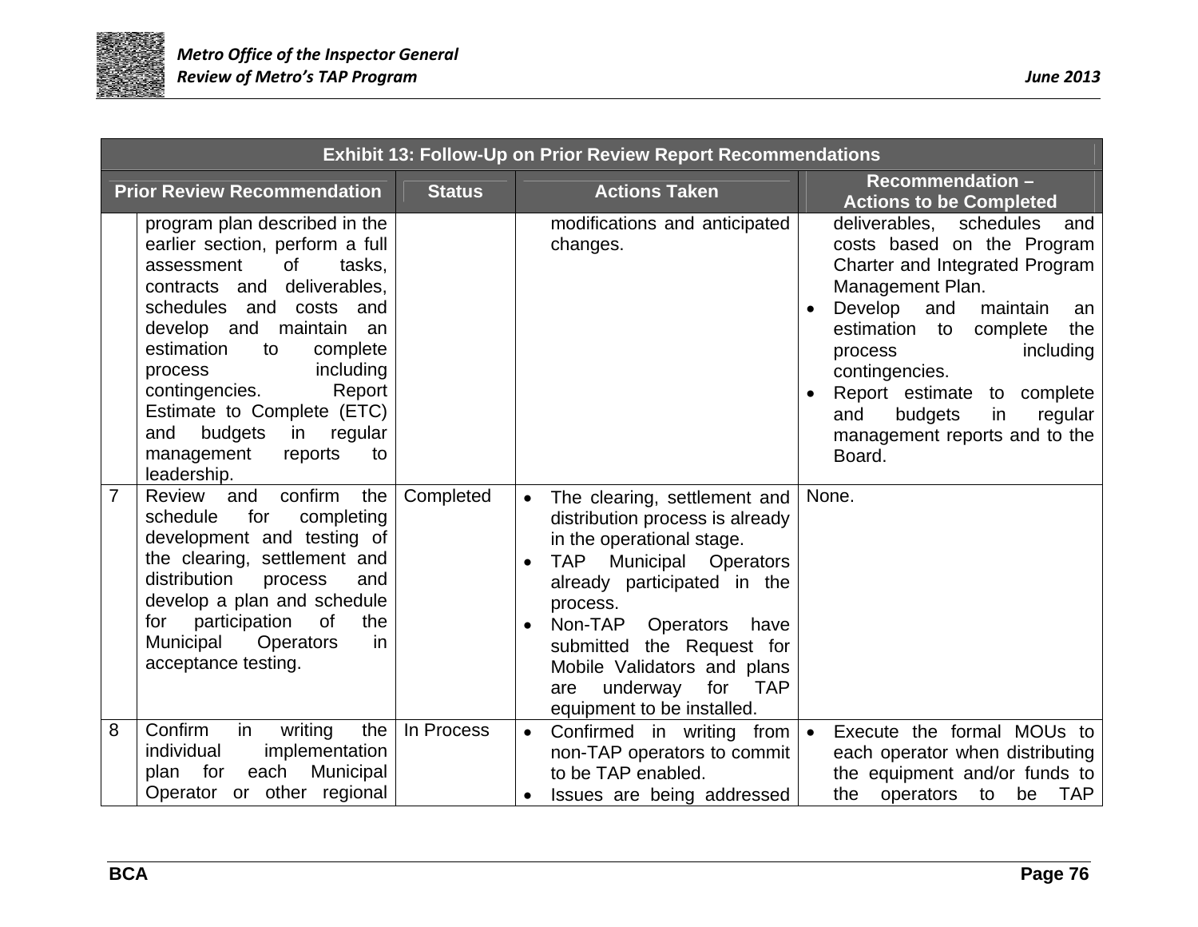| Exhibit 13: Follow-Up on Prior Review Report Recommendations | | | | |
|---|---|---|---|---|
| | **Prior Review Recommendation** | **Status** | **Actions Taken** | **Recommendation – Actions to be Completed** |
| | program plan described in the earlier section, perform a full assessment of tasks, contracts and deliverables, schedules and costs and develop and maintain an estimation to complete process including contingencies. Report Estimate to Complete (ETC) and budgets in regular management reports to leadership. | | modifications and anticipated changes. | deliverables, schedules and costs based on the Program Charter and Integrated Program Management Plan.<br>• Develop and maintain an estimation to complete the process including contingencies.<br>• Report estimate to complete and budgets in regular management reports and to the Board. |
| 7 | Review and confirm the schedule for completing development and testing of the clearing, settlement and distribution process and develop a plan and schedule for participation of the Municipal Operators in acceptance testing. | Completed | • The clearing, settlement and distribution process is already in the operational stage.<br>• TAP Municipal Operators already participated in the process.<br>• Non-TAP Operators have submitted the Request for Mobile Validators and plans are underway for TAP equipment to be installed. | None. |
| 8 | Confirm in writing the individual implementation plan for each Municipal Operator or other regional | In Process | • Confirmed in writing from non-TAP operators to commit to be TAP enabled.<br>• Issues are being addressed | • Execute the formal MOUs to each operator when distributing the equipment and/or funds to the operators to be TAP |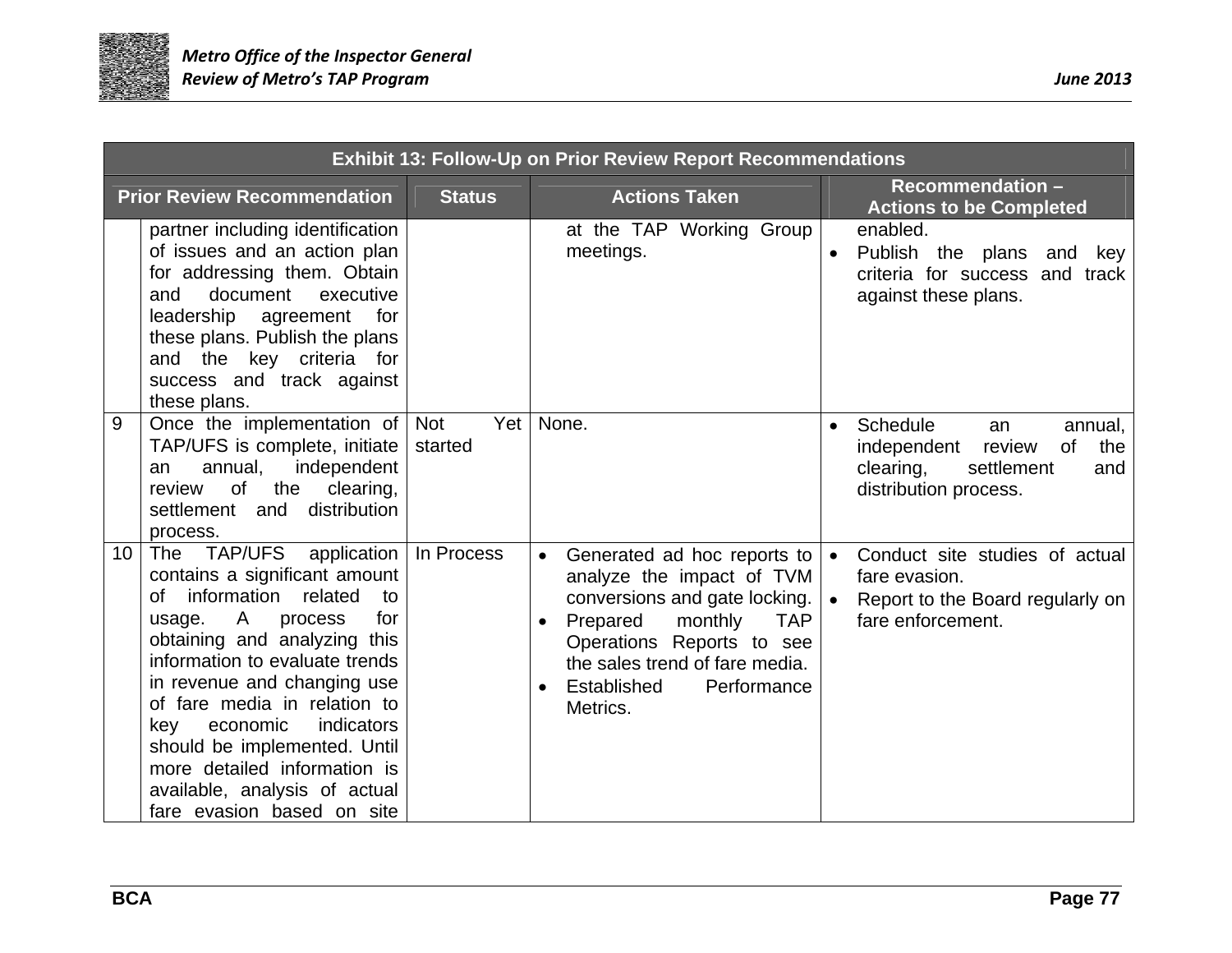| Exhibit 13: Follow-Up on Prior Review Report Recommendations | | | | |
|---|---|---|---|---|
| Prior Review Recommendation | | Status | Actions Taken | Recommendation – Actions to be Completed |
| | partner including identification of issues and an action plan for addressing them. Obtain and document executive leadership agreement for these plans. Publish the plans and the key criteria for success and track against these plans. | | at the TAP Working Group meetings. | enabled.<br>• Publish the plans and key criteria for success and track against these plans. |
| 9 | Once the implementation of TAP/UFS is complete, initiate an annual, independent review of the clearing, settlement and distribution process. | Not Yet started | None. | • Schedule an annual, independent review of the clearing, settlement and distribution process. |
| 10 | The TAP/UFS application contains a significant amount of information related to usage. A process for obtaining and analyzing this information to evaluate trends in revenue and changing use of fare media in relation to key economic indicators should be implemented. Until more detailed information is available, analysis of actual fare evasion based on site | In Process | • Generated ad hoc reports to analyze the impact of TVM conversions and gate locking.<br>• Prepared monthly TAP Operations Reports to see the sales trend of fare media.<br>• Established Performance Metrics. | • Conduct site studies of actual fare evasion.<br>• Report to the Board regularly on fare enforcement. |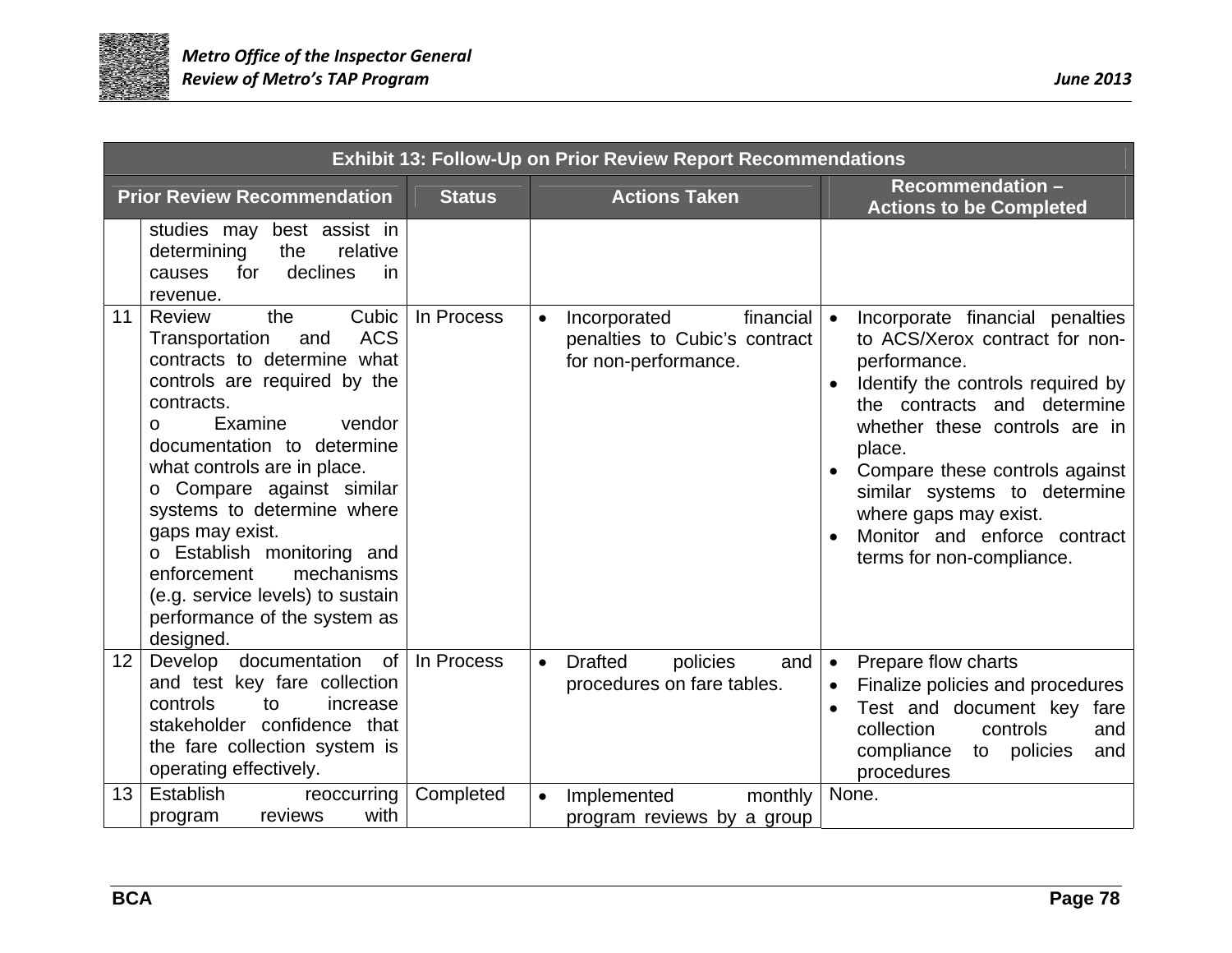| Exhibit 13: Follow-Up on Prior Review Report Recommendations | | | | |
|---|---|---|---|---|
| **Prior Review Recommendation** | | **Status** | **Actions Taken** | **Recommendation – Actions to be Completed** |
| | studies may best assist in determining the relative causes for declines in revenue. | | | |
| 11 | Review the Cubic Transportation and ACS contracts to determine what controls are required by the contracts.<br>o Examine vendor documentation to determine what controls are in place.<br>o Compare against similar systems to determine where gaps may exist.<br>o Establish monitoring and enforcement mechanisms (e.g. service levels) to sustain performance of the system as designed. | In Process | • Incorporated financial penalties to Cubic's contract for non-performance. | • Incorporate financial penalties to ACS/Xerox contract for non-performance.<br>• Identify the controls required by the contracts and determine whether these controls are in place.<br>• Compare these controls against similar systems to determine where gaps may exist.<br>• Monitor and enforce contract terms for non-compliance. |
| 12 | Develop documentation of and test key fare collection controls to increase stakeholder confidence that the fare collection system is operating effectively. | In Process | • Drafted policies and procedures on fare tables. | • Prepare flow charts<br>• Finalize policies and procedures<br>• Test and document key fare collection controls and compliance to policies and procedures |
| 13 | Establish reoccurring program reviews with | Completed | • Implemented monthly program reviews by a group | None. |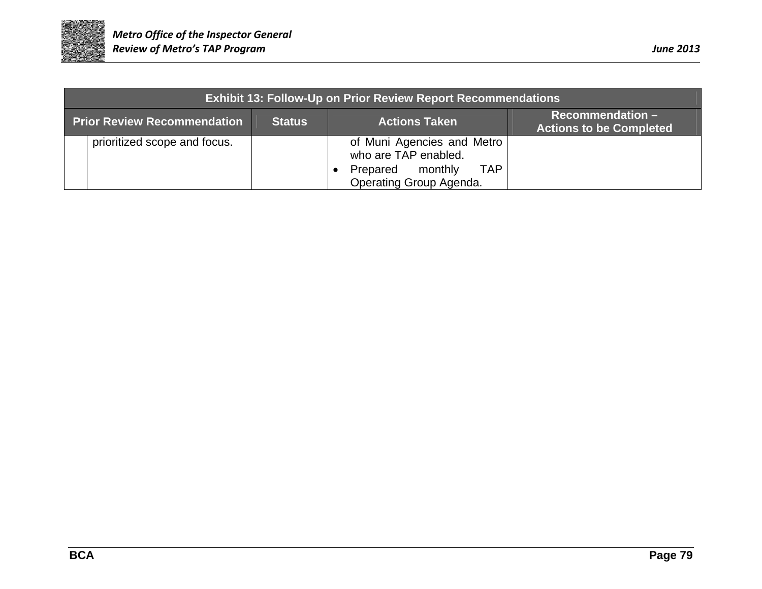| Exhibit 13: Follow-Up on Prior Review Report Recommendations | | | | |
|---|---|---|---|---|
| Prior Review Recommendation | | Status | Actions Taken | Recommendation – Actions to be Completed |
| | prioritized scope and focus. | | of Muni Agencies and Metro who are TAP enabled.<br>• Prepared monthly TAP Operating Group Agenda. | |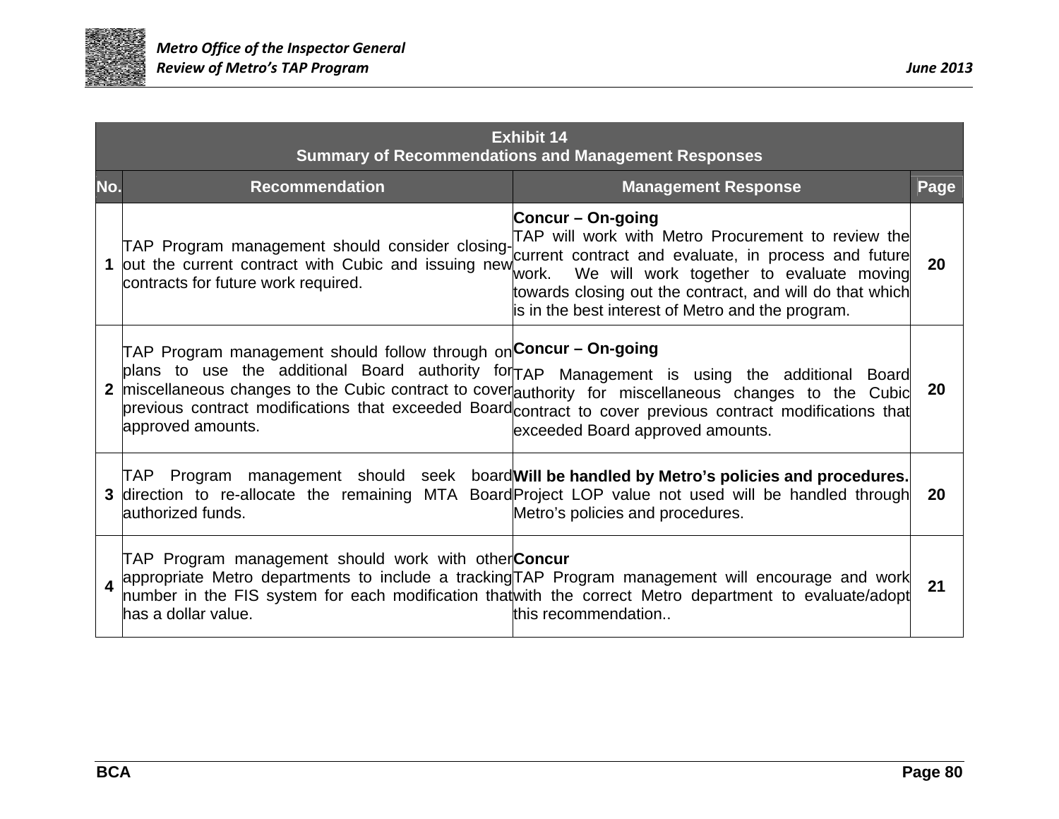| Exhibit 14<br>Summary of Recommendations and Management Responses | | | |
|---|---|---|---|
| **No.** | **Recommendation** | **Management Response** | **Page** |
| **1** | TAP Program management should consider closing-out the current contract with Cubic and issuing new contracts for future work required. | **Concur – On-going**<br>TAP will work with Metro Procurement to review the current contract and evaluate, in process and future work. We will work together to evaluate moving towards closing out the contract, and will do that which is in the best interest of Metro and the program. | **20** |
| **2** | TAP Program management should follow through on plans to use the additional Board authority for miscellaneous changes to the Cubic contract to cover previous contract modifications that exceeded Board approved amounts. | **Concur – On-going**<br>TAP Management is using the additional Board authority for miscellaneous changes to the Cubic contract to cover previous contract modifications that exceeded Board approved amounts. | **20** |
| **3** | TAP Program management should seek board direction to re-allocate the remaining MTA Board authorized funds. | **Will be handled by Metro's policies and procedures.**<br>Project LOP value not used will be handled through Metro's policies and procedures. | **20** |
| **4** | TAP Program management should work with other appropriate Metro departments to include a tracking number in the FIS system for each modification that has a dollar value. | **Concur**<br>TAP Program management will encourage and work with the correct Metro department to evaluate/adopt this recommendation.. | **21** |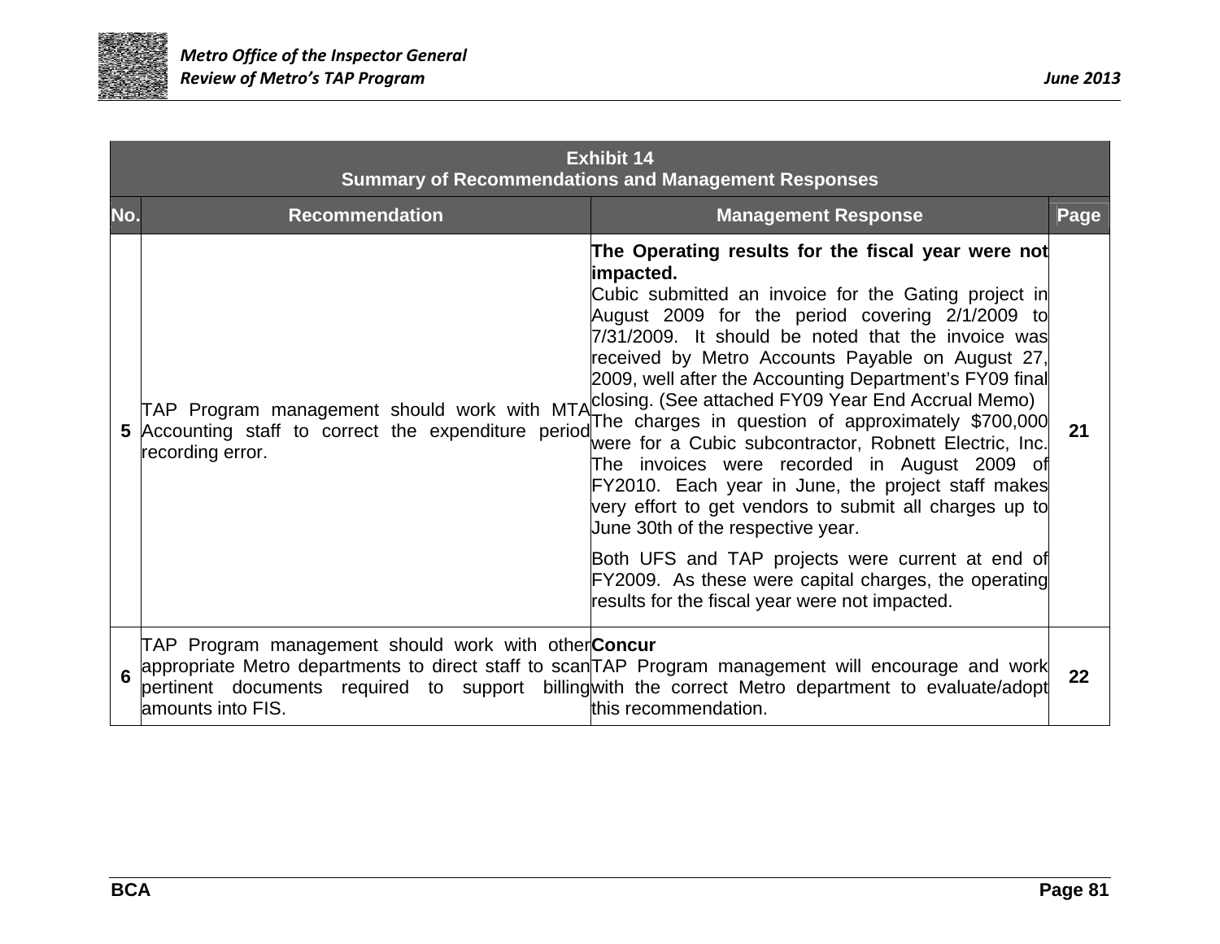| Exhibit 14<br>Summary of Recommendations and Management Responses | | | |
|---|---|---|---|
| **No.** | **Recommendation** | **Management Response** | **Page** |
| **5** | TAP Program management should work with MTA Accounting staff to correct the expenditure period recording error. | **The Operating results for the fiscal year were not impacted.**<br>Cubic submitted an invoice for the Gating project in August 2009 for the period covering 2/1/2009 to 7/31/2009. It should be noted that the invoice was received by Metro Accounts Payable on August 27, 2009, well after the Accounting Department's FY09 final closing. (See attached FY09 Year End Accrual Memo)<br>The charges in question of approximately $700,000 were for a Cubic subcontractor, Robnett Electric, Inc. The invoices were recorded in August 2009 of FY2010. Each year in June, the project staff makes very effort to get vendors to submit all charges up to June 30th of the respective year.<br><br>Both UFS and TAP projects were current at end of FY2009. As these were capital charges, the operating results for the fiscal year were not impacted. | **21** |
| **6** | TAP Program management should work with other appropriate Metro departments to direct staff to scan pertinent documents required to support billing amounts into FIS. | **Concur**<br>TAP Program management will encourage and work with the correct Metro department to evaluate/adopt this recommendation. | **22** |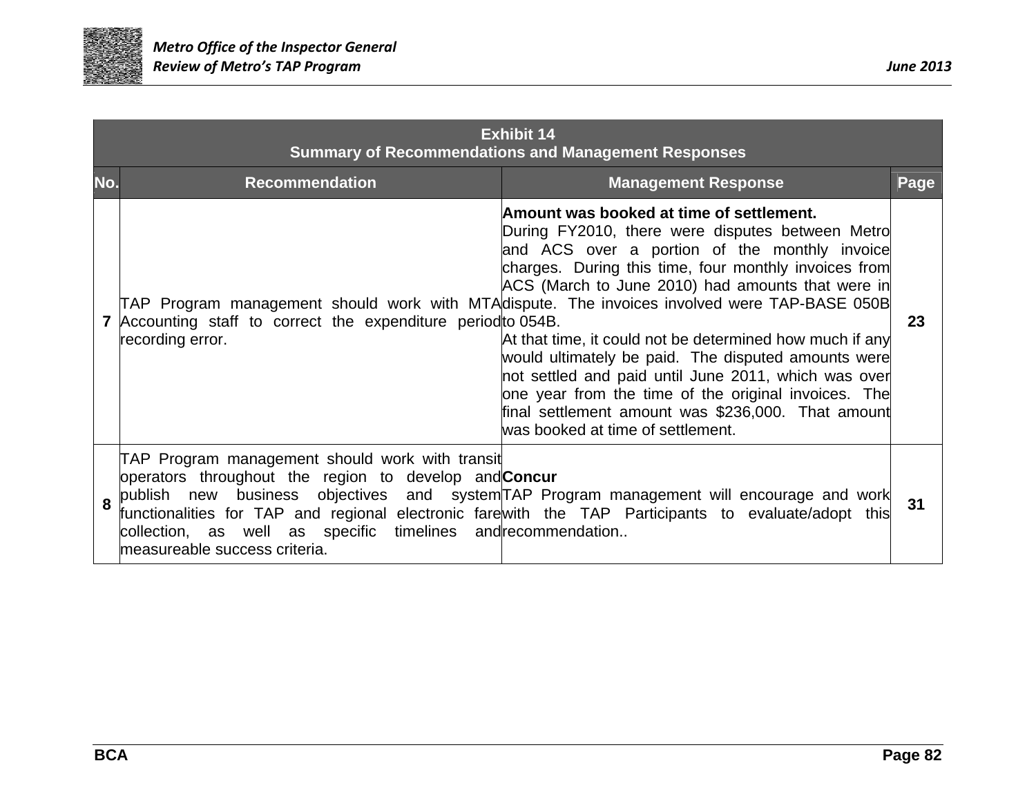| Exhibit 14<br>Summary of Recommendations and Management Responses | | | |
|---|---|---|---|
| **No.** | **Recommendation** | **Management Response** | **Page** |
| **7** | TAP Program management should work with MTA Accounting staff to correct the expenditure period recording error. | **Amount was booked at time of settlement.**<br>During FY2010, there were disputes between Metro and ACS over a portion of the monthly invoice charges. During this time, four monthly invoices from ACS (March to June 2010) had amounts that were in dispute. The invoices involved were TAP-BASE 050B to 054B.<br>At that time, it could not be determined how much if any would ultimately be paid. The disputed amounts were not settled and paid until June 2011, which was over one year from the time of the original invoices. The final settlement amount was $236,000. That amount was booked at time of settlement. | **23** |
| **8** | TAP Program management should work with transit operators throughout the region to develop and publish new business objectives and system functionalities for TAP and regional electronic fare collection, as well as specific timelines and measureable success criteria. | **Concur**<br>TAP Program management will encourage and work with the TAP Participants to evaluate/adopt this recommendation.. | **31** |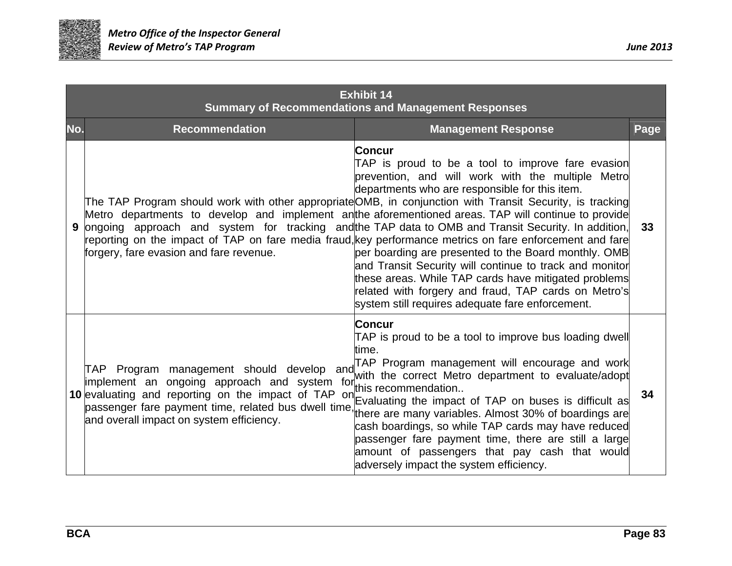**Exhibit 14**
**Summary of Recommendations and Management Responses**

| No. | Recommendation | Management Response | Page |
|---|---|---|---|
| **9** | The TAP Program should work with other appropriate Metro departments to develop and implement an ongoing approach and system for tracking and reporting on the impact of TAP on fare media fraud, forgery, fare evasion and fare revenue. | **Concur**<br>TAP is proud to be a tool to improve fare evasion prevention, and will work with the multiple Metro departments who are responsible for this item.<br>OMB, in conjunction with Transit Security, is tracking the aforementioned areas. TAP will continue to provide the TAP data to OMB and Transit Security. In addition, key performance metrics on fare enforcement and fare per boarding are presented to the Board monthly. OMB and Transit Security will continue to track and monitor these areas. While TAP cards have mitigated problems related with forgery and fraud, TAP cards on Metro's system still requires adequate fare enforcement. | **33** |
| **10** | TAP Program management should develop and implement an ongoing approach and system for evaluating and reporting on the impact of TAP on passenger fare payment time, related bus dwell time, and overall impact on system efficiency. | **Concur**<br>TAP is proud to be a tool to improve bus loading dwell time.<br>TAP Program management will encourage and work with the correct Metro department to evaluate/adopt this recommendation..<br>Evaluating the impact of TAP on buses is difficult as there are many variables. Almost 30% of boardings are cash boardings, so while TAP cards may have reduced passenger fare payment time, there are still a large amount of passengers that pay cash that would adversely impact the system efficiency. | **34** |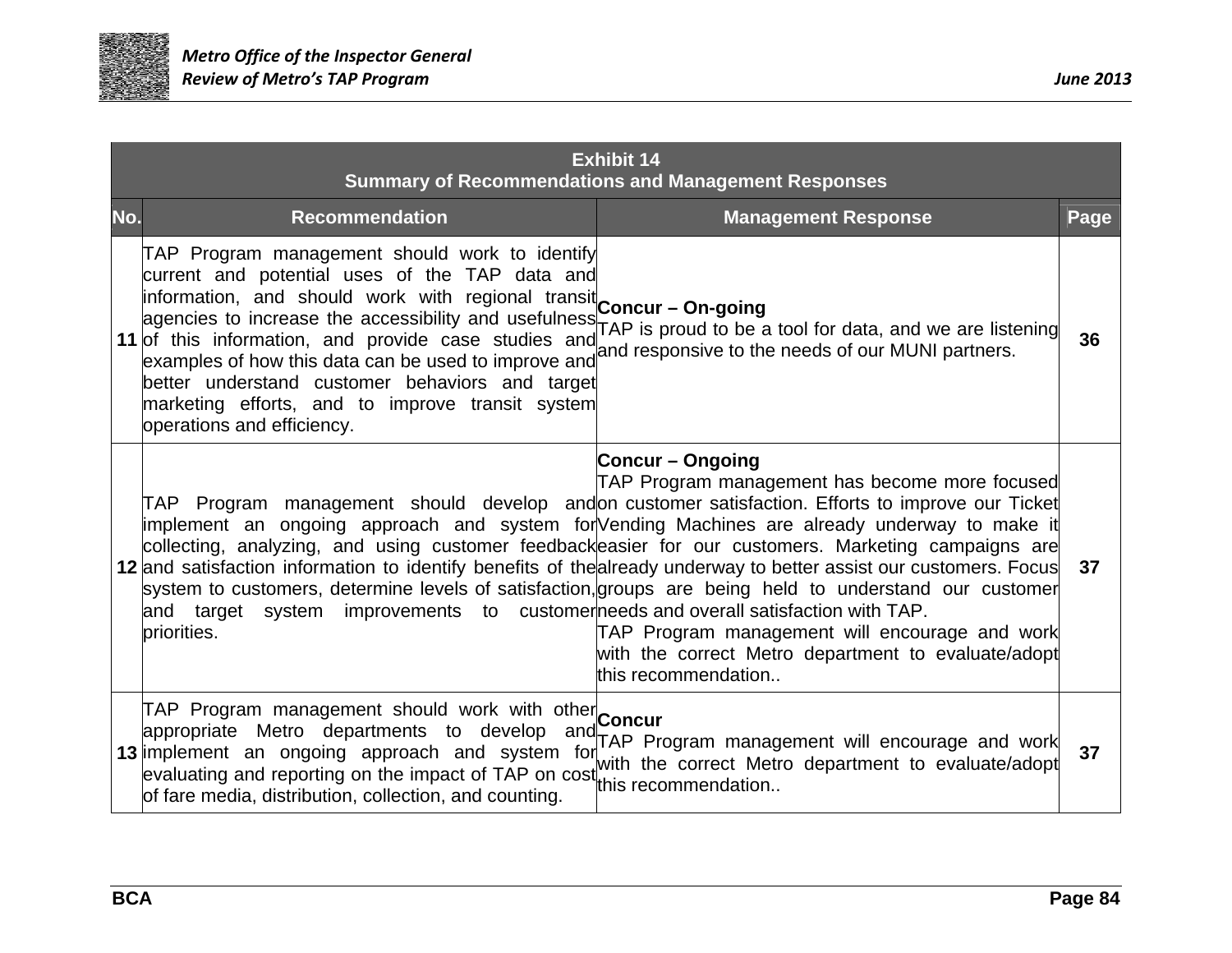| Exhibit 14<br>Summary of Recommendations and Management Responses | | | |
|---|---|---|---|
| **No.** | **Recommendation** | **Management Response** | **Page** |
| **11** | TAP Program management should work to identify current and potential uses of the TAP data and information, and should work with regional transit agencies to increase the accessibility and usefulness of this information, and provide case studies and examples of how this data can be used to improve and better understand customer behaviors and target marketing efforts, and to improve transit system operations and efficiency. | **Concur – On-going**<br>TAP is proud to be a tool for data, and we are listening and responsive to the needs of our MUNI partners. | **36** |
| **12** | TAP Program management should develop and implement an ongoing approach and system for collecting, analyzing, and using customer feedback and satisfaction information to identify benefits of the system to customers, determine levels of satisfaction, and target system improvements to customer priorities. | **Concur – Ongoing**<br>TAP Program management has become more focused on customer satisfaction. Efforts to improve our Ticket Vending Machines are already underway to make it easier for our customers. Marketing campaigns are already underway to better assist our customers. Focus groups are being held to understand our customer needs and overall satisfaction with TAP.<br>TAP Program management will encourage and work with the correct Metro department to evaluate/adopt this recommendation.. | **37** |
| **13** | TAP Program management should work with other appropriate Metro departments to develop and implement an ongoing approach and system for evaluating and reporting on the impact of TAP on cost of fare media, distribution, collection, and counting. | **Concur**<br>TAP Program management will encourage and work with the correct Metro department to evaluate/adopt this recommendation.. | **37** |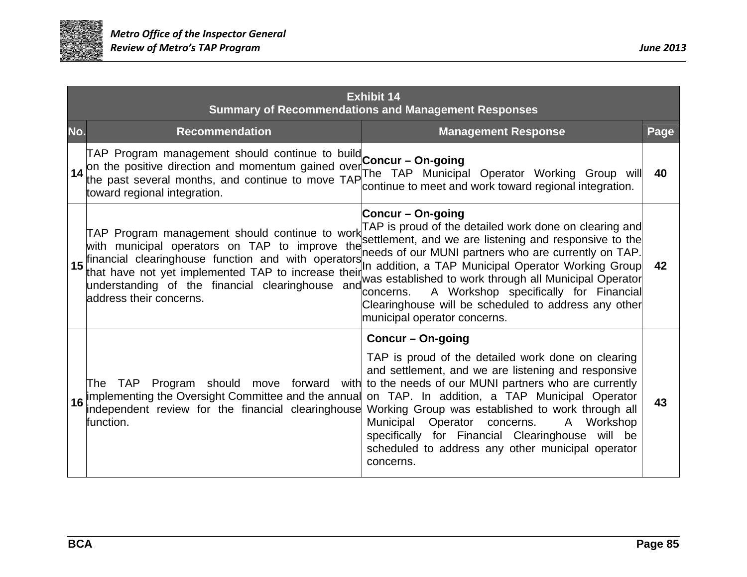| Exhibit 14<br>Summary of Recommendations and Management Responses | | | |
|---|---|---|---|
| **No.** | **Recommendation** | **Management Response** | **Page** |
| **14** | TAP Program management should continue to build on the positive direction and momentum gained over the past several months, and continue to move TAP toward regional integration. | **Concur – On-going**<br>The TAP Municipal Operator Working Group will continue to meet and work toward regional integration. | **40** |
| **15** | TAP Program management should continue to work with municipal operators on TAP to improve the financial clearinghouse function and with operators that have not yet implemented TAP to increase their understanding of the financial clearinghouse and address their concerns. | **Concur – On-going**<br>TAP is proud of the detailed work done on clearing and settlement, and we are listening and responsive to the needs of our MUNI partners who are currently on TAP. In addition, a TAP Municipal Operator Working Group was established to work through all Municipal Operator concerns. A Workshop specifically for Financial Clearinghouse will be scheduled to address any other municipal operator concerns. | **42** |
| **16** | The TAP Program should move forward with implementing the Oversight Committee and the annual independent review for the financial clearinghouse function. | **Concur – On-going**<br>TAP is proud of the detailed work done on clearing and settlement, and we are listening and responsive to the needs of our MUNI partners who are currently on TAP. In addition, a TAP Municipal Operator Working Group was established to work through all Municipal Operator concerns. A Workshop specifically for Financial Clearinghouse will be scheduled to address any other municipal operator concerns. | **43** |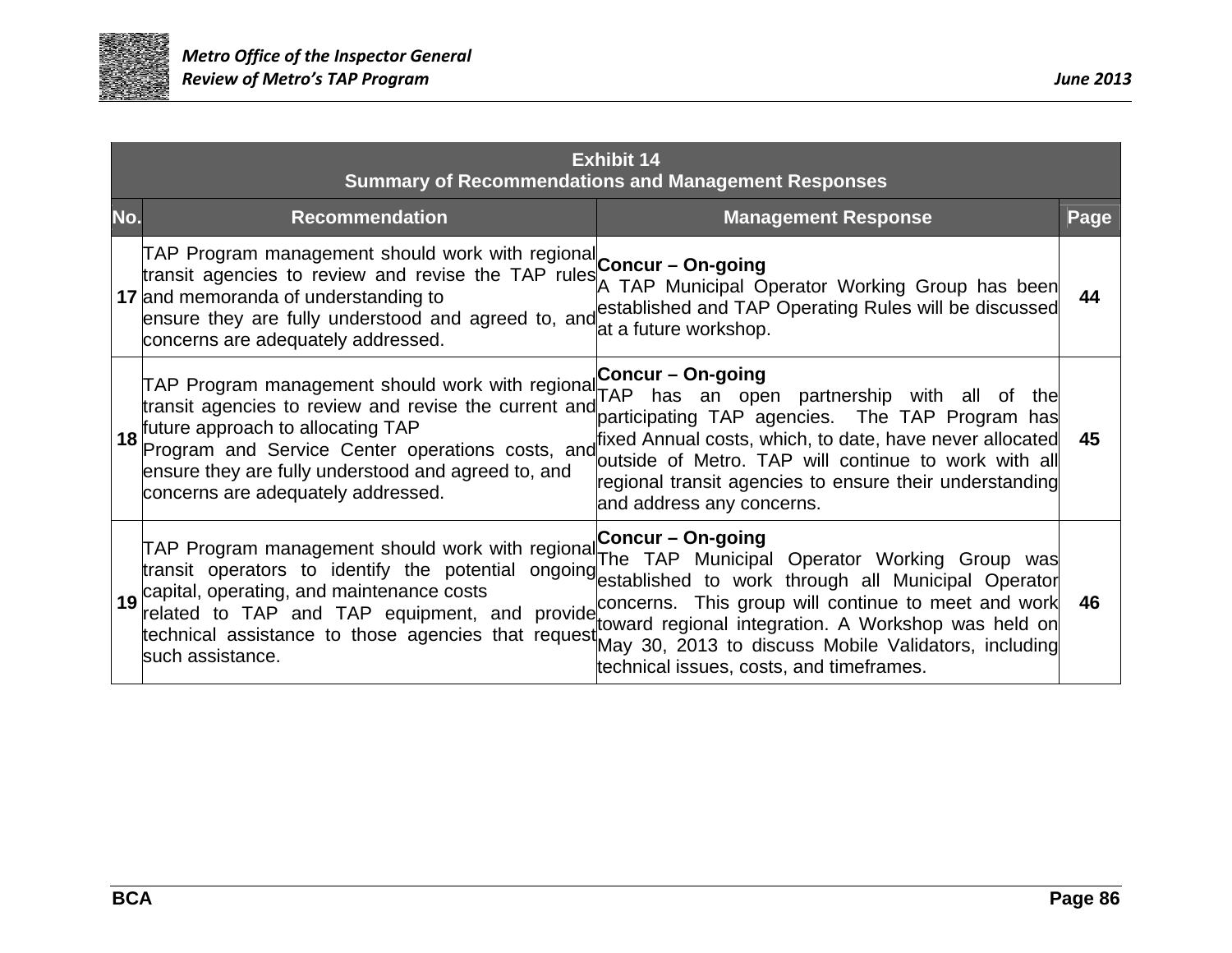**Exhibit 14**
**Summary of Recommendations and Management Responses**

| No. | Recommendation | Management Response | Page |
|---|---|---|---|
| **17** | TAP Program management should work with regional transit agencies to review and revise the TAP rules and memoranda of understanding to ensure they are fully understood and agreed to, and concerns are adequately addressed. | **Concur – On-going** A TAP Municipal Operator Working Group has been established and TAP Operating Rules will be discussed at a future workshop. | **44** |
| **18** | TAP Program management should work with regional transit agencies to review and revise the current and future approach to allocating TAP Program and Service Center operations costs, and ensure they are fully understood and agreed to, and concerns are adequately addressed. | **Concur – On-going** TAP has an open partnership with all of the participating TAP agencies. The TAP Program has fixed Annual costs, which, to date, have never allocated outside of Metro. TAP will continue to work with all regional transit agencies to ensure their understanding and address any concerns. | **45** |
| **19** | TAP Program management should work with regional transit operators to identify the potential ongoing capital, operating, and maintenance costs related to TAP and TAP equipment, and provide technical assistance to those agencies that request such assistance. | **Concur – On-going** The TAP Municipal Operator Working Group was established to work through all Municipal Operator concerns. This group will continue to meet and work toward regional integration. A Workshop was held on May 30, 2013 to discuss Mobile Validators, including technical issues, costs, and timeframes. | **46** |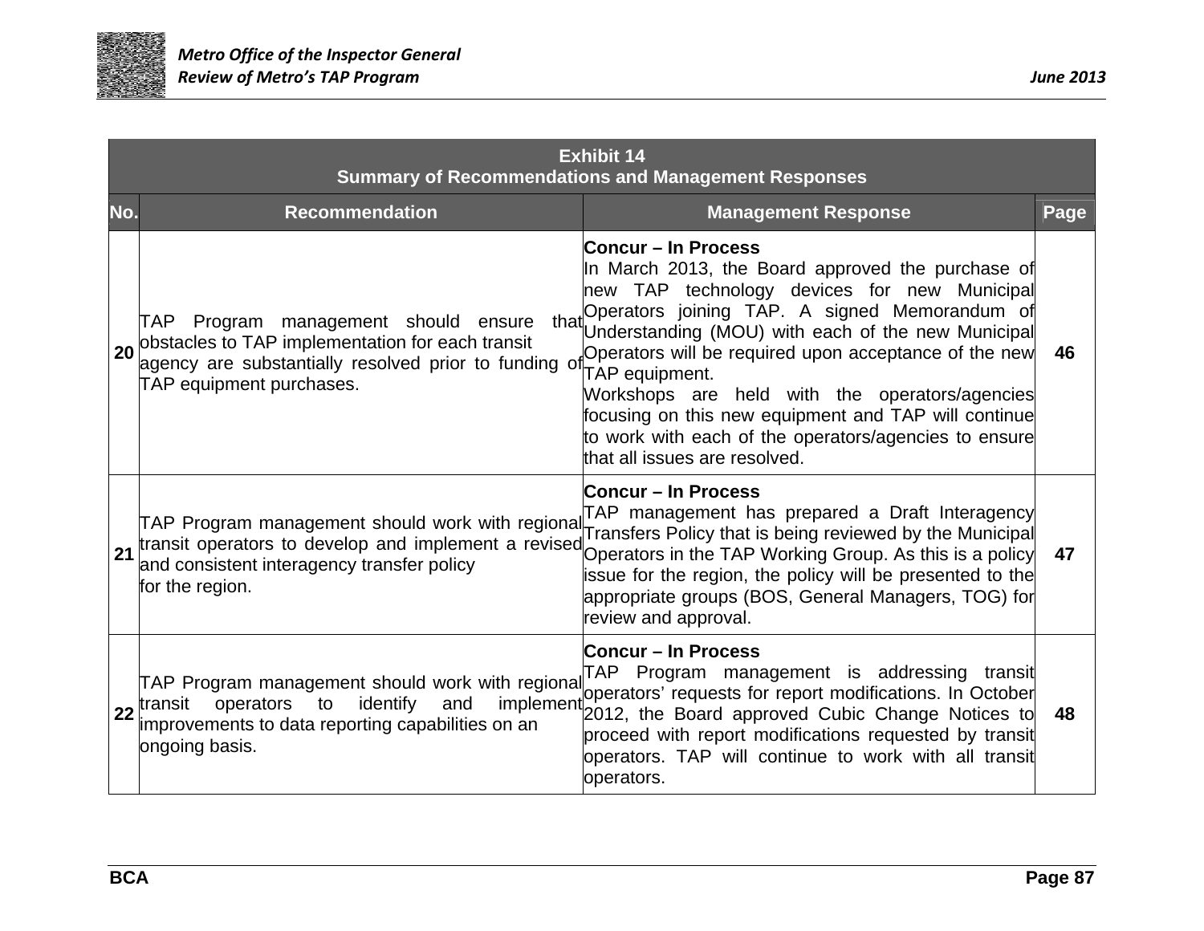**Exhibit 14**
**Summary of Recommendations and Management Responses**

| No. | Recommendation | Management Response | Page |
|---|---|---|---|
| **20** | TAP Program management should ensure that obstacles to TAP implementation for each transit agency are substantially resolved prior to funding of TAP equipment purchases. | **Concur – In Process**<br>In March 2013, the Board approved the purchase of new TAP technology devices for new Municipal Operators joining TAP. A signed Memorandum of Understanding (MOU) with each of the new Municipal Operators will be required upon acceptance of the new TAP equipment.<br>Workshops are held with the operators/agencies focusing on this new equipment and TAP will continue to work with each of the operators/agencies to ensure that all issues are resolved. | **46** |
| **21** | TAP Program management should work with regional transit operators to develop and implement a revised and consistent interagency transfer policy for the region. | **Concur – In Process**<br>TAP management has prepared a Draft Interagency Transfers Policy that is being reviewed by the Municipal Operators in the TAP Working Group. As this is a policy issue for the region, the policy will be presented to the appropriate groups (BOS, General Managers, TOG) for review and approval. | **47** |
| **22** | TAP Program management should work with regional transit operators to identify and implement improvements to data reporting capabilities on an ongoing basis. | **Concur – In Process**<br>TAP Program management is addressing transit operators' requests for report modifications. In October 2012, the Board approved Cubic Change Notices to proceed with report modifications requested by transit operators. TAP will continue to work with all transit operators. | **48** |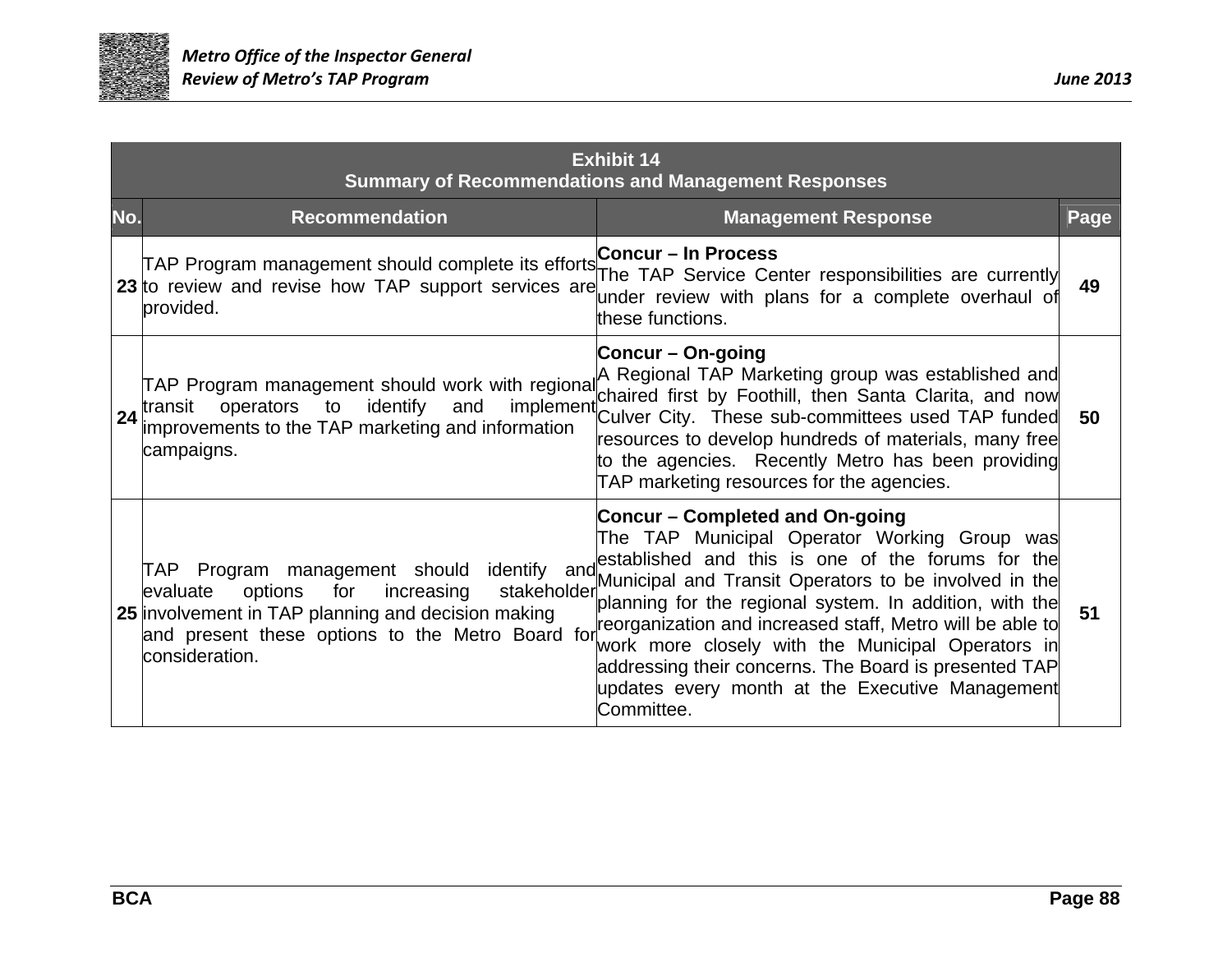| Exhibit 14<br>Summary of Recommendations and Management Responses | | | |
|---|---|---|---|
| **No.** | **Recommendation** | **Management Response** | **Page** |
| **23** | TAP Program management should complete its efforts to review and revise how TAP support services are provided. | **Concur – In Process**<br>The TAP Service Center responsibilities are currently under review with plans for a complete overhaul of these functions. | **49** |
| **24** | TAP Program management should work with regional transit operators to identify and implement improvements to the TAP marketing and information campaigns. | **Concur – On-going**<br>A Regional TAP Marketing group was established and chaired first by Foothill, then Santa Clarita, and now Culver City. These sub-committees used TAP funded resources to develop hundreds of materials, many free to the agencies. Recently Metro has been providing TAP marketing resources for the agencies. | **50** |
| **25** | TAP Program management should identify and evaluate options for increasing stakeholder involvement in TAP planning and decision making and present these options to the Metro Board for consideration. | **Concur – Completed and On-going**<br>The TAP Municipal Operator Working Group was established and this is one of the forums for the Municipal and Transit Operators to be involved in the planning for the regional system. In addition, with the reorganization and increased staff, Metro will be able to work more closely with the Municipal Operators in addressing their concerns. The Board is presented TAP updates every month at the Executive Management Committee. | **51** |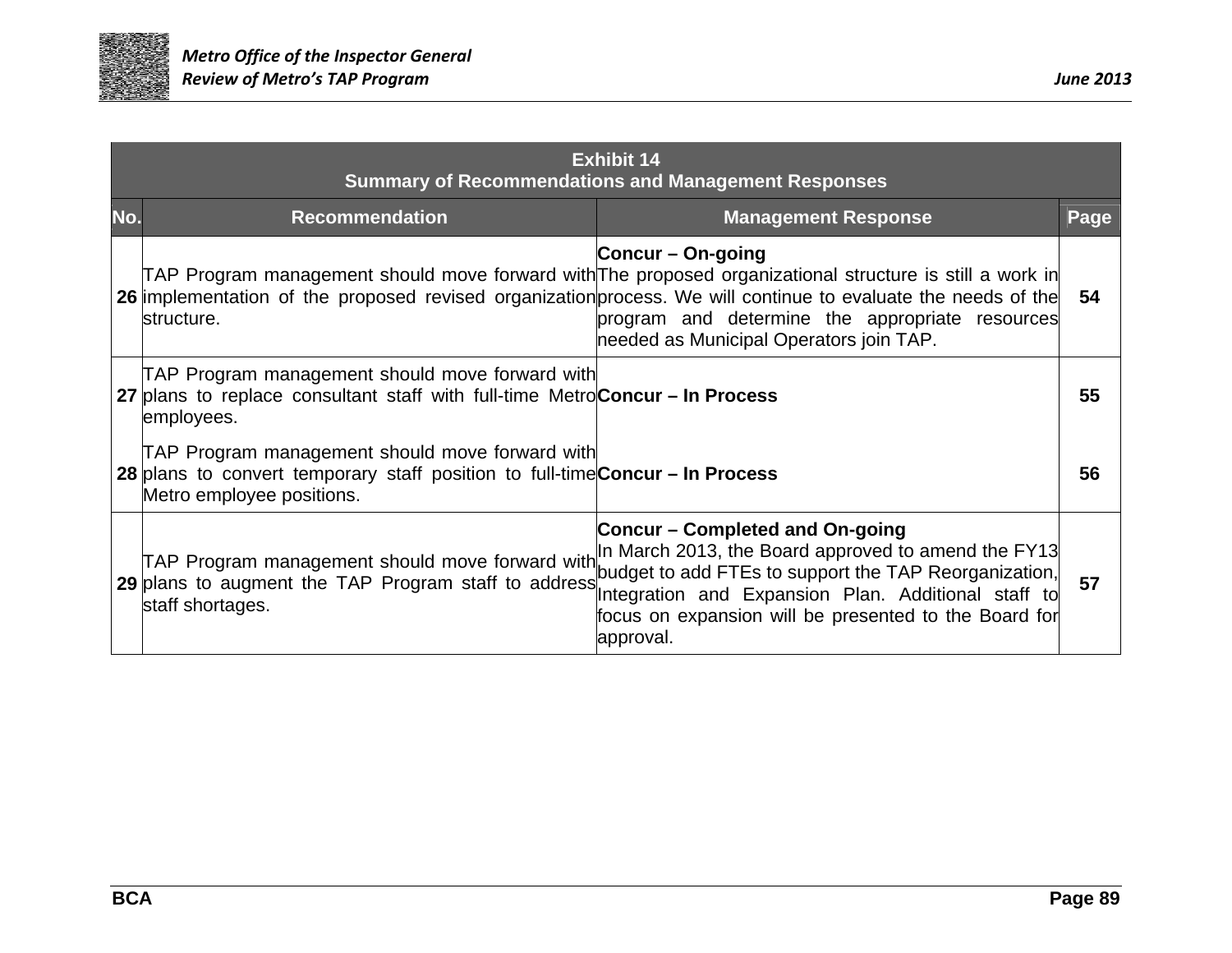**Exhibit 14**
**Summary of Recommendations and Management Responses**

| No. | Recommendation | Management Response | Page |
|---|---|---|---|
| **26** | TAP Program management should move forward with implementation of the proposed revised organization structure. | **Concur – On-going** The proposed organizational structure is still a work in process. We will continue to evaluate the needs of the program and determine the appropriate resources needed as Municipal Operators join TAP. | **54** |
| **27** | TAP Program management should move forward with plans to replace consultant staff with full-time Metro employees. | **Concur – In Process** | **55** |
| **28** | TAP Program management should move forward with plans to convert temporary staff position to full-time Metro employee positions. | **Concur – In Process** | **56** |
| **29** | TAP Program management should move forward with plans to augment the TAP Program staff to address staff shortages. | **Concur – Completed and On-going** In March 2013, the Board approved to amend the FY13 budget to add FTEs to support the TAP Reorganization, Integration and Expansion Plan. Additional staff to focus on expansion will be presented to the Board for approval. | **57** |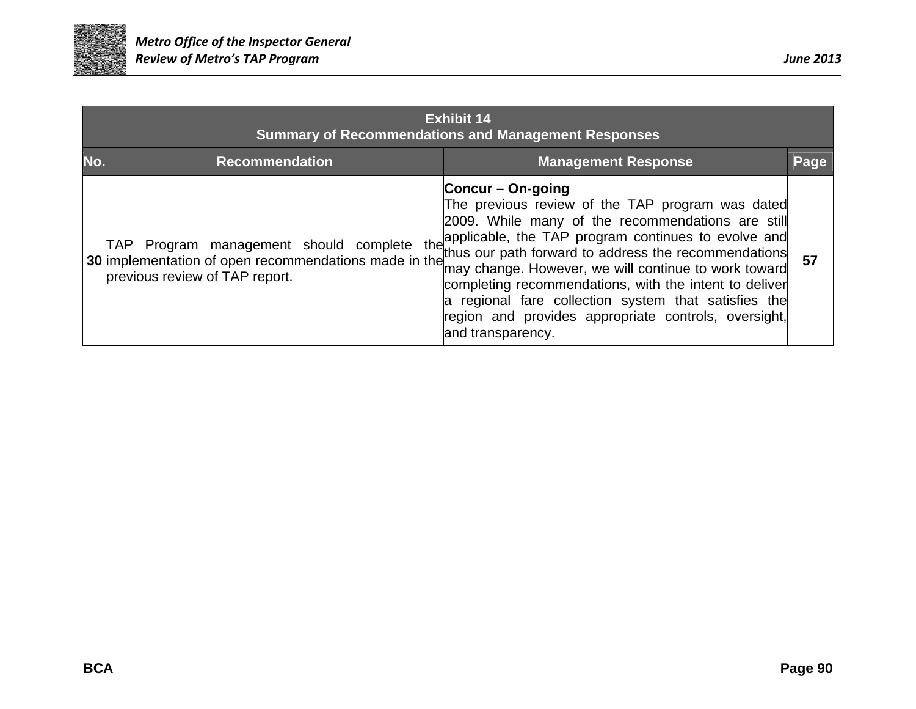| Exhibit 14<br>Summary of Recommendations and Management Responses | | | |
|---|---|---|---|
| **No.** | **Recommendation** | **Management Response** | **Page** |
| **30** | TAP Program management should complete the implementation of open recommendations made in the previous review of TAP report. | **Concur – On-going**<br>The previous review of the TAP program was dated 2009. While many of the recommendations are still applicable, the TAP program continues to evolve and thus our path forward to address the recommendations may change. However, we will continue to work toward completing recommendations, with the intent to deliver a regional fare collection system that satisfies the region and provides appropriate controls, oversight, and transparency. | **57** |